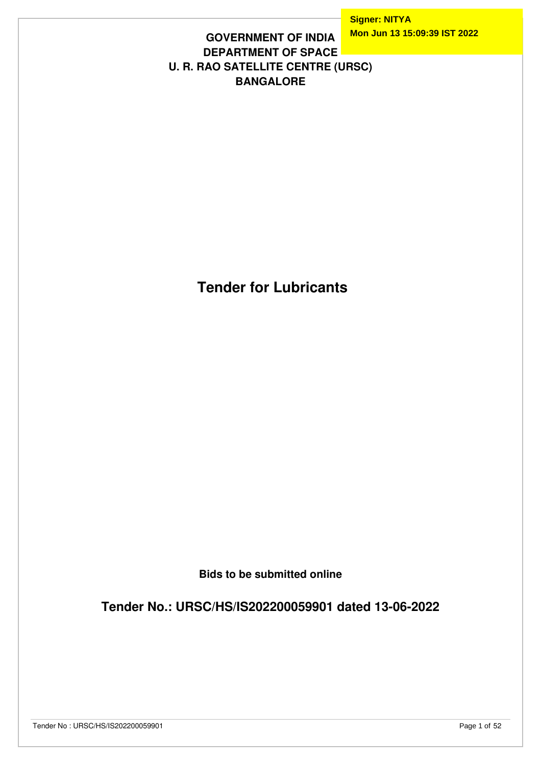Signer: NITYA
Mon Jun 13 15:09:39 IST 2022

**GOVERNMENT OF INDIA**
**DEPARTMENT OF SPACE**
**U. R. RAO SATELLITE CENTRE (URSC)**
**BANGALORE**

# Tender for Lubricants

**Bids to be submitted online**

## Tender No.: URSC/HS/IS202200059901 dated 13-06-2022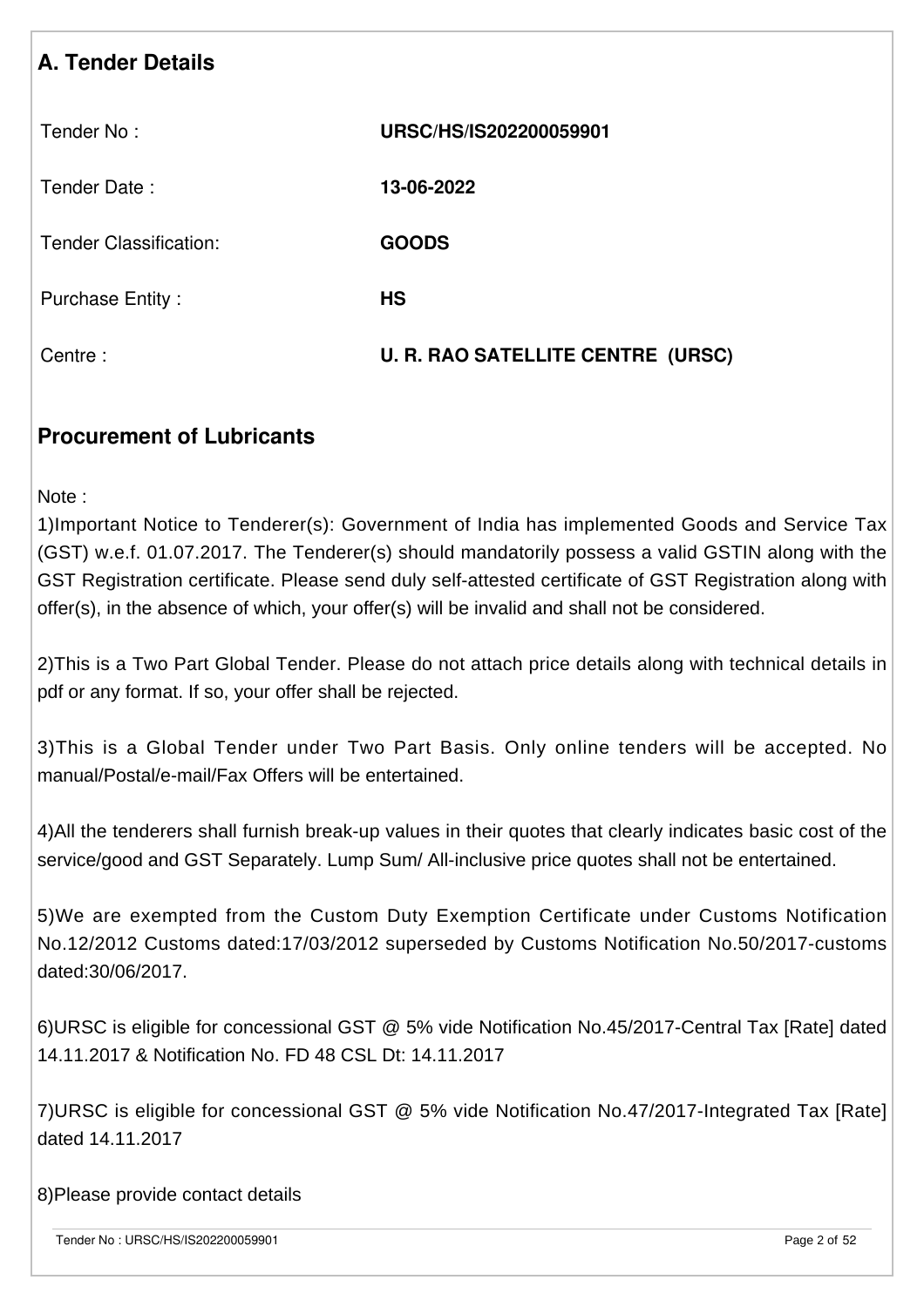## A. Tender Details

| | |
|---|---|
| Tender No : | **URSC/HS/IS202200059901** |
| Tender Date : | **13-06-2022** |
| Tender Classification: | **GOODS** |
| Purchase Entity : | **HS** |
| Centre : | **U. R. RAO SATELLITE CENTRE (URSC)** |

## Procurement of Lubricants

Note :

1)Important Notice to Tenderer(s): Government of India has implemented Goods and Service Tax (GST) w.e.f. 01.07.2017. The Tenderer(s) should mandatorily possess a valid GSTIN along with the GST Registration certificate. Please send duly self-attested certificate of GST Registration along with offer(s), in the absence of which, your offer(s) will be invalid and shall not be considered.

2)This is a Two Part Global Tender. Please do not attach price details along with technical details in pdf or any format. If so, your offer shall be rejected.

3)This is a Global Tender under Two Part Basis. Only online tenders will be accepted. No manual/Postal/e-mail/Fax Offers will be entertained.

4)All the tenderers shall furnish break-up values in their quotes that clearly indicates basic cost of the service/good and GST Separately. Lump Sum/ All-inclusive price quotes shall not be entertained.

5)We are exempted from the Custom Duty Exemption Certificate under Customs Notification No.12/2012 Customs dated:17/03/2012 superseded by Customs Notification No.50/2017-customs dated:30/06/2017.

6)URSC is eligible for concessional GST @ 5% vide Notification No.45/2017-Central Tax [Rate] dated 14.11.2017 & Notification No. FD 48 CSL Dt: 14.11.2017

7)URSC is eligible for concessional GST @ 5% vide Notification No.47/2017-Integrated Tax [Rate] dated 14.11.2017

8)Please provide contact details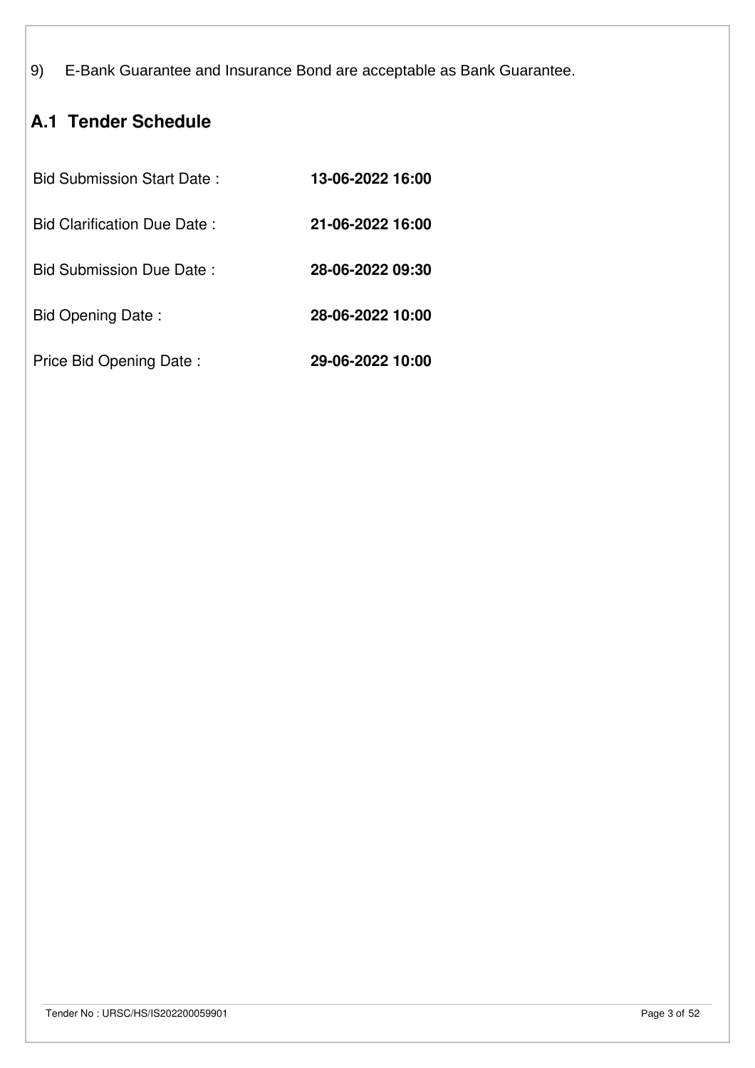9) E-Bank Guarantee and Insurance Bond are acceptable as Bank Guarantee.

## A.1 Tender Schedule

| | |
|---|---|
| Bid Submission Start Date : | **13-06-2022 16:00** |
| Bid Clarification Due Date : | **21-06-2022 16:00** |
| Bid Submission Due Date : | **28-06-2022 09:30** |
| Bid Opening Date : | **28-06-2022 10:00** |
| Price Bid Opening Date : | **29-06-2022 10:00** |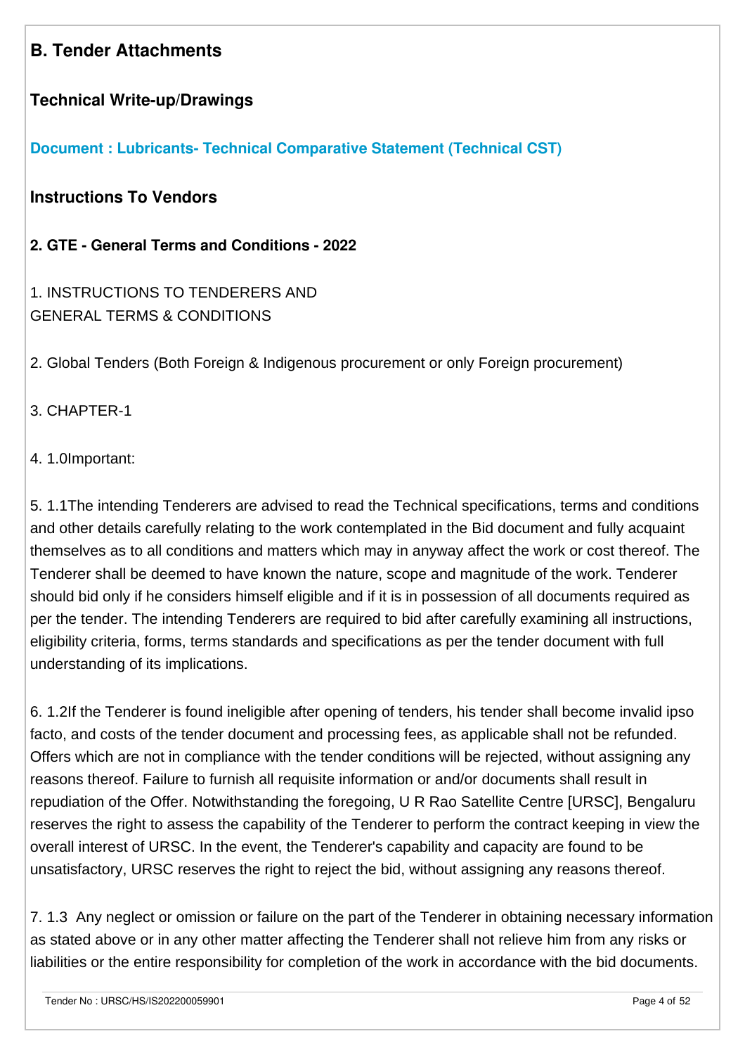## B. Tender Attachments

### Technical Write-up/Drawings

**Document : Lubricants- Technical Comparative Statement (Technical CST)**

### Instructions To Vendors

**2. GTE - General Terms and Conditions - 2022**

1. INSTRUCTIONS TO TENDERERS AND GENERAL TERMS & CONDITIONS

2. Global Tenders (Both Foreign & Indigenous procurement or only Foreign procurement)

3. CHAPTER-1

4. 1.0Important:

5. 1.1The intending Tenderers are advised to read the Technical specifications, terms and conditions and other details carefully relating to the work contemplated in the Bid document and fully acquaint themselves as to all conditions and matters which may in anyway affect the work or cost thereof. The Tenderer shall be deemed to have known the nature, scope and magnitude of the work. Tenderer should bid only if he considers himself eligible and if it is in possession of all documents required as per the tender. The intending Tenderers are required to bid after carefully examining all instructions, eligibility criteria, forms, terms standards and specifications as per the tender document with full understanding of its implications.

6. 1.2If the Tenderer is found ineligible after opening of tenders, his tender shall become invalid ipso facto, and costs of the tender document and processing fees, as applicable shall not be refunded. Offers which are not in compliance with the tender conditions will be rejected, without assigning any reasons thereof. Failure to furnish all requisite information or and/or documents shall result in repudiation of the Offer. Notwithstanding the foregoing, U R Rao Satellite Centre [URSC], Bengaluru reserves the right to assess the capability of the Tenderer to perform the contract keeping in view the overall interest of URSC. In the event, the Tenderer's capability and capacity are found to be unsatisfactory, URSC reserves the right to reject the bid, without assigning any reasons thereof.

7. 1.3 Any neglect or omission or failure on the part of the Tenderer in obtaining necessary information as stated above or in any other matter affecting the Tenderer shall not relieve him from any risks or liabilities or the entire responsibility for completion of the work in accordance with the bid documents.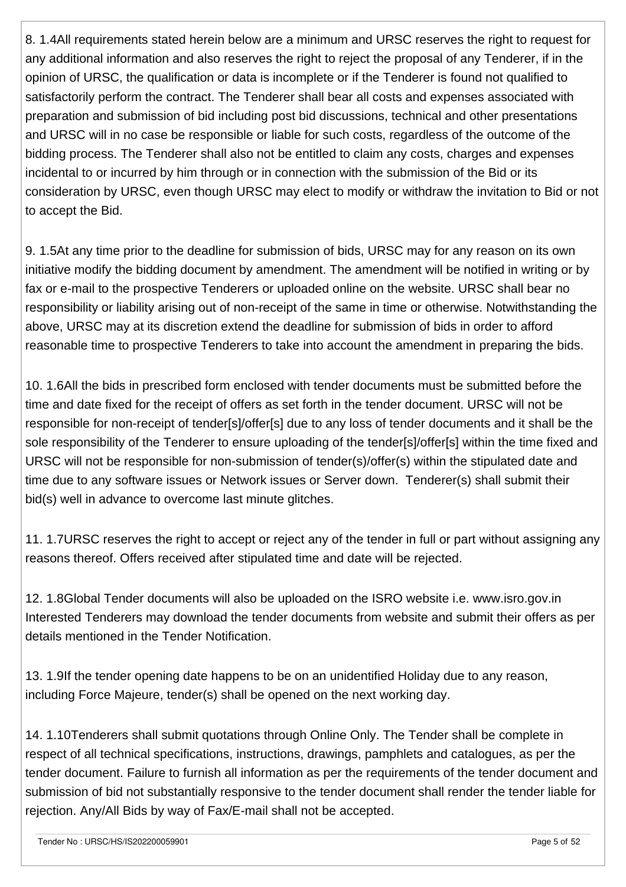8. 1.4All requirements stated herein below are a minimum and URSC reserves the right to request for any additional information and also reserves the right to reject the proposal of any Tenderer, if in the opinion of URSC, the qualification or data is incomplete or if the Tenderer is found not qualified to satisfactorily perform the contract. The Tenderer shall bear all costs and expenses associated with preparation and submission of bid including post bid discussions, technical and other presentations and URSC will in no case be responsible or liable for such costs, regardless of the outcome of the bidding process. The Tenderer shall also not be entitled to claim any costs, charges and expenses incidental to or incurred by him through or in connection with the submission of the Bid or its consideration by URSC, even though URSC may elect to modify or withdraw the invitation to Bid or not to accept the Bid.

9. 1.5At any time prior to the deadline for submission of bids, URSC may for any reason on its own initiative modify the bidding document by amendment. The amendment will be notified in writing or by fax or e-mail to the prospective Tenderers or uploaded online on the website. URSC shall bear no responsibility or liability arising out of non-receipt of the same in time or otherwise. Notwithstanding the above, URSC may at its discretion extend the deadline for submission of bids in order to afford reasonable time to prospective Tenderers to take into account the amendment in preparing the bids.

10. 1.6All the bids in prescribed form enclosed with tender documents must be submitted before the time and date fixed for the receipt of offers as set forth in the tender document. URSC will not be responsible for non-receipt of tender[s]/offer[s] due to any loss of tender documents and it shall be the sole responsibility of the Tenderer to ensure uploading of the tender[s]/offer[s] within the time fixed and URSC will not be responsible for non-submission of tender(s)/offer(s) within the stipulated date and time due to any software issues or Network issues or Server down. Tenderer(s) shall submit their bid(s) well in advance to overcome last minute glitches.

11. 1.7URSC reserves the right to accept or reject any of the tender in full or part without assigning any reasons thereof. Offers received after stipulated time and date will be rejected.

12. 1.8Global Tender documents will also be uploaded on the ISRO website i.e. www.isro.gov.in Interested Tenderers may download the tender documents from website and submit their offers as per details mentioned in the Tender Notification.

13. 1.9If the tender opening date happens to be on an unidentified Holiday due to any reason, including Force Majeure, tender(s) shall be opened on the next working day.

14. 1.10Tenderers shall submit quotations through Online Only. The Tender shall be complete in respect of all technical specifications, instructions, drawings, pamphlets and catalogues, as per the tender document. Failure to furnish all information as per the requirements of the tender document and submission of bid not substantially responsive to the tender document shall render the tender liable for rejection. Any/All Bids by way of Fax/E-mail shall not be accepted.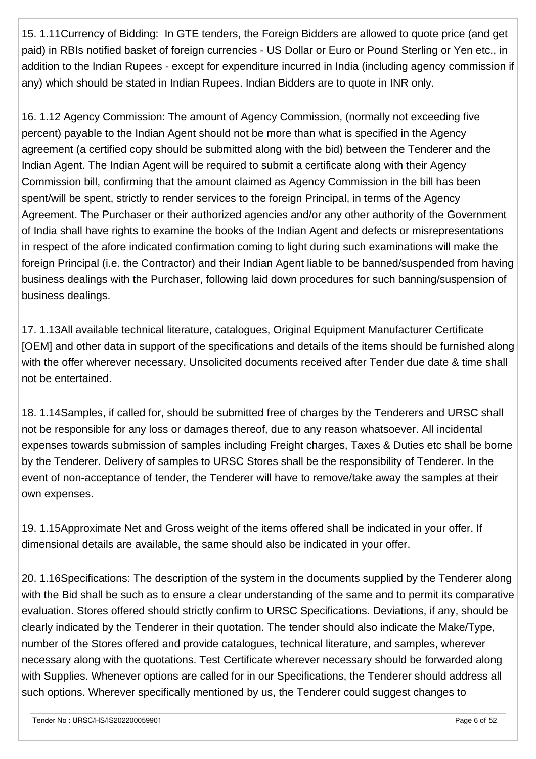15. 1.11Currency of Bidding: In GTE tenders, the Foreign Bidders are allowed to quote price (and get paid) in RBIs notified basket of foreign currencies - US Dollar or Euro or Pound Sterling or Yen etc., in addition to the Indian Rupees - except for expenditure incurred in India (including agency commission if any) which should be stated in Indian Rupees. Indian Bidders are to quote in INR only.

16. 1.12 Agency Commission: The amount of Agency Commission, (normally not exceeding five percent) payable to the Indian Agent should not be more than what is specified in the Agency agreement (a certified copy should be submitted along with the bid) between the Tenderer and the Indian Agent. The Indian Agent will be required to submit a certificate along with their Agency Commission bill, confirming that the amount claimed as Agency Commission in the bill has been spent/will be spent, strictly to render services to the foreign Principal, in terms of the Agency Agreement. The Purchaser or their authorized agencies and/or any other authority of the Government of India shall have rights to examine the books of the Indian Agent and defects or misrepresentations in respect of the afore indicated confirmation coming to light during such examinations will make the foreign Principal (i.e. the Contractor) and their Indian Agent liable to be banned/suspended from having business dealings with the Purchaser, following laid down procedures for such banning/suspension of business dealings.

17. 1.13All available technical literature, catalogues, Original Equipment Manufacturer Certificate [OEM] and other data in support of the specifications and details of the items should be furnished along with the offer wherever necessary. Unsolicited documents received after Tender due date & time shall not be entertained.

18. 1.14Samples, if called for, should be submitted free of charges by the Tenderers and URSC shall not be responsible for any loss or damages thereof, due to any reason whatsoever. All incidental expenses towards submission of samples including Freight charges, Taxes & Duties etc shall be borne by the Tenderer. Delivery of samples to URSC Stores shall be the responsibility of Tenderer. In the event of non-acceptance of tender, the Tenderer will have to remove/take away the samples at their own expenses.

19. 1.15Approximate Net and Gross weight of the items offered shall be indicated in your offer. If dimensional details are available, the same should also be indicated in your offer.

20. 1.16Specifications: The description of the system in the documents supplied by the Tenderer along with the Bid shall be such as to ensure a clear understanding of the same and to permit its comparative evaluation. Stores offered should strictly confirm to URSC Specifications. Deviations, if any, should be clearly indicated by the Tenderer in their quotation. The tender should also indicate the Make/Type, number of the Stores offered and provide catalogues, technical literature, and samples, wherever necessary along with the quotations. Test Certificate wherever necessary should be forwarded along with Supplies. Whenever options are called for in our Specifications, the Tenderer should address all such options. Wherever specifically mentioned by us, the Tenderer could suggest changes to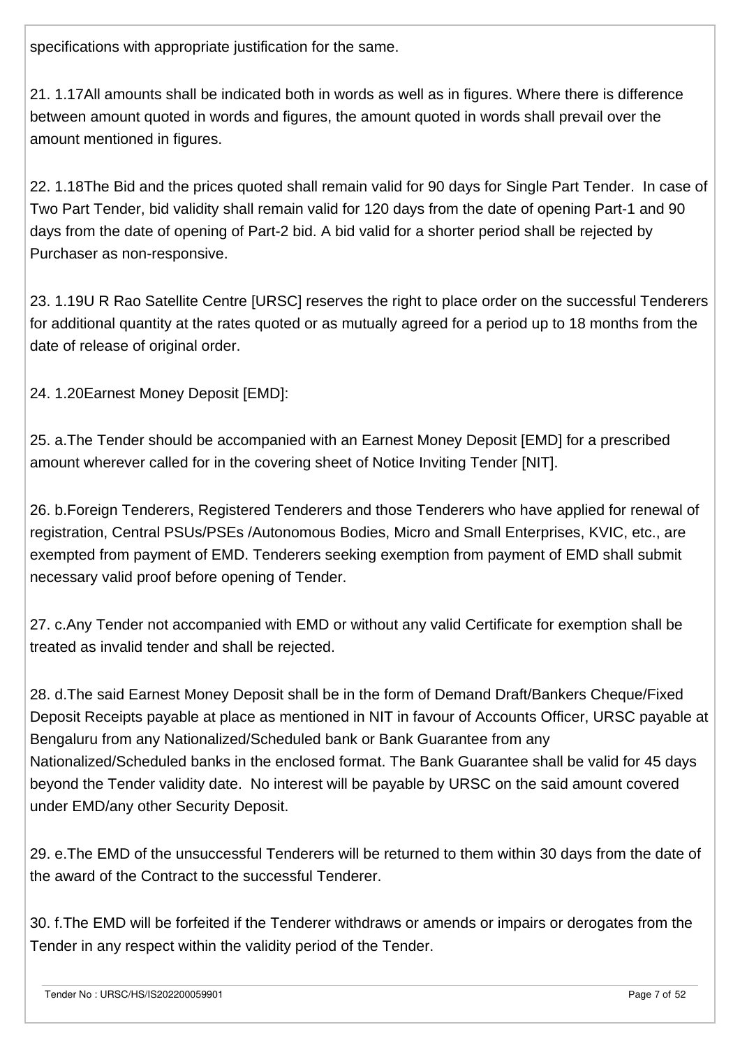specifications with appropriate justification for the same.

21. 1.17All amounts shall be indicated both in words as well as in figures. Where there is difference between amount quoted in words and figures, the amount quoted in words shall prevail over the amount mentioned in figures.

22. 1.18The Bid and the prices quoted shall remain valid for 90 days for Single Part Tender. In case of Two Part Tender, bid validity shall remain valid for 120 days from the date of opening Part-1 and 90 days from the date of opening of Part-2 bid. A bid valid for a shorter period shall be rejected by Purchaser as non-responsive.

23. 1.19U R Rao Satellite Centre [URSC] reserves the right to place order on the successful Tenderers for additional quantity at the rates quoted or as mutually agreed for a period up to 18 months from the date of release of original order.

24. 1.20Earnest Money Deposit [EMD]:

25. a.The Tender should be accompanied with an Earnest Money Deposit [EMD] for a prescribed amount wherever called for in the covering sheet of Notice Inviting Tender [NIT].

26. b.Foreign Tenderers, Registered Tenderers and those Tenderers who have applied for renewal of registration, Central PSUs/PSEs /Autonomous Bodies, Micro and Small Enterprises, KVIC, etc., are exempted from payment of EMD. Tenderers seeking exemption from payment of EMD shall submit necessary valid proof before opening of Tender.

27. c.Any Tender not accompanied with EMD or without any valid Certificate for exemption shall be treated as invalid tender and shall be rejected.

28. d.The said Earnest Money Deposit shall be in the form of Demand Draft/Bankers Cheque/Fixed Deposit Receipts payable at place as mentioned in NIT in favour of Accounts Officer, URSC payable at Bengaluru from any Nationalized/Scheduled bank or Bank Guarantee from any Nationalized/Scheduled banks in the enclosed format. The Bank Guarantee shall be valid for 45 days beyond the Tender validity date. No interest will be payable by URSC on the said amount covered under EMD/any other Security Deposit.

29. e.The EMD of the unsuccessful Tenderers will be returned to them within 30 days from the date of the award of the Contract to the successful Tenderer.

30. f.The EMD will be forfeited if the Tenderer withdraws or amends or impairs or derogates from the Tender in any respect within the validity period of the Tender.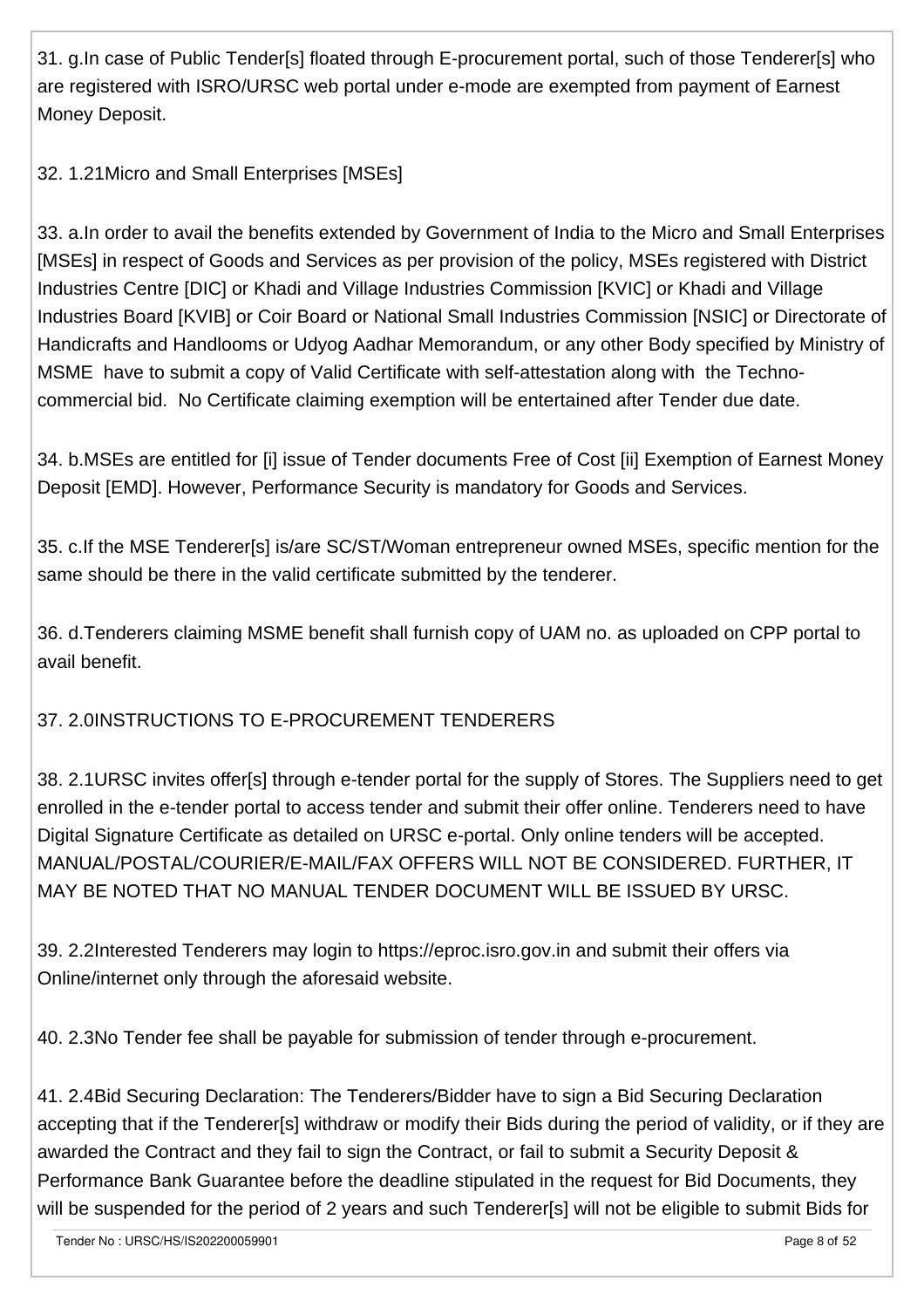31. g.In case of Public Tender[s] floated through E-procurement portal, such of those Tenderer[s] who are registered with ISRO/URSC web portal under e-mode are exempted from payment of Earnest Money Deposit.

32. 1.21Micro and Small Enterprises [MSEs]

33. a.In order to avail the benefits extended by Government of India to the Micro and Small Enterprises [MSEs] in respect of Goods and Services as per provision of the policy, MSEs registered with District Industries Centre [DIC] or Khadi and Village Industries Commission [KVIC] or Khadi and Village Industries Board [KVIB] or Coir Board or National Small Industries Commission [NSIC] or Directorate of Handicrafts and Handlooms or Udyog Aadhar Memorandum, or any other Body specified by Ministry of MSME have to submit a copy of Valid Certificate with self-attestation along with the Techno-commercial bid. No Certificate claiming exemption will be entertained after Tender due date.

34. b.MSEs are entitled for [i] issue of Tender documents Free of Cost [ii] Exemption of Earnest Money Deposit [EMD]. However, Performance Security is mandatory for Goods and Services.

35. c.If the MSE Tenderer[s] is/are SC/ST/Woman entrepreneur owned MSEs, specific mention for the same should be there in the valid certificate submitted by the tenderer.

36. d.Tenderers claiming MSME benefit shall furnish copy of UAM no. as uploaded on CPP portal to avail benefit.

37. 2.0INSTRUCTIONS TO E-PROCUREMENT TENDERERS

38. 2.1URSC invites offer[s] through e-tender portal for the supply of Stores. The Suppliers need to get enrolled in the e-tender portal to access tender and submit their offer online. Tenderers need to have Digital Signature Certificate as detailed on URSC e-portal. Only online tenders will be accepted. MANUAL/POSTAL/COURIER/E-MAIL/FAX OFFERS WILL NOT BE CONSIDERED. FURTHER, IT MAY BE NOTED THAT NO MANUAL TENDER DOCUMENT WILL BE ISSUED BY URSC.

39. 2.2Interested Tenderers may login to https://eproc.isro.gov.in and submit their offers via Online/internet only through the aforesaid website.

40. 2.3No Tender fee shall be payable for submission of tender through e-procurement.

41. 2.4Bid Securing Declaration: The Tenderers/Bidder have to sign a Bid Securing Declaration accepting that if the Tenderer[s] withdraw or modify their Bids during the period of validity, or if they are awarded the Contract and they fail to sign the Contract, or fail to submit a Security Deposit & Performance Bank Guarantee before the deadline stipulated in the request for Bid Documents, they will be suspended for the period of 2 years and such Tenderer[s] will not be eligible to submit Bids for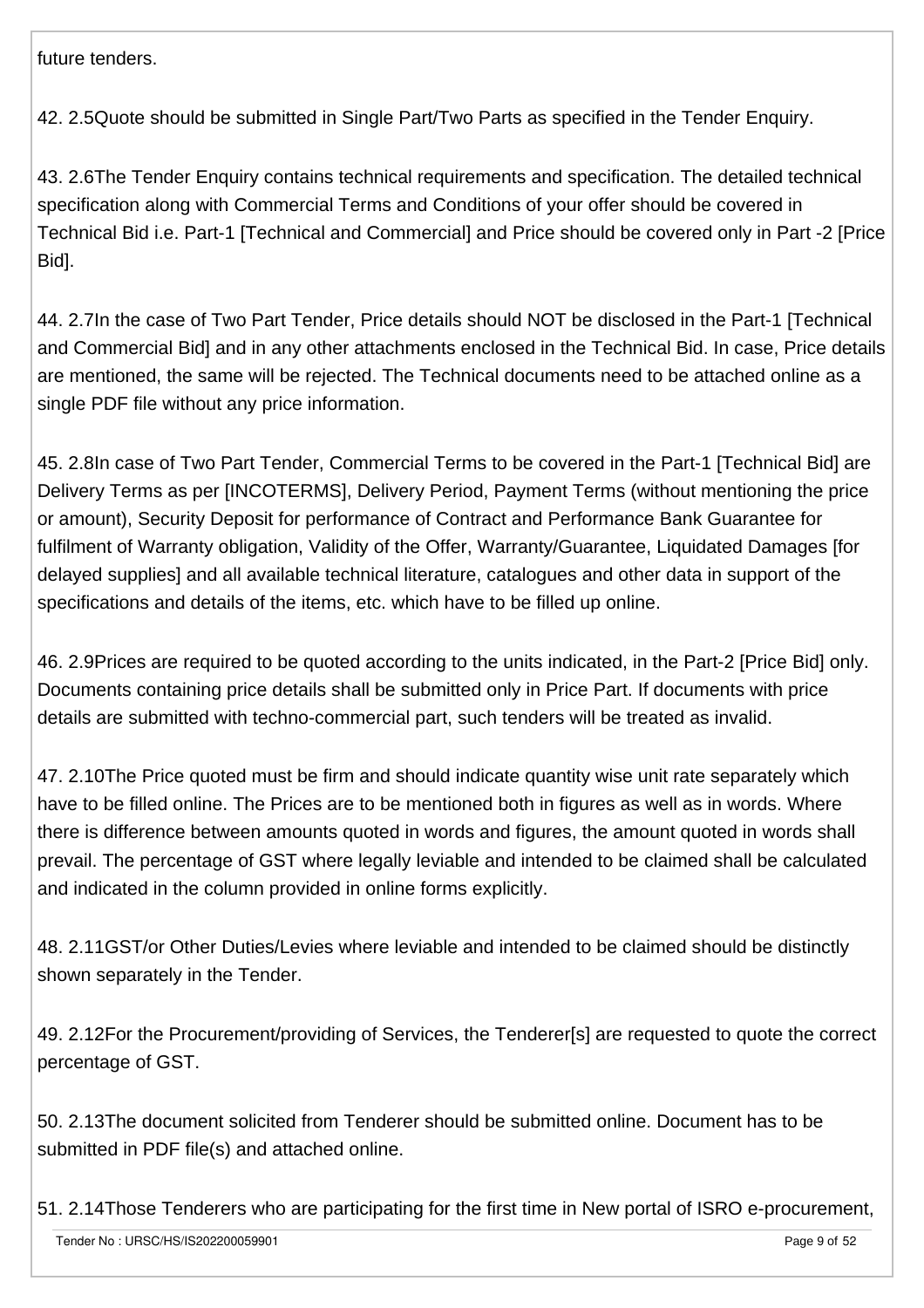future tenders.

42. 2.5Quote should be submitted in Single Part/Two Parts as specified in the Tender Enquiry.

43. 2.6The Tender Enquiry contains technical requirements and specification. The detailed technical specification along with Commercial Terms and Conditions of your offer should be covered in Technical Bid i.e. Part-1 [Technical and Commercial] and Price should be covered only in Part -2 [Price Bid].

44. 2.7In the case of Two Part Tender, Price details should NOT be disclosed in the Part-1 [Technical and Commercial Bid] and in any other attachments enclosed in the Technical Bid. In case, Price details are mentioned, the same will be rejected. The Technical documents need to be attached online as a single PDF file without any price information.

45. 2.8In case of Two Part Tender, Commercial Terms to be covered in the Part-1 [Technical Bid] are Delivery Terms as per [INCOTERMS], Delivery Period, Payment Terms (without mentioning the price or amount), Security Deposit for performance of Contract and Performance Bank Guarantee for fulfilment of Warranty obligation, Validity of the Offer, Warranty/Guarantee, Liquidated Damages [for delayed supplies] and all available technical literature, catalogues and other data in support of the specifications and details of the items, etc. which have to be filled up online.

46. 2.9Prices are required to be quoted according to the units indicated, in the Part-2 [Price Bid] only. Documents containing price details shall be submitted only in Price Part. If documents with price details are submitted with techno-commercial part, such tenders will be treated as invalid.

47. 2.10The Price quoted must be firm and should indicate quantity wise unit rate separately which have to be filled online. The Prices are to be mentioned both in figures as well as in words. Where there is difference between amounts quoted in words and figures, the amount quoted in words shall prevail. The percentage of GST where legally leviable and intended to be claimed shall be calculated and indicated in the column provided in online forms explicitly.

48. 2.11GST/or Other Duties/Levies where leviable and intended to be claimed should be distinctly shown separately in the Tender.

49. 2.12For the Procurement/providing of Services, the Tenderer[s] are requested to quote the correct percentage of GST.

50. 2.13The document solicited from Tenderer should be submitted online. Document has to be submitted in PDF file(s) and attached online.

51. 2.14Those Tenderers who are participating for the first time in New portal of ISRO e-procurement,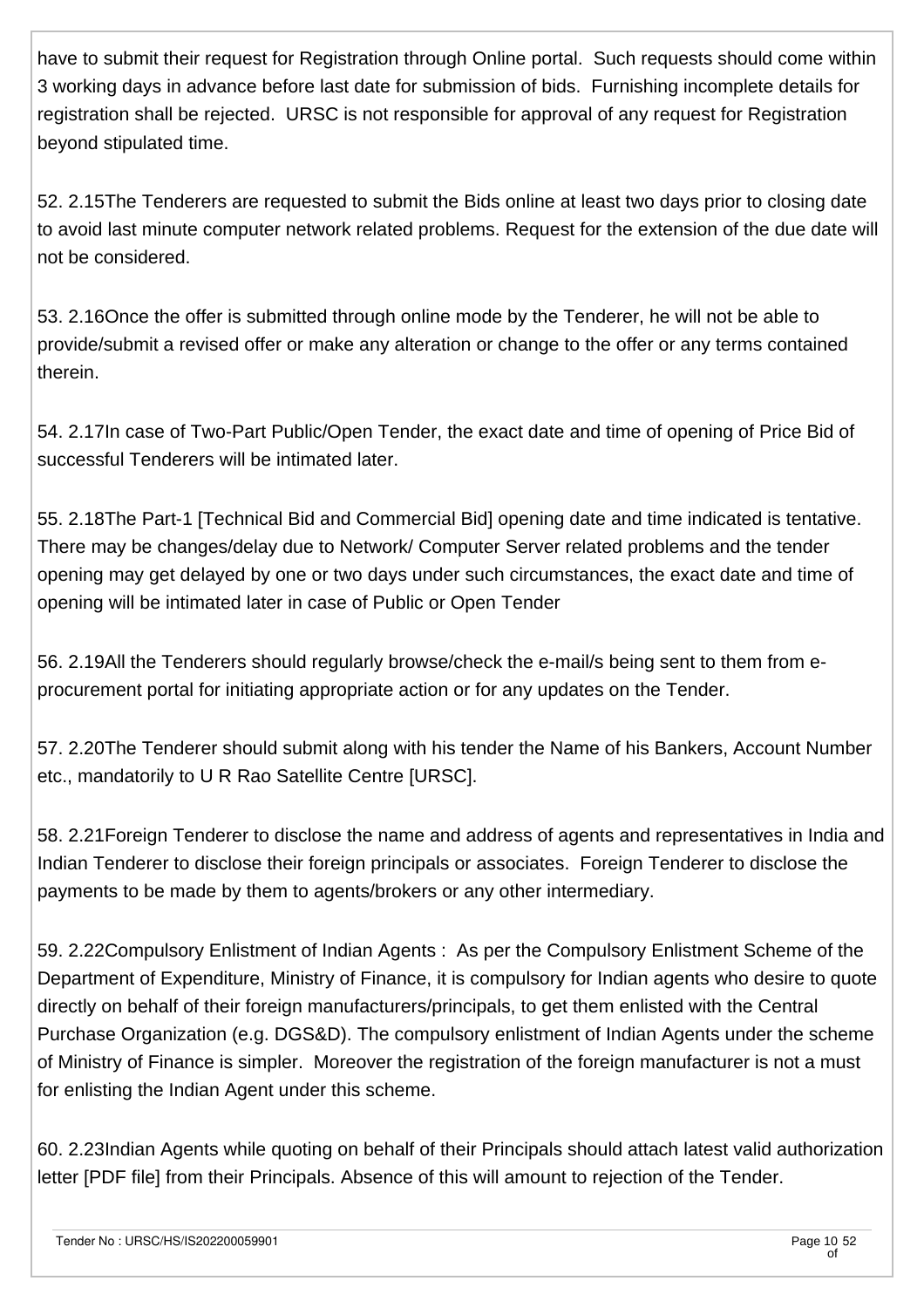have to submit their request for Registration through Online portal. Such requests should come within 3 working days in advance before last date for submission of bids. Furnishing incomplete details for registration shall be rejected. URSC is not responsible for approval of any request for Registration beyond stipulated time.

52. 2.15The Tenderers are requested to submit the Bids online at least two days prior to closing date to avoid last minute computer network related problems. Request for the extension of the due date will not be considered.

53. 2.16Once the offer is submitted through online mode by the Tenderer, he will not be able to provide/submit a revised offer or make any alteration or change to the offer or any terms contained therein.

54. 2.17In case of Two-Part Public/Open Tender, the exact date and time of opening of Price Bid of successful Tenderers will be intimated later.

55. 2.18The Part-1 [Technical Bid and Commercial Bid] opening date and time indicated is tentative. There may be changes/delay due to Network/ Computer Server related problems and the tender opening may get delayed by one or two days under such circumstances, the exact date and time of opening will be intimated later in case of Public or Open Tender

56. 2.19All the Tenderers should regularly browse/check the e-mail/s being sent to them from e-procurement portal for initiating appropriate action or for any updates on the Tender.

57. 2.20The Tenderer should submit along with his tender the Name of his Bankers, Account Number etc., mandatorily to U R Rao Satellite Centre [URSC].

58. 2.21Foreign Tenderer to disclose the name and address of agents and representatives in India and Indian Tenderer to disclose their foreign principals or associates. Foreign Tenderer to disclose the payments to be made by them to agents/brokers or any other intermediary.

59. 2.22Compulsory Enlistment of Indian Agents : As per the Compulsory Enlistment Scheme of the Department of Expenditure, Ministry of Finance, it is compulsory for Indian agents who desire to quote directly on behalf of their foreign manufacturers/principals, to get them enlisted with the Central Purchase Organization (e.g. DGS&D). The compulsory enlistment of Indian Agents under the scheme of Ministry of Finance is simpler. Moreover the registration of the foreign manufacturer is not a must for enlisting the Indian Agent under this scheme.

60. 2.23Indian Agents while quoting on behalf of their Principals should attach latest valid authorization letter [PDF file] from their Principals. Absence of this will amount to rejection of the Tender.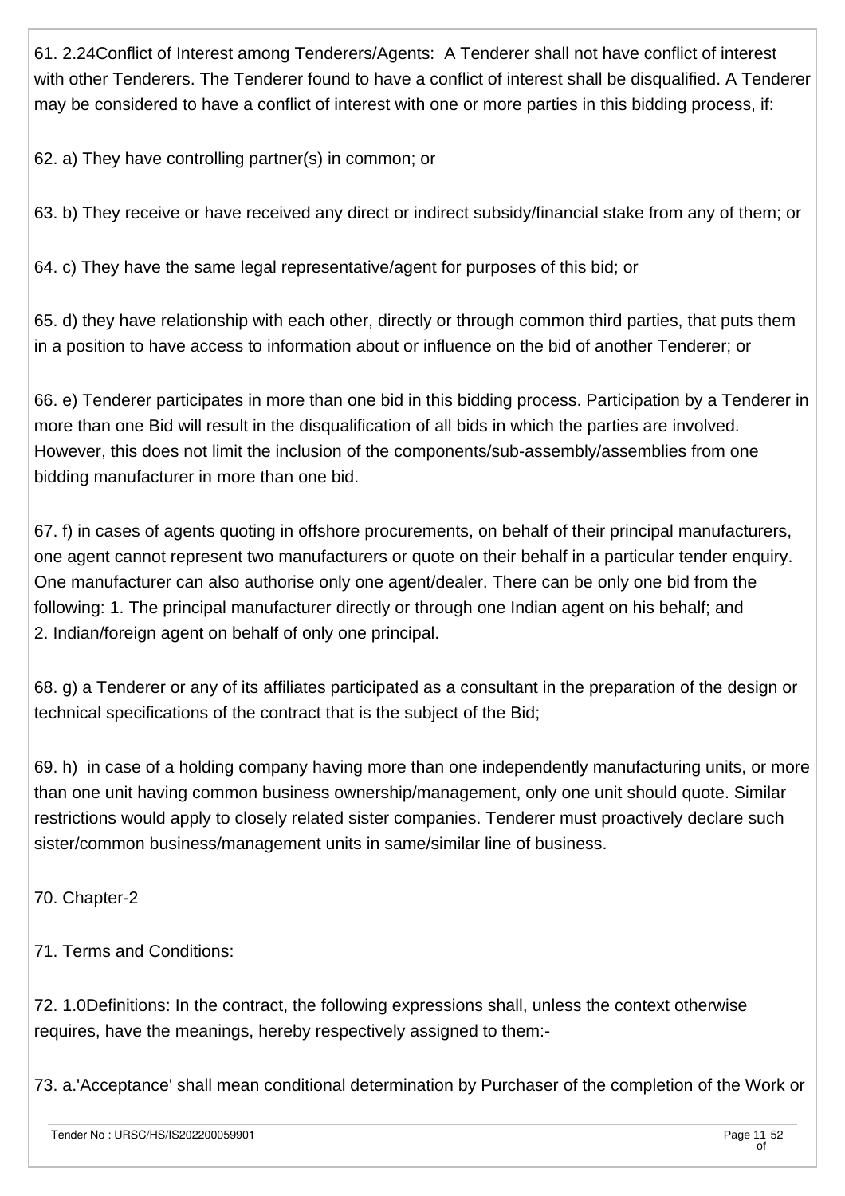61. 2.24Conflict of Interest among Tenderers/Agents: A Tenderer shall not have conflict of interest with other Tenderers. The Tenderer found to have a conflict of interest shall be disqualified. A Tenderer may be considered to have a conflict of interest with one or more parties in this bidding process, if:

62. a) They have controlling partner(s) in common; or

63. b) They receive or have received any direct or indirect subsidy/financial stake from any of them; or

64. c) They have the same legal representative/agent for purposes of this bid; or

65. d) they have relationship with each other, directly or through common third parties, that puts them in a position to have access to information about or influence on the bid of another Tenderer; or

66. e) Tenderer participates in more than one bid in this bidding process. Participation by a Tenderer in more than one Bid will result in the disqualification of all bids in which the parties are involved. However, this does not limit the inclusion of the components/sub-assembly/assemblies from one bidding manufacturer in more than one bid.

67. f) in cases of agents quoting in offshore procurements, on behalf of their principal manufacturers, one agent cannot represent two manufacturers or quote on their behalf in a particular tender enquiry. One manufacturer can also authorise only one agent/dealer. There can be only one bid from the following: 1. The principal manufacturer directly or through one Indian agent on his behalf; and 2. Indian/foreign agent on behalf of only one principal.

68. g) a Tenderer or any of its affiliates participated as a consultant in the preparation of the design or technical specifications of the contract that is the subject of the Bid;

69. h) in case of a holding company having more than one independently manufacturing units, or more than one unit having common business ownership/management, only one unit should quote. Similar restrictions would apply to closely related sister companies. Tenderer must proactively declare such sister/common business/management units in same/similar line of business.

70. Chapter-2

71. Terms and Conditions:

72. 1.0Definitions: In the contract, the following expressions shall, unless the context otherwise requires, have the meanings, hereby respectively assigned to them:-

73. a.'Acceptance' shall mean conditional determination by Purchaser of the completion of the Work or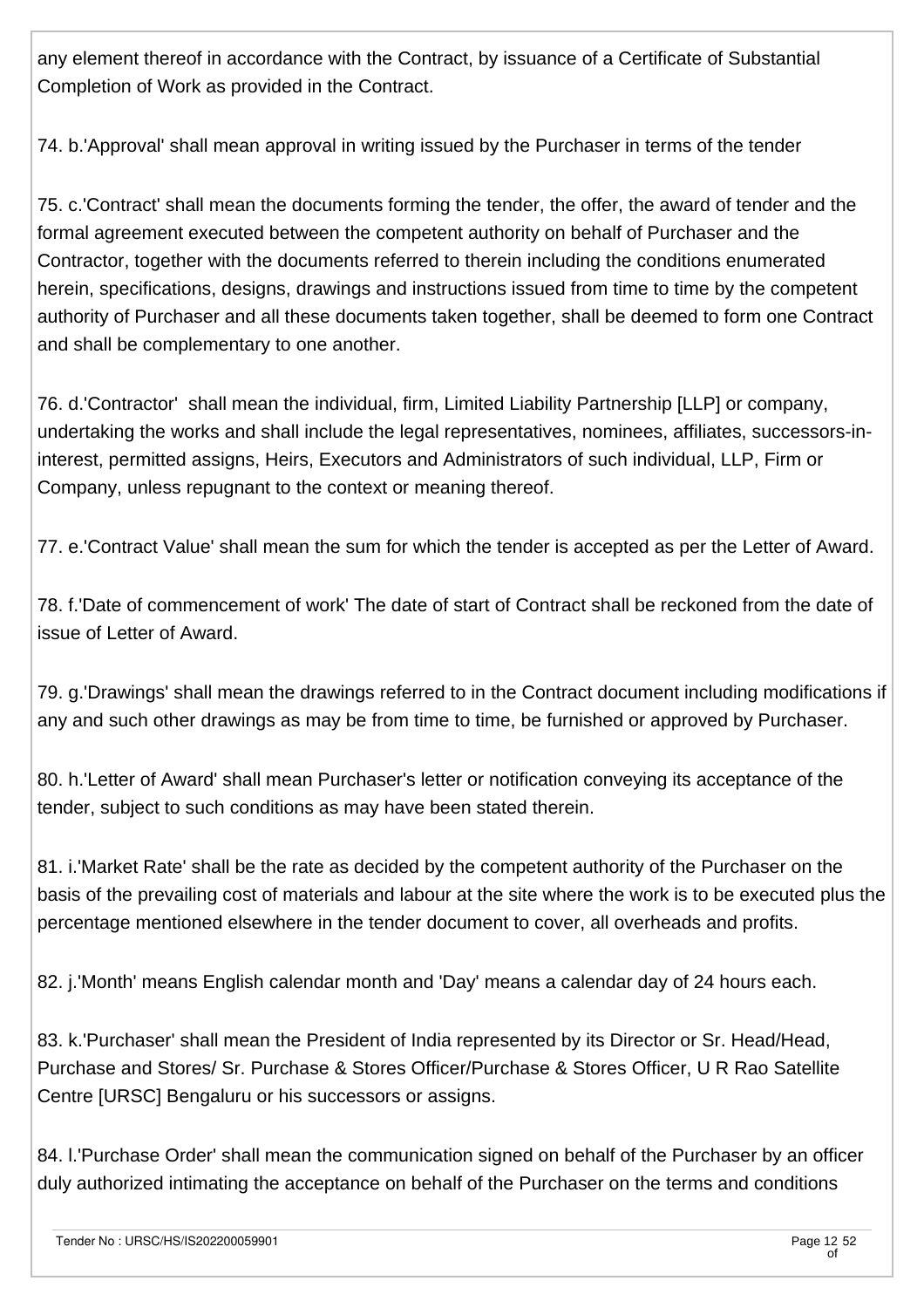any element thereof in accordance with the Contract, by issuance of a Certificate of Substantial Completion of Work as provided in the Contract.

74. b.'Approval' shall mean approval in writing issued by the Purchaser in terms of the tender

75. c.'Contract' shall mean the documents forming the tender, the offer, the award of tender and the formal agreement executed between the competent authority on behalf of Purchaser and the Contractor, together with the documents referred to therein including the conditions enumerated herein, specifications, designs, drawings and instructions issued from time to time by the competent authority of Purchaser and all these documents taken together, shall be deemed to form one Contract and shall be complementary to one another.

76. d.'Contractor' shall mean the individual, firm, Limited Liability Partnership [LLP] or company, undertaking the works and shall include the legal representatives, nominees, affiliates, successors-in-interest, permitted assigns, Heirs, Executors and Administrators of such individual, LLP, Firm or Company, unless repugnant to the context or meaning thereof.

77. e.'Contract Value' shall mean the sum for which the tender is accepted as per the Letter of Award.

78. f.'Date of commencement of work' The date of start of Contract shall be reckoned from the date of issue of Letter of Award.

79. g.'Drawings' shall mean the drawings referred to in the Contract document including modifications if any and such other drawings as may be from time to time, be furnished or approved by Purchaser.

80. h.'Letter of Award' shall mean Purchaser's letter or notification conveying its acceptance of the tender, subject to such conditions as may have been stated therein.

81. i.'Market Rate' shall be the rate as decided by the competent authority of the Purchaser on the basis of the prevailing cost of materials and labour at the site where the work is to be executed plus the percentage mentioned elsewhere in the tender document to cover, all overheads and profits.

82. j.'Month' means English calendar month and 'Day' means a calendar day of 24 hours each.

83. k.'Purchaser' shall mean the President of India represented by its Director or Sr. Head/Head, Purchase and Stores/ Sr. Purchase & Stores Officer/Purchase & Stores Officer, U R Rao Satellite Centre [URSC] Bengaluru or his successors or assigns.

84. l.'Purchase Order' shall mean the communication signed on behalf of the Purchaser by an officer duly authorized intimating the acceptance on behalf of the Purchaser on the terms and conditions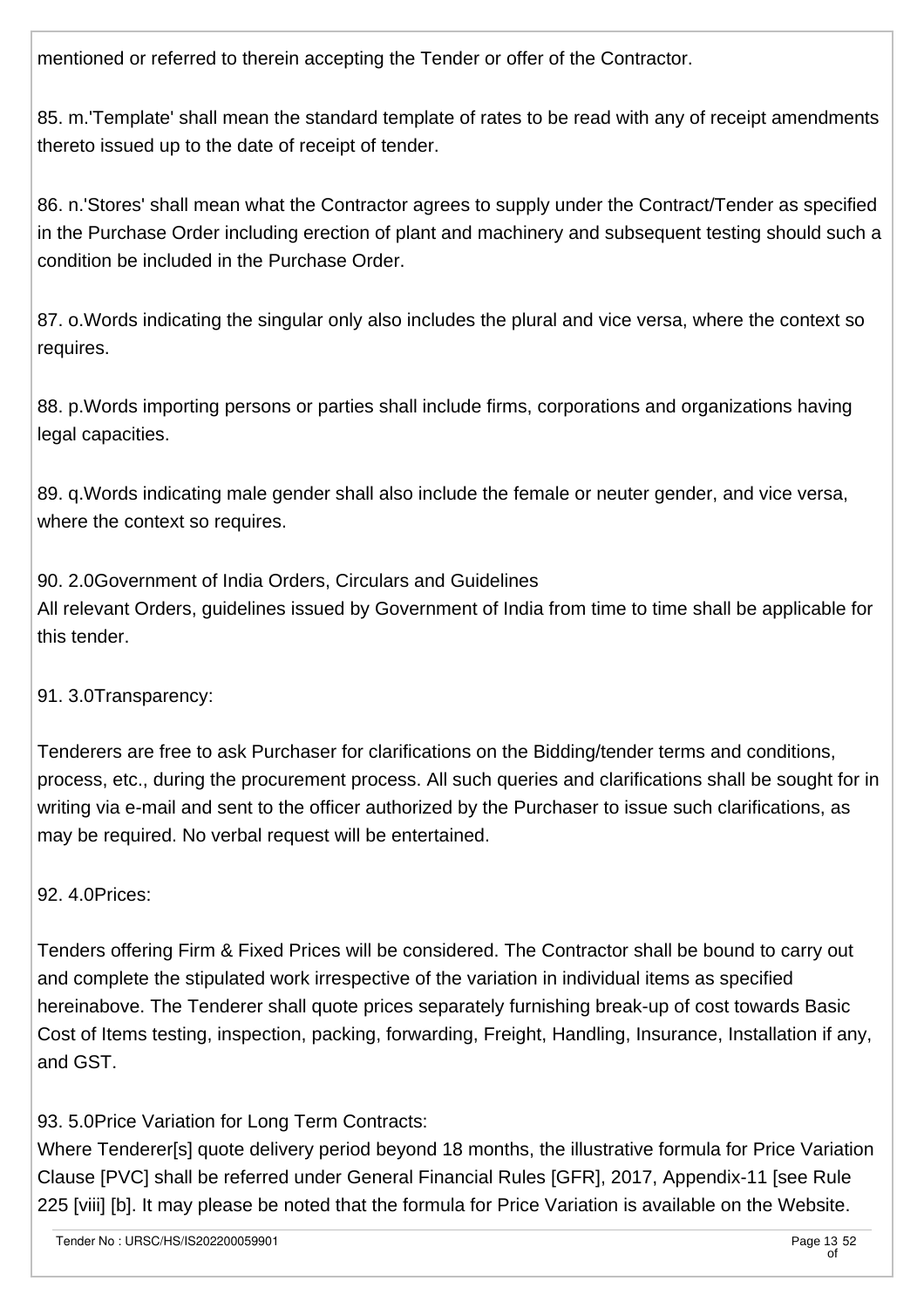mentioned or referred to therein accepting the Tender or offer of the Contractor.

85. m.'Template' shall mean the standard template of rates to be read with any of receipt amendments thereto issued up to the date of receipt of tender.

86. n.'Stores' shall mean what the Contractor agrees to supply under the Contract/Tender as specified in the Purchase Order including erection of plant and machinery and subsequent testing should such a condition be included in the Purchase Order.

87. o.Words indicating the singular only also includes the plural and vice versa, where the context so requires.

88. p.Words importing persons or parties shall include firms, corporations and organizations having legal capacities.

89. q.Words indicating male gender shall also include the female or neuter gender, and vice versa, where the context so requires.

90. 2.0Government of India Orders, Circulars and Guidelines
All relevant Orders, guidelines issued by Government of India from time to time shall be applicable for this tender.

91. 3.0Transparency:

Tenderers are free to ask Purchaser for clarifications on the Bidding/tender terms and conditions, process, etc., during the procurement process. All such queries and clarifications shall be sought for in writing via e-mail and sent to the officer authorized by the Purchaser to issue such clarifications, as may be required. No verbal request will be entertained.

92. 4.0Prices:

Tenders offering Firm & Fixed Prices will be considered. The Contractor shall be bound to carry out and complete the stipulated work irrespective of the variation in individual items as specified hereinabove. The Tenderer shall quote prices separately furnishing break-up of cost towards Basic Cost of Items testing, inspection, packing, forwarding, Freight, Handling, Insurance, Installation if any, and GST.

93. 5.0Price Variation for Long Term Contracts:
Where Tenderer[s] quote delivery period beyond 18 months, the illustrative formula for Price Variation Clause [PVC] shall be referred under General Financial Rules [GFR], 2017, Appendix-11 [see Rule 225 [viii] [b]. It may please be noted that the formula for Price Variation is available on the Website.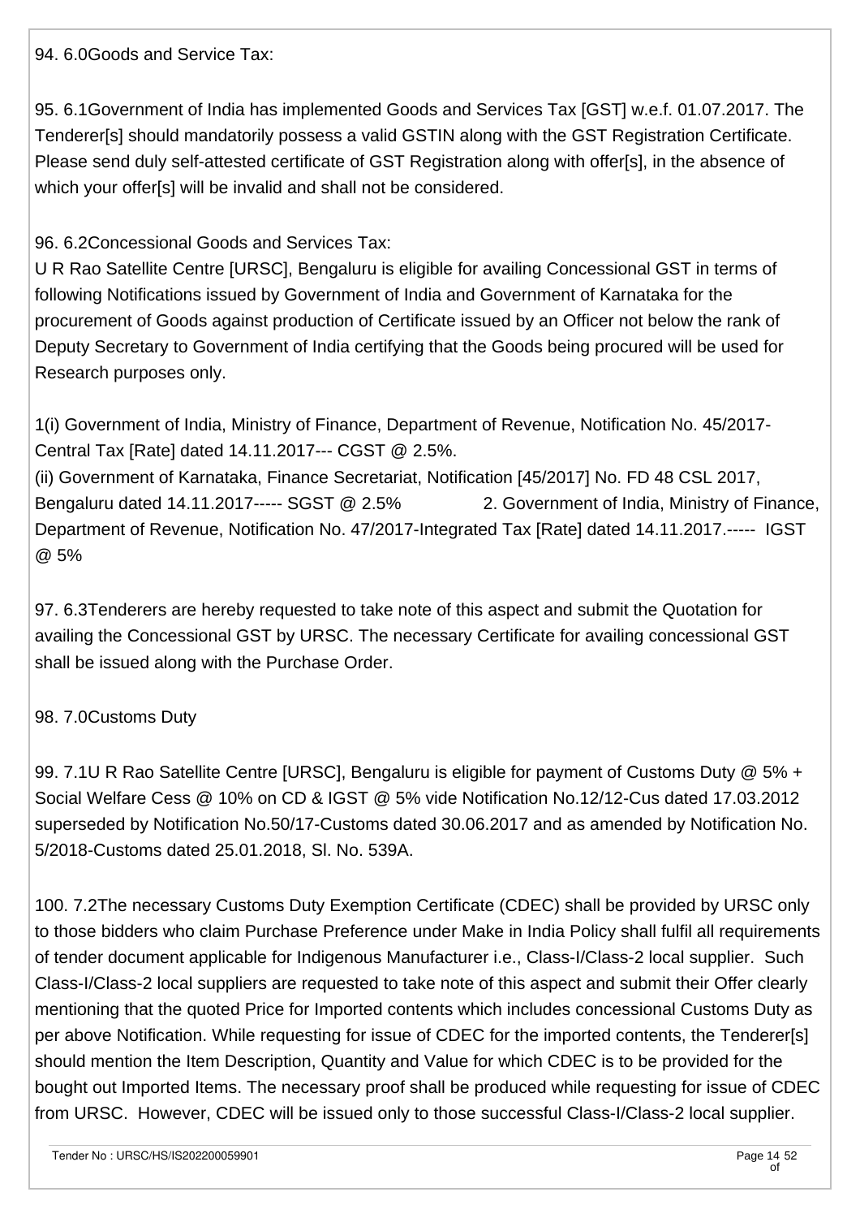94. 6.0Goods and Service Tax:

95. 6.1Government of India has implemented Goods and Services Tax [GST] w.e.f. 01.07.2017. The Tenderer[s] should mandatorily possess a valid GSTIN along with the GST Registration Certificate. Please send duly self-attested certificate of GST Registration along with offer[s], in the absence of which your offer[s] will be invalid and shall not be considered.

96. 6.2Concessional Goods and Services Tax:
U R Rao Satellite Centre [URSC], Bengaluru is eligible for availing Concessional GST in terms of following Notifications issued by Government of India and Government of Karnataka for the procurement of Goods against production of Certificate issued by an Officer not below the rank of Deputy Secretary to Government of India certifying that the Goods being procured will be used for Research purposes only.

1(i) Government of India, Ministry of Finance, Department of Revenue, Notification No. 45/2017-Central Tax [Rate] dated 14.11.2017--- CGST @ 2.5%.
(ii) Government of Karnataka, Finance Secretariat, Notification [45/2017] No. FD 48 CSL 2017, Bengaluru dated 14.11.2017----- SGST @ 2.5% 2. Government of India, Ministry of Finance, Department of Revenue, Notification No. 47/2017-Integrated Tax [Rate] dated 14.11.2017.----- IGST @ 5%

97. 6.3Tenderers are hereby requested to take note of this aspect and submit the Quotation for availing the Concessional GST by URSC. The necessary Certificate for availing concessional GST shall be issued along with the Purchase Order.

98. 7.0Customs Duty

99. 7.1U R Rao Satellite Centre [URSC], Bengaluru is eligible for payment of Customs Duty @ 5% + Social Welfare Cess @ 10% on CD & IGST @ 5% vide Notification No.12/12-Cus dated 17.03.2012 superseded by Notification No.50/17-Customs dated 30.06.2017 and as amended by Notification No. 5/2018-Customs dated 25.01.2018, Sl. No. 539A.

100. 7.2The necessary Customs Duty Exemption Certificate (CDEC) shall be provided by URSC only to those bidders who claim Purchase Preference under Make in India Policy shall fulfil all requirements of tender document applicable for Indigenous Manufacturer i.e., Class-I/Class-2 local supplier. Such Class-I/Class-2 local suppliers are requested to take note of this aspect and submit their Offer clearly mentioning that the quoted Price for Imported contents which includes concessional Customs Duty as per above Notification. While requesting for issue of CDEC for the imported contents, the Tenderer[s] should mention the Item Description, Quantity and Value for which CDEC is to be provided for the bought out Imported Items. The necessary proof shall be produced while requesting for issue of CDEC from URSC. However, CDEC will be issued only to those successful Class-I/Class-2 local supplier.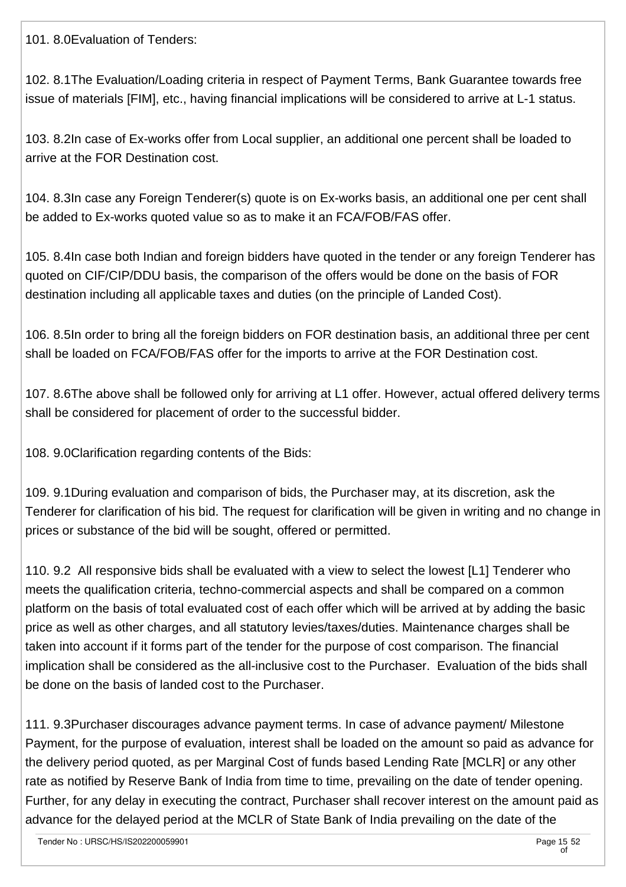101. 8.0Evaluation of Tenders:

102. 8.1The Evaluation/Loading criteria in respect of Payment Terms, Bank Guarantee towards free issue of materials [FIM], etc., having financial implications will be considered to arrive at L-1 status.

103. 8.2In case of Ex-works offer from Local supplier, an additional one percent shall be loaded to arrive at the FOR Destination cost.

104. 8.3In case any Foreign Tenderer(s) quote is on Ex-works basis, an additional one per cent shall be added to Ex-works quoted value so as to make it an FCA/FOB/FAS offer.

105. 8.4In case both Indian and foreign bidders have quoted in the tender or any foreign Tenderer has quoted on CIF/CIP/DDU basis, the comparison of the offers would be done on the basis of FOR destination including all applicable taxes and duties (on the principle of Landed Cost).

106. 8.5In order to bring all the foreign bidders on FOR destination basis, an additional three per cent shall be loaded on FCA/FOB/FAS offer for the imports to arrive at the FOR Destination cost.

107. 8.6The above shall be followed only for arriving at L1 offer. However, actual offered delivery terms shall be considered for placement of order to the successful bidder.

108. 9.0Clarification regarding contents of the Bids:

109. 9.1During evaluation and comparison of bids, the Purchaser may, at its discretion, ask the Tenderer for clarification of his bid. The request for clarification will be given in writing and no change in prices or substance of the bid will be sought, offered or permitted.

110. 9.2 All responsive bids shall be evaluated with a view to select the lowest [L1] Tenderer who meets the qualification criteria, techno-commercial aspects and shall be compared on a common platform on the basis of total evaluated cost of each offer which will be arrived at by adding the basic price as well as other charges, and all statutory levies/taxes/duties. Maintenance charges shall be taken into account if it forms part of the tender for the purpose of cost comparison. The financial implication shall be considered as the all-inclusive cost to the Purchaser. Evaluation of the bids shall be done on the basis of landed cost to the Purchaser.

111. 9.3Purchaser discourages advance payment terms. In case of advance payment/ Milestone Payment, for the purpose of evaluation, interest shall be loaded on the amount so paid as advance for the delivery period quoted, as per Marginal Cost of funds based Lending Rate [MCLR] or any other rate as notified by Reserve Bank of India from time to time, prevailing on the date of tender opening. Further, for any delay in executing the contract, Purchaser shall recover interest on the amount paid as advance for the delayed period at the MCLR of State Bank of India prevailing on the date of the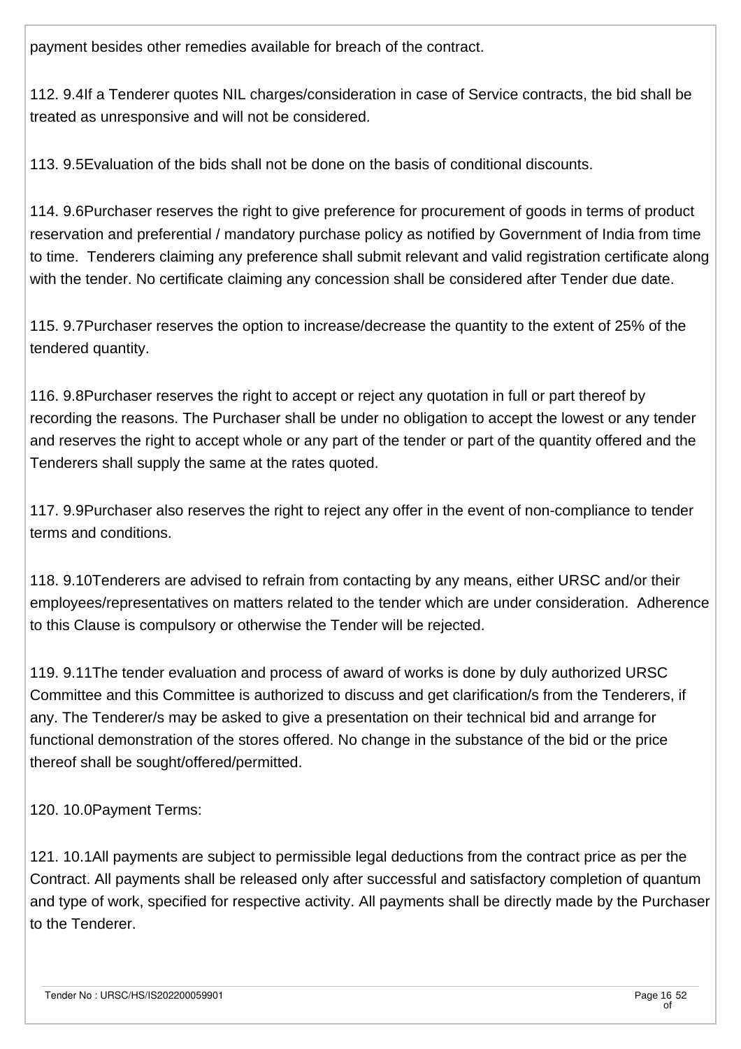payment besides other remedies available for breach of the contract.

112. 9.4If a Tenderer quotes NIL charges/consideration in case of Service contracts, the bid shall be treated as unresponsive and will not be considered.

113. 9.5Evaluation of the bids shall not be done on the basis of conditional discounts.

114. 9.6Purchaser reserves the right to give preference for procurement of goods in terms of product reservation and preferential / mandatory purchase policy as notified by Government of India from time to time. Tenderers claiming any preference shall submit relevant and valid registration certificate along with the tender. No certificate claiming any concession shall be considered after Tender due date.

115. 9.7Purchaser reserves the option to increase/decrease the quantity to the extent of 25% of the tendered quantity.

116. 9.8Purchaser reserves the right to accept or reject any quotation in full or part thereof by recording the reasons. The Purchaser shall be under no obligation to accept the lowest or any tender and reserves the right to accept whole or any part of the tender or part of the quantity offered and the Tenderers shall supply the same at the rates quoted.

117. 9.9Purchaser also reserves the right to reject any offer in the event of non-compliance to tender terms and conditions.

118. 9.10Tenderers are advised to refrain from contacting by any means, either URSC and/or their employees/representatives on matters related to the tender which are under consideration. Adherence to this Clause is compulsory or otherwise the Tender will be rejected.

119. 9.11The tender evaluation and process of award of works is done by duly authorized URSC Committee and this Committee is authorized to discuss and get clarification/s from the Tenderers, if any. The Tenderer/s may be asked to give a presentation on their technical bid and arrange for functional demonstration of the stores offered. No change in the substance of the bid or the price thereof shall be sought/offered/permitted.

120. 10.0Payment Terms:

121. 10.1All payments are subject to permissible legal deductions from the contract price as per the Contract. All payments shall be released only after successful and satisfactory completion of quantum and type of work, specified for respective activity. All payments shall be directly made by the Purchaser to the Tenderer.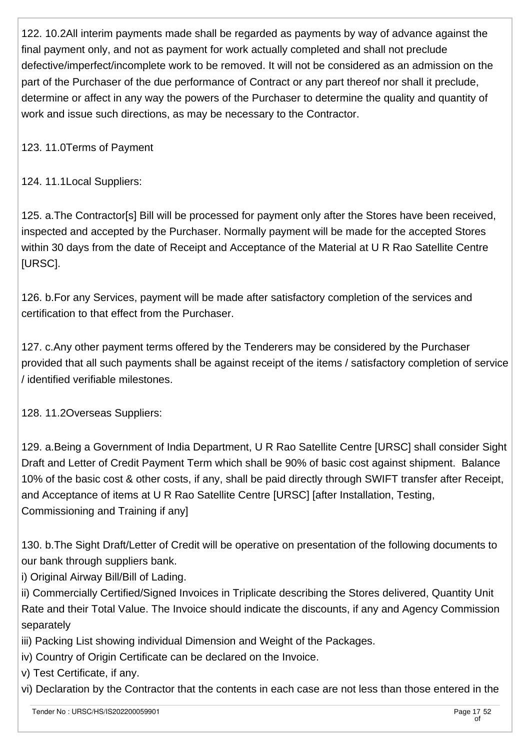122. 10.2All interim payments made shall be regarded as payments by way of advance against the final payment only, and not as payment for work actually completed and shall not preclude defective/imperfect/incomplete work to be removed. It will not be considered as an admission on the part of the Purchaser of the due performance of Contract or any part thereof nor shall it preclude, determine or affect in any way the powers of the Purchaser to determine the quality and quantity of work and issue such directions, as may be necessary to the Contractor.

123. 11.0Terms of Payment

124. 11.1Local Suppliers:

125. a.The Contractor[s] Bill will be processed for payment only after the Stores have been received, inspected and accepted by the Purchaser. Normally payment will be made for the accepted Stores within 30 days from the date of Receipt and Acceptance of the Material at U R Rao Satellite Centre [URSC].

126. b.For any Services, payment will be made after satisfactory completion of the services and certification to that effect from the Purchaser.

127. c.Any other payment terms offered by the Tenderers may be considered by the Purchaser provided that all such payments shall be against receipt of the items / satisfactory completion of service / identified verifiable milestones.

128. 11.2Overseas Suppliers:

129. a.Being a Government of India Department, U R Rao Satellite Centre [URSC] shall consider Sight Draft and Letter of Credit Payment Term which shall be 90% of basic cost against shipment. Balance 10% of the basic cost & other costs, if any, shall be paid directly through SWIFT transfer after Receipt, and Acceptance of items at U R Rao Satellite Centre [URSC] [after Installation, Testing, Commissioning and Training if any]

130. b.The Sight Draft/Letter of Credit will be operative on presentation of the following documents to our bank through suppliers bank.
i) Original Airway Bill/Bill of Lading.
ii) Commercially Certified/Signed Invoices in Triplicate describing the Stores delivered, Quantity Unit Rate and their Total Value. The Invoice should indicate the discounts, if any and Agency Commission separately
iii) Packing List showing individual Dimension and Weight of the Packages.
iv) Country of Origin Certificate can be declared on the Invoice.
v) Test Certificate, if any.
vi) Declaration by the Contractor that the contents in each case are not less than those entered in the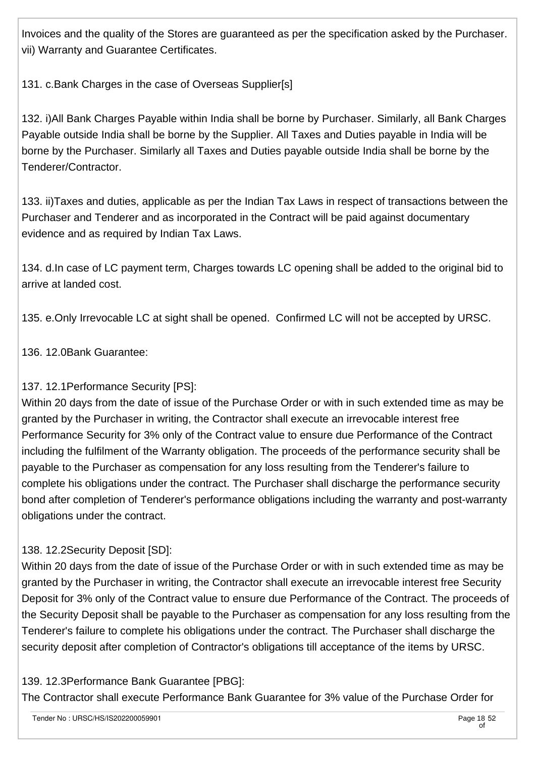Invoices and the quality of the Stores are guaranteed as per the specification asked by the Purchaser.
vii) Warranty and Guarantee Certificates.

131. c.Bank Charges in the case of Overseas Supplier[s]

132. i)All Bank Charges Payable within India shall be borne by Purchaser. Similarly, all Bank Charges Payable outside India shall be borne by the Supplier. All Taxes and Duties payable in India will be borne by the Purchaser. Similarly all Taxes and Duties payable outside India shall be borne by the Tenderer/Contractor.

133. ii)Taxes and duties, applicable as per the Indian Tax Laws in respect of transactions between the Purchaser and Tenderer and as incorporated in the Contract will be paid against documentary evidence and as required by Indian Tax Laws.

134. d.In case of LC payment term, Charges towards LC opening shall be added to the original bid to arrive at landed cost.

135. e.Only Irrevocable LC at sight shall be opened.  Confirmed LC will not be accepted by URSC.

136. 12.0Bank Guarantee:

137. 12.1Performance Security [PS]:
Within 20 days from the date of issue of the Purchase Order or with in such extended time as may be granted by the Purchaser in writing, the Contractor shall execute an irrevocable interest free Performance Security for 3% only of the Contract value to ensure due Performance of the Contract including the fulfilment of the Warranty obligation. The proceeds of the performance security shall be payable to the Purchaser as compensation for any loss resulting from the Tenderer's failure to complete his obligations under the contract. The Purchaser shall discharge the performance security bond after completion of Tenderer's performance obligations including the warranty and post-warranty obligations under the contract.

138. 12.2Security Deposit [SD]:
Within 20 days from the date of issue of the Purchase Order or with in such extended time as may be granted by the Purchaser in writing, the Contractor shall execute an irrevocable interest free Security Deposit for 3% only of the Contract value to ensure due Performance of the Contract. The proceeds of the Security Deposit shall be payable to the Purchaser as compensation for any loss resulting from the Tenderer's failure to complete his obligations under the contract. The Purchaser shall discharge the security deposit after completion of Contractor's obligations till acceptance of the items by URSC.

139. 12.3Performance Bank Guarantee [PBG]:
The Contractor shall execute Performance Bank Guarantee for 3% value of the Purchase Order for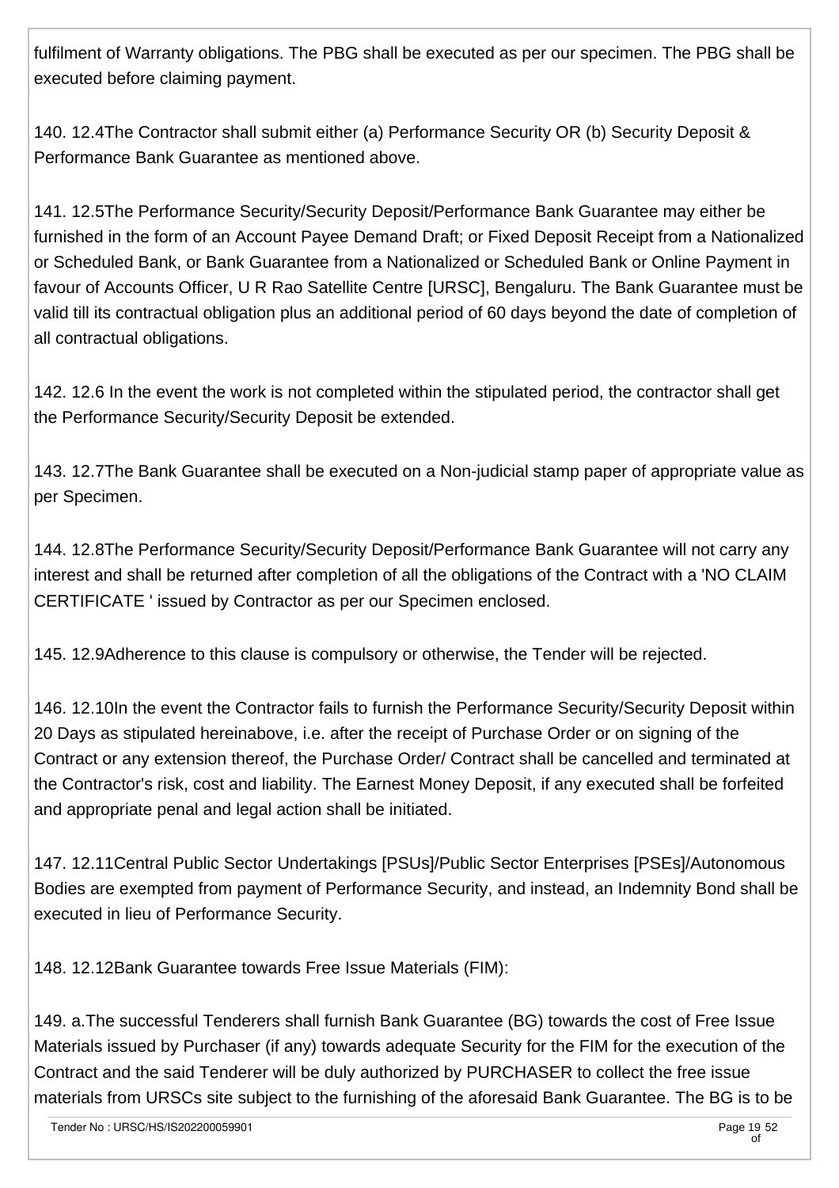fulfilment of Warranty obligations. The PBG shall be executed as per our specimen. The PBG shall be executed before claiming payment.

140. 12.4The Contractor shall submit either (a) Performance Security OR (b) Security Deposit & Performance Bank Guarantee as mentioned above.

141. 12.5The Performance Security/Security Deposit/Performance Bank Guarantee may either be furnished in the form of an Account Payee Demand Draft; or Fixed Deposit Receipt from a Nationalized or Scheduled Bank, or Bank Guarantee from a Nationalized or Scheduled Bank or Online Payment in favour of Accounts Officer, U R Rao Satellite Centre [URSC], Bengaluru. The Bank Guarantee must be valid till its contractual obligation plus an additional period of 60 days beyond the date of completion of all contractual obligations.

142. 12.6 In the event the work is not completed within the stipulated period, the contractor shall get the Performance Security/Security Deposit be extended.

143. 12.7The Bank Guarantee shall be executed on a Non-judicial stamp paper of appropriate value as per Specimen.

144. 12.8The Performance Security/Security Deposit/Performance Bank Guarantee will not carry any interest and shall be returned after completion of all the obligations of the Contract with a 'NO CLAIM CERTIFICATE ' issued by Contractor as per our Specimen enclosed.

145. 12.9Adherence to this clause is compulsory or otherwise, the Tender will be rejected.

146. 12.10In the event the Contractor fails to furnish the Performance Security/Security Deposit within 20 Days as stipulated hereinabove, i.e. after the receipt of Purchase Order or on signing of the Contract or any extension thereof, the Purchase Order/ Contract shall be cancelled and terminated at the Contractor's risk, cost and liability. The Earnest Money Deposit, if any executed shall be forfeited and appropriate penal and legal action shall be initiated.

147. 12.11Central Public Sector Undertakings [PSUs]/Public Sector Enterprises [PSEs]/Autonomous Bodies are exempted from payment of Performance Security, and instead, an Indemnity Bond shall be executed in lieu of Performance Security.

148. 12.12Bank Guarantee towards Free Issue Materials (FIM):

149. a.The successful Tenderers shall furnish Bank Guarantee (BG) towards the cost of Free Issue Materials issued by Purchaser (if any) towards adequate Security for the FIM for the execution of the Contract and the said Tenderer will be duly authorized by PURCHASER to collect the free issue materials from URSCs site subject to the furnishing of the aforesaid Bank Guarantee. The BG is to be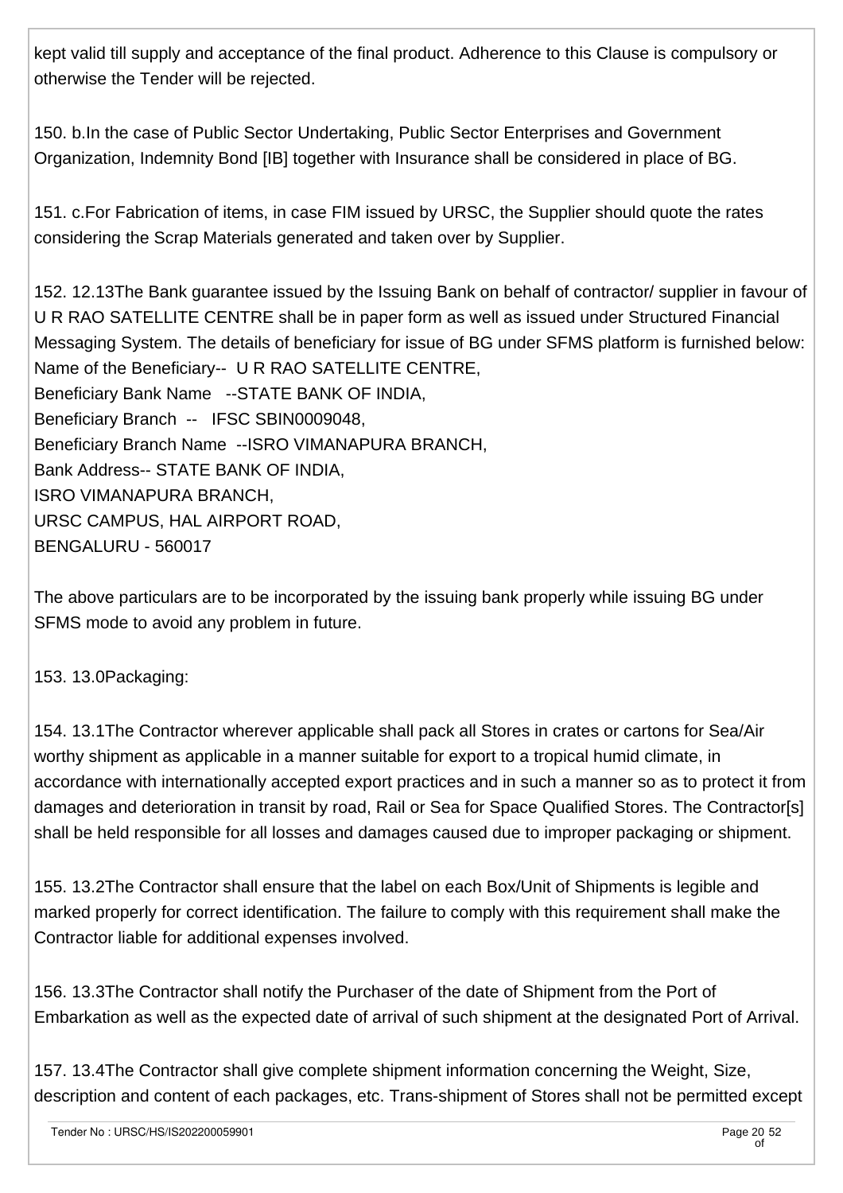kept valid till supply and acceptance of the final product. Adherence to this Clause is compulsory or otherwise the Tender will be rejected.

150. b.In the case of Public Sector Undertaking, Public Sector Enterprises and Government Organization, Indemnity Bond [IB] together with Insurance shall be considered in place of BG.

151. c.For Fabrication of items, in case FIM issued by URSC, the Supplier should quote the rates considering the Scrap Materials generated and taken over by Supplier.

152. 12.13The Bank guarantee issued by the Issuing Bank on behalf of contractor/ supplier in favour of U R RAO SATELLITE CENTRE shall be in paper form as well as issued under Structured Financial Messaging System. The details of beneficiary for issue of BG under SFMS platform is furnished below:
Name of the Beneficiary-- U R RAO SATELLITE CENTRE,
Beneficiary Bank Name --STATE BANK OF INDIA,
Beneficiary Branch -- IFSC SBIN0009048,
Beneficiary Branch Name --ISRO VIMANAPURA BRANCH,
Bank Address-- STATE BANK OF INDIA,
ISRO VIMANAPURA BRANCH,
URSC CAMPUS, HAL AIRPORT ROAD,
BENGALURU - 560017

The above particulars are to be incorporated by the issuing bank properly while issuing BG under SFMS mode to avoid any problem in future.

153. 13.0Packaging:

154. 13.1The Contractor wherever applicable shall pack all Stores in crates or cartons for Sea/Air worthy shipment as applicable in a manner suitable for export to a tropical humid climate, in accordance with internationally accepted export practices and in such a manner so as to protect it from damages and deterioration in transit by road, Rail or Sea for Space Qualified Stores. The Contractor[s] shall be held responsible for all losses and damages caused due to improper packaging or shipment.

155. 13.2The Contractor shall ensure that the label on each Box/Unit of Shipments is legible and marked properly for correct identification. The failure to comply with this requirement shall make the Contractor liable for additional expenses involved.

156. 13.3The Contractor shall notify the Purchaser of the date of Shipment from the Port of Embarkation as well as the expected date of arrival of such shipment at the designated Port of Arrival.

157. 13.4The Contractor shall give complete shipment information concerning the Weight, Size, description and content of each packages, etc. Trans-shipment of Stores shall not be permitted except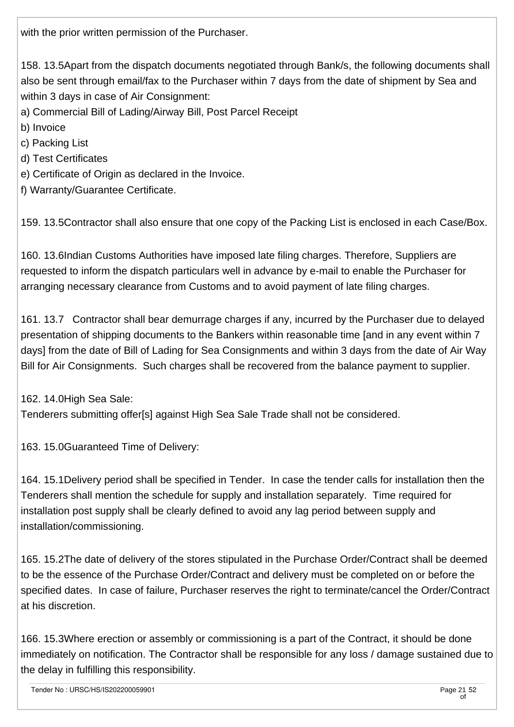with the prior written permission of the Purchaser.

158. 13.5Apart from the dispatch documents negotiated through Bank/s, the following documents shall also be sent through email/fax to the Purchaser within 7 days from the date of shipment by Sea and within 3 days in case of Air Consignment:

a) Commercial Bill of Lading/Airway Bill, Post Parcel Receipt
b) Invoice
c) Packing List
d) Test Certificates
e) Certificate of Origin as declared in the Invoice.
f) Warranty/Guarantee Certificate.

159. 13.5Contractor shall also ensure that one copy of the Packing List is enclosed in each Case/Box.

160. 13.6Indian Customs Authorities have imposed late filing charges. Therefore, Suppliers are requested to inform the dispatch particulars well in advance by e-mail to enable the Purchaser for arranging necessary clearance from Customs and to avoid payment of late filing charges.

161. 13.7 Contractor shall bear demurrage charges if any, incurred by the Purchaser due to delayed presentation of shipping documents to the Bankers within reasonable time [and in any event within 7 days] from the date of Bill of Lading for Sea Consignments and within 3 days from the date of Air Way Bill for Air Consignments. Such charges shall be recovered from the balance payment to supplier.

162. 14.0High Sea Sale:
Tenderers submitting offer[s] against High Sea Sale Trade shall not be considered.

163. 15.0Guaranteed Time of Delivery:

164. 15.1Delivery period shall be specified in Tender. In case the tender calls for installation then the Tenderers shall mention the schedule for supply and installation separately. Time required for installation post supply shall be clearly defined to avoid any lag period between supply and installation/commissioning.

165. 15.2The date of delivery of the stores stipulated in the Purchase Order/Contract shall be deemed to be the essence of the Purchase Order/Contract and delivery must be completed on or before the specified dates. In case of failure, Purchaser reserves the right to terminate/cancel the Order/Contract at his discretion.

166. 15.3Where erection or assembly or commissioning is a part of the Contract, it should be done immediately on notification. The Contractor shall be responsible for any loss / damage sustained due to the delay in fulfilling this responsibility.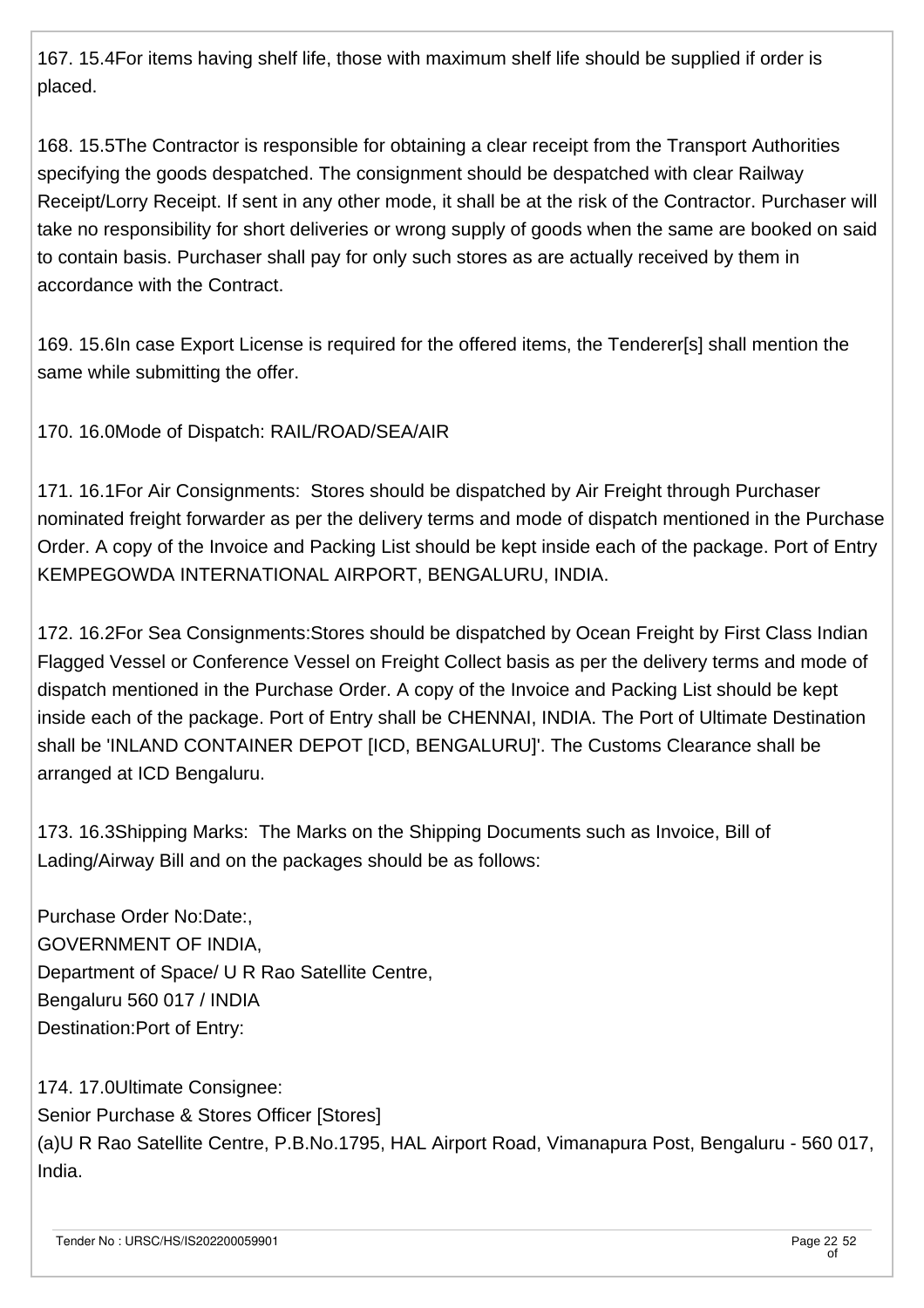167. 15.4For items having shelf life, those with maximum shelf life should be supplied if order is placed.

168. 15.5The Contractor is responsible for obtaining a clear receipt from the Transport Authorities specifying the goods despatched. The consignment should be despatched with clear Railway Receipt/Lorry Receipt. If sent in any other mode, it shall be at the risk of the Contractor. Purchaser will take no responsibility for short deliveries or wrong supply of goods when the same are booked on said to contain basis. Purchaser shall pay for only such stores as are actually received by them in accordance with the Contract.

169. 15.6In case Export License is required for the offered items, the Tenderer[s] shall mention the same while submitting the offer.

170. 16.0Mode of Dispatch: RAIL/ROAD/SEA/AIR

171. 16.1For Air Consignments: Stores should be dispatched by Air Freight through Purchaser nominated freight forwarder as per the delivery terms and mode of dispatch mentioned in the Purchase Order. A copy of the Invoice and Packing List should be kept inside each of the package. Port of Entry KEMPEGOWDA INTERNATIONAL AIRPORT, BENGALURU, INDIA.

172. 16.2For Sea Consignments:Stores should be dispatched by Ocean Freight by First Class Indian Flagged Vessel or Conference Vessel on Freight Collect basis as per the delivery terms and mode of dispatch mentioned in the Purchase Order. A copy of the Invoice and Packing List should be kept inside each of the package. Port of Entry shall be CHENNAI, INDIA. The Port of Ultimate Destination shall be 'INLAND CONTAINER DEPOT [ICD, BENGALURU]'. The Customs Clearance shall be arranged at ICD Bengaluru.

173. 16.3Shipping Marks: The Marks on the Shipping Documents such as Invoice, Bill of Lading/Airway Bill and on the packages should be as follows:

Purchase Order No:Date:,  
GOVERNMENT OF INDIA,  
Department of Space/ U R Rao Satellite Centre,  
Bengaluru 560 017 / INDIA  
Destination:Port of Entry:

174. 17.0Ultimate Consignee:  
Senior Purchase & Stores Officer [Stores]  
(a)U R Rao Satellite Centre, P.B.No.1795, HAL Airport Road, Vimanapura Post, Bengaluru - 560 017, India.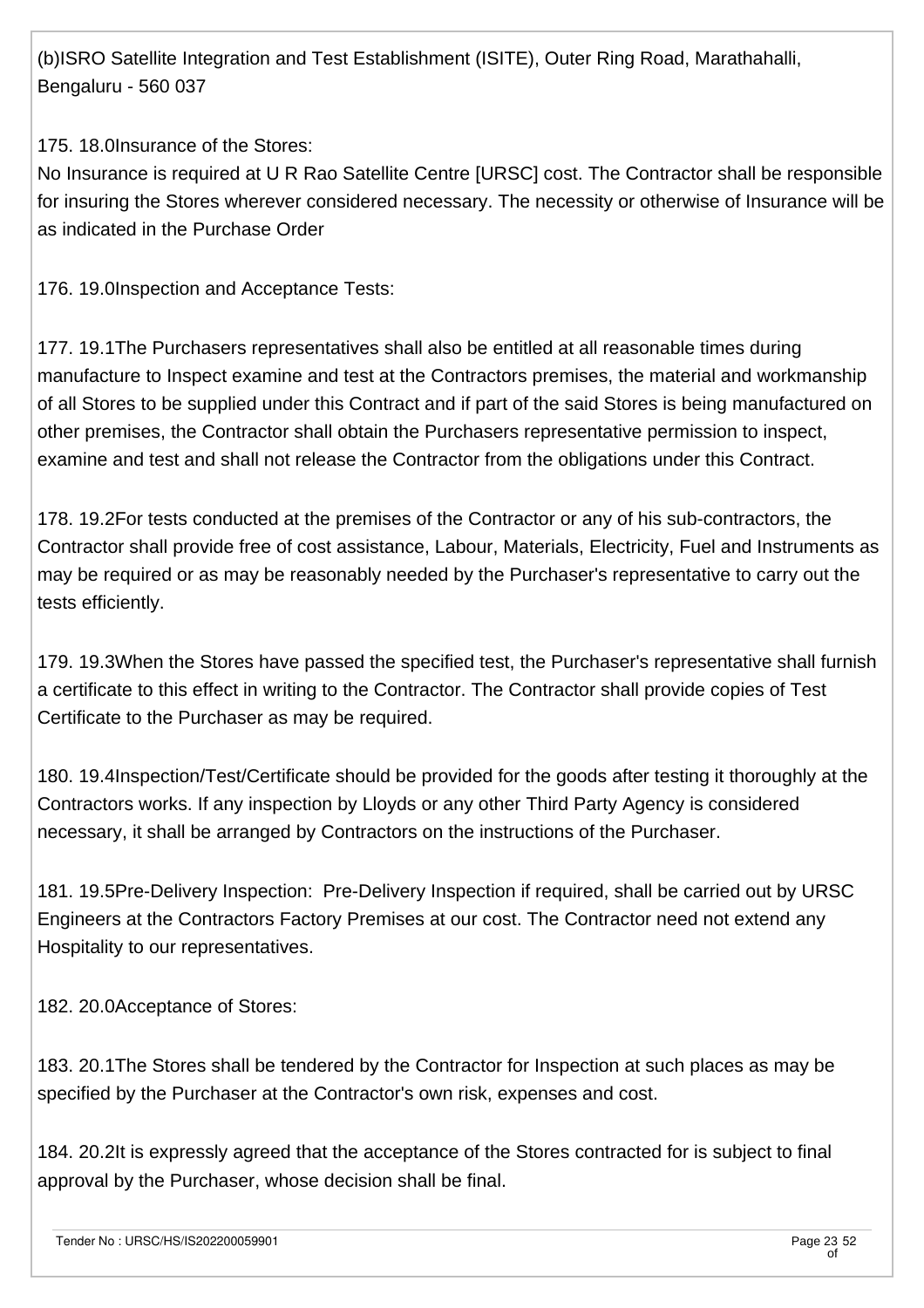(b)ISRO Satellite Integration and Test Establishment (ISITE), Outer Ring Road, Marathahalli, Bengaluru - 560 037

175. 18.0Insurance of the Stores:
No Insurance is required at U R Rao Satellite Centre [URSC] cost. The Contractor shall be responsible for insuring the Stores wherever considered necessary. The necessity or otherwise of Insurance will be as indicated in the Purchase Order

176. 19.0Inspection and Acceptance Tests:

177. 19.1The Purchasers representatives shall also be entitled at all reasonable times during manufacture to Inspect examine and test at the Contractors premises, the material and workmanship of all Stores to be supplied under this Contract and if part of the said Stores is being manufactured on other premises, the Contractor shall obtain the Purchasers representative permission to inspect, examine and test and shall not release the Contractor from the obligations under this Contract.

178. 19.2For tests conducted at the premises of the Contractor or any of his sub-contractors, the Contractor shall provide free of cost assistance, Labour, Materials, Electricity, Fuel and Instruments as may be required or as may be reasonably needed by the Purchaser's representative to carry out the tests efficiently.

179. 19.3When the Stores have passed the specified test, the Purchaser's representative shall furnish a certificate to this effect in writing to the Contractor. The Contractor shall provide copies of Test Certificate to the Purchaser as may be required.

180. 19.4Inspection/Test/Certificate should be provided for the goods after testing it thoroughly at the Contractors works. If any inspection by Lloyds or any other Third Party Agency is considered necessary, it shall be arranged by Contractors on the instructions of the Purchaser.

181. 19.5Pre-Delivery Inspection: Pre-Delivery Inspection if required, shall be carried out by URSC Engineers at the Contractors Factory Premises at our cost. The Contractor need not extend any Hospitality to our representatives.

182. 20.0Acceptance of Stores:

183. 20.1The Stores shall be tendered by the Contractor for Inspection at such places as may be specified by the Purchaser at the Contractor's own risk, expenses and cost.

184. 20.2It is expressly agreed that the acceptance of the Stores contracted for is subject to final approval by the Purchaser, whose decision shall be final.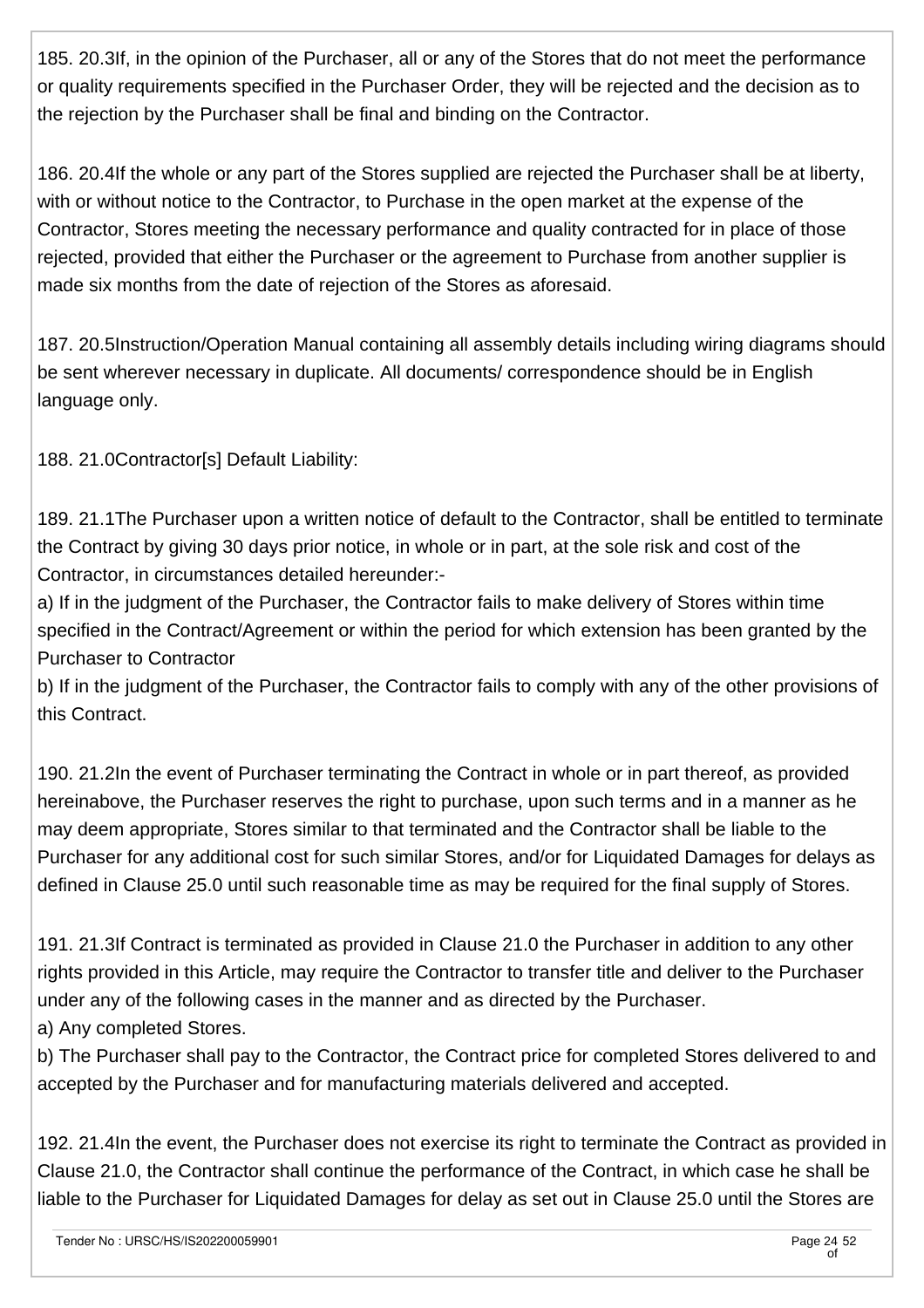185. 20.3If, in the opinion of the Purchaser, all or any of the Stores that do not meet the performance or quality requirements specified in the Purchaser Order, they will be rejected and the decision as to the rejection by the Purchaser shall be final and binding on the Contractor.

186. 20.4If the whole or any part of the Stores supplied are rejected the Purchaser shall be at liberty, with or without notice to the Contractor, to Purchase in the open market at the expense of the Contractor, Stores meeting the necessary performance and quality contracted for in place of those rejected, provided that either the Purchaser or the agreement to Purchase from another supplier is made six months from the date of rejection of the Stores as aforesaid.

187. 20.5Instruction/Operation Manual containing all assembly details including wiring diagrams should be sent wherever necessary in duplicate. All documents/ correspondence should be in English language only.

188. 21.0Contractor[s] Default Liability:

189. 21.1The Purchaser upon a written notice of default to the Contractor, shall be entitled to terminate the Contract by giving 30 days prior notice, in whole or in part, at the sole risk and cost of the Contractor, in circumstances detailed hereunder:-
a) If in the judgment of the Purchaser, the Contractor fails to make delivery of Stores within time specified in the Contract/Agreement or within the period for which extension has been granted by the Purchaser to Contractor
b) If in the judgment of the Purchaser, the Contractor fails to comply with any of the other provisions of this Contract.

190. 21.2In the event of Purchaser terminating the Contract in whole or in part thereof, as provided hereinabove, the Purchaser reserves the right to purchase, upon such terms and in a manner as he may deem appropriate, Stores similar to that terminated and the Contractor shall be liable to the Purchaser for any additional cost for such similar Stores, and/or for Liquidated Damages for delays as defined in Clause 25.0 until such reasonable time as may be required for the final supply of Stores.

191. 21.3If Contract is terminated as provided in Clause 21.0 the Purchaser in addition to any other rights provided in this Article, may require the Contractor to transfer title and deliver to the Purchaser under any of the following cases in the manner and as directed by the Purchaser.
a) Any completed Stores.
b) The Purchaser shall pay to the Contractor, the Contract price for completed Stores delivered to and accepted by the Purchaser and for manufacturing materials delivered and accepted.

192. 21.4In the event, the Purchaser does not exercise its right to terminate the Contract as provided in Clause 21.0, the Contractor shall continue the performance of the Contract, in which case he shall be liable to the Purchaser for Liquidated Damages for delay as set out in Clause 25.0 until the Stores are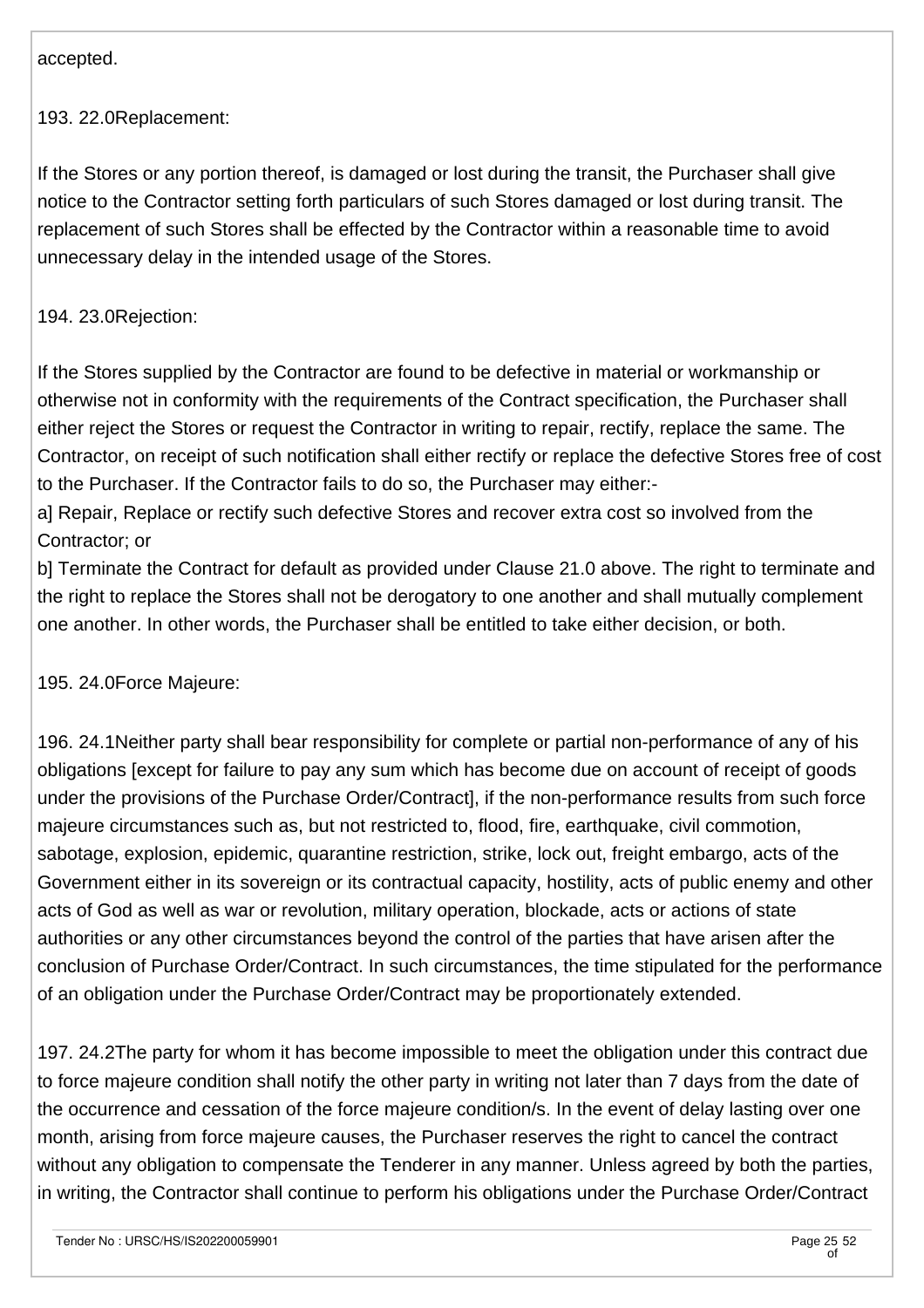accepted.

193. 22.0Replacement:

If the Stores or any portion thereof, is damaged or lost during the transit, the Purchaser shall give notice to the Contractor setting forth particulars of such Stores damaged or lost during transit. The replacement of such Stores shall be effected by the Contractor within a reasonable time to avoid unnecessary delay in the intended usage of the Stores.

194. 23.0Rejection:

If the Stores supplied by the Contractor are found to be defective in material or workmanship or otherwise not in conformity with the requirements of the Contract specification, the Purchaser shall either reject the Stores or request the Contractor in writing to repair, rectify, replace the same. The Contractor, on receipt of such notification shall either rectify or replace the defective Stores free of cost to the Purchaser. If the Contractor fails to do so, the Purchaser may either:-

a] Repair, Replace or rectify such defective Stores and recover extra cost so involved from the Contractor; or

b] Terminate the Contract for default as provided under Clause 21.0 above. The right to terminate and the right to replace the Stores shall not be derogatory to one another and shall mutually complement one another. In other words, the Purchaser shall be entitled to take either decision, or both.

195. 24.0Force Majeure:

196. 24.1Neither party shall bear responsibility for complete or partial non-performance of any of his obligations [except for failure to pay any sum which has become due on account of receipt of goods under the provisions of the Purchase Order/Contract], if the non-performance results from such force majeure circumstances such as, but not restricted to, flood, fire, earthquake, civil commotion, sabotage, explosion, epidemic, quarantine restriction, strike, lock out, freight embargo, acts of the Government either in its sovereign or its contractual capacity, hostility, acts of public enemy and other acts of God as well as war or revolution, military operation, blockade, acts or actions of state authorities or any other circumstances beyond the control of the parties that have arisen after the conclusion of Purchase Order/Contract. In such circumstances, the time stipulated for the performance of an obligation under the Purchase Order/Contract may be proportionately extended.

197. 24.2The party for whom it has become impossible to meet the obligation under this contract due to force majeure condition shall notify the other party in writing not later than 7 days from the date of the occurrence and cessation of the force majeure condition/s. In the event of delay lasting over one month, arising from force majeure causes, the Purchaser reserves the right to cancel the contract without any obligation to compensate the Tenderer in any manner. Unless agreed by both the parties, in writing, the Contractor shall continue to perform his obligations under the Purchase Order/Contract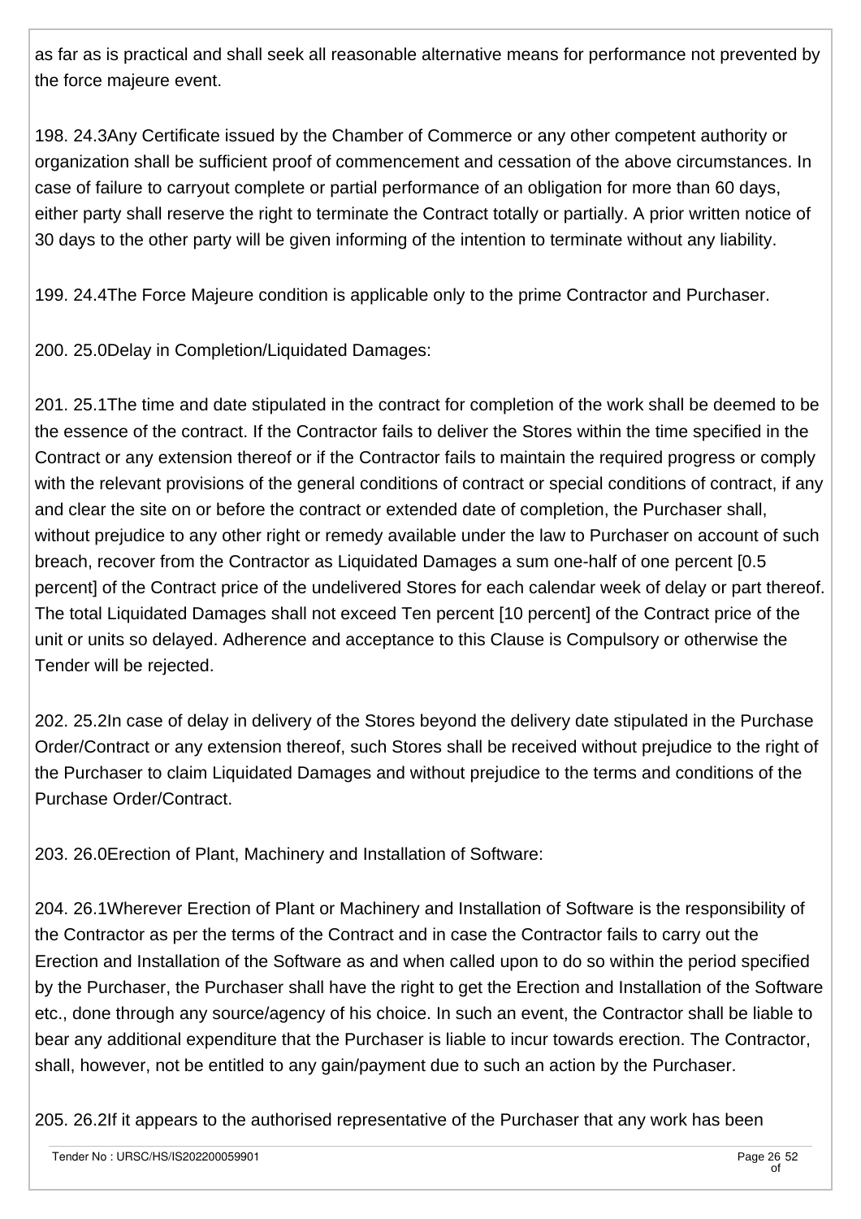as far as is practical and shall seek all reasonable alternative means for performance not prevented by the force majeure event.

198. 24.3Any Certificate issued by the Chamber of Commerce or any other competent authority or organization shall be sufficient proof of commencement and cessation of the above circumstances. In case of failure to carryout complete or partial performance of an obligation for more than 60 days, either party shall reserve the right to terminate the Contract totally or partially. A prior written notice of 30 days to the other party will be given informing of the intention to terminate without any liability.

199. 24.4The Force Majeure condition is applicable only to the prime Contractor and Purchaser.

200. 25.0Delay in Completion/Liquidated Damages:

201. 25.1The time and date stipulated in the contract for completion of the work shall be deemed to be the essence of the contract. If the Contractor fails to deliver the Stores within the time specified in the Contract or any extension thereof or if the Contractor fails to maintain the required progress or comply with the relevant provisions of the general conditions of contract or special conditions of contract, if any and clear the site on or before the contract or extended date of completion, the Purchaser shall, without prejudice to any other right or remedy available under the law to Purchaser on account of such breach, recover from the Contractor as Liquidated Damages a sum one-half of one percent [0.5 percent] of the Contract price of the undelivered Stores for each calendar week of delay or part thereof. The total Liquidated Damages shall not exceed Ten percent [10 percent] of the Contract price of the unit or units so delayed. Adherence and acceptance to this Clause is Compulsory or otherwise the Tender will be rejected.

202. 25.2In case of delay in delivery of the Stores beyond the delivery date stipulated in the Purchase Order/Contract or any extension thereof, such Stores shall be received without prejudice to the right of the Purchaser to claim Liquidated Damages and without prejudice to the terms and conditions of the Purchase Order/Contract.

203. 26.0Erection of Plant, Machinery and Installation of Software:

204. 26.1Wherever Erection of Plant or Machinery and Installation of Software is the responsibility of the Contractor as per the terms of the Contract and in case the Contractor fails to carry out the Erection and Installation of the Software as and when called upon to do so within the period specified by the Purchaser, the Purchaser shall have the right to get the Erection and Installation of the Software etc., done through any source/agency of his choice. In such an event, the Contractor shall be liable to bear any additional expenditure that the Purchaser is liable to incur towards erection. The Contractor, shall, however, not be entitled to any gain/payment due to such an action by the Purchaser.

205. 26.2If it appears to the authorised representative of the Purchaser that any work has been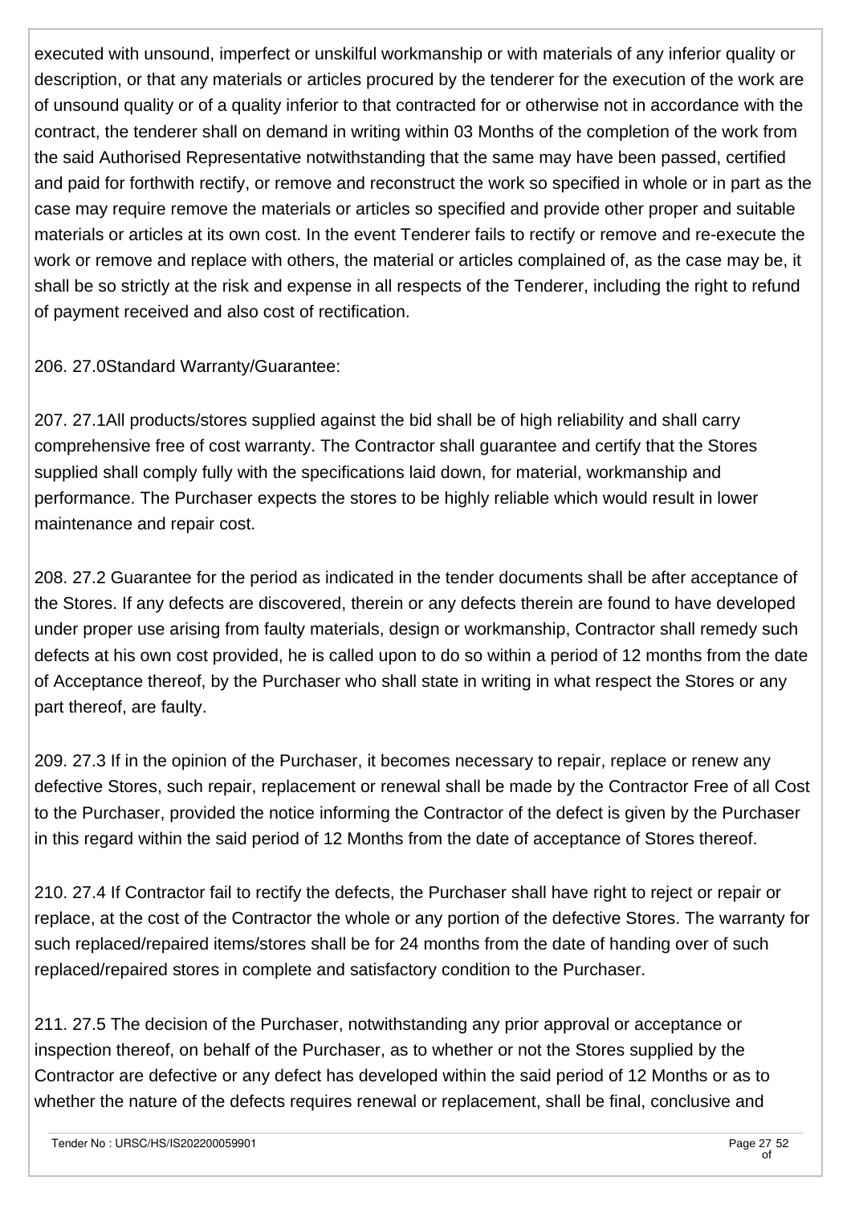executed with unsound, imperfect or unskilful workmanship or with materials of any inferior quality or description, or that any materials or articles procured by the tenderer for the execution of the work are of unsound quality or of a quality inferior to that contracted for or otherwise not in accordance with the contract, the tenderer shall on demand in writing within 03 Months of the completion of the work from the said Authorised Representative notwithstanding that the same may have been passed, certified and paid for forthwith rectify, or remove and reconstruct the work so specified in whole or in part as the case may require remove the materials or articles so specified and provide other proper and suitable materials or articles at its own cost. In the event Tenderer fails to rectify or remove and re-execute the work or remove and replace with others, the material or articles complained of, as the case may be, it shall be so strictly at the risk and expense in all respects of the Tenderer, including the right to refund of payment received and also cost of rectification.

206. 27.0Standard Warranty/Guarantee:

207. 27.1All products/stores supplied against the bid shall be of high reliability and shall carry comprehensive free of cost warranty. The Contractor shall guarantee and certify that the Stores supplied shall comply fully with the specifications laid down, for material, workmanship and performance. The Purchaser expects the stores to be highly reliable which would result in lower maintenance and repair cost.

208. 27.2 Guarantee for the period as indicated in the tender documents shall be after acceptance of the Stores. If any defects are discovered, therein or any defects therein are found to have developed under proper use arising from faulty materials, design or workmanship, Contractor shall remedy such defects at his own cost provided, he is called upon to do so within a period of 12 months from the date of Acceptance thereof, by the Purchaser who shall state in writing in what respect the Stores or any part thereof, are faulty.

209. 27.3 If in the opinion of the Purchaser, it becomes necessary to repair, replace or renew any defective Stores, such repair, replacement or renewal shall be made by the Contractor Free of all Cost to the Purchaser, provided the notice informing the Contractor of the defect is given by the Purchaser in this regard within the said period of 12 Months from the date of acceptance of Stores thereof.

210. 27.4 If Contractor fail to rectify the defects, the Purchaser shall have right to reject or repair or replace, at the cost of the Contractor the whole or any portion of the defective Stores. The warranty for such replaced/repaired items/stores shall be for 24 months from the date of handing over of such replaced/repaired stores in complete and satisfactory condition to the Purchaser.

211. 27.5 The decision of the Purchaser, notwithstanding any prior approval or acceptance or inspection thereof, on behalf of the Purchaser, as to whether or not the Stores supplied by the Contractor are defective or any defect has developed within the said period of 12 Months or as to whether the nature of the defects requires renewal or replacement, shall be final, conclusive and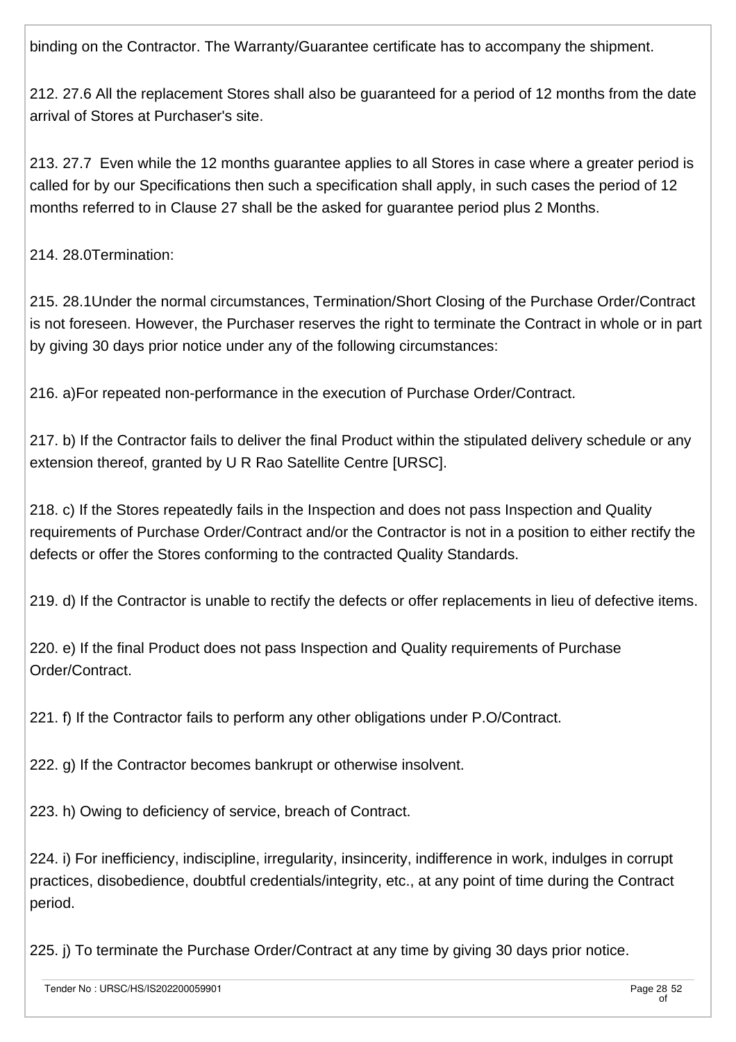binding on the Contractor. The Warranty/Guarantee certificate has to accompany the shipment.

212. 27.6 All the replacement Stores shall also be guaranteed for a period of 12 months from the date arrival of Stores at Purchaser's site.

213. 27.7 Even while the 12 months guarantee applies to all Stores in case where a greater period is called for by our Specifications then such a specification shall apply, in such cases the period of 12 months referred to in Clause 27 shall be the asked for guarantee period plus 2 Months.

214. 28.0Termination:

215. 28.1Under the normal circumstances, Termination/Short Closing of the Purchase Order/Contract is not foreseen. However, the Purchaser reserves the right to terminate the Contract in whole or in part by giving 30 days prior notice under any of the following circumstances:

216. a)For repeated non-performance in the execution of Purchase Order/Contract.

217. b) If the Contractor fails to deliver the final Product within the stipulated delivery schedule or any extension thereof, granted by U R Rao Satellite Centre [URSC].

218. c) If the Stores repeatedly fails in the Inspection and does not pass Inspection and Quality requirements of Purchase Order/Contract and/or the Contractor is not in a position to either rectify the defects or offer the Stores conforming to the contracted Quality Standards.

219. d) If the Contractor is unable to rectify the defects or offer replacements in lieu of defective items.

220. e) If the final Product does not pass Inspection and Quality requirements of Purchase Order/Contract.

221. f) If the Contractor fails to perform any other obligations under P.O/Contract.

222. g) If the Contractor becomes bankrupt or otherwise insolvent.

223. h) Owing to deficiency of service, breach of Contract.

224. i) For inefficiency, indiscipline, irregularity, insincerity, indifference in work, indulges in corrupt practices, disobedience, doubtful credentials/integrity, etc., at any point of time during the Contract period.

225. j) To terminate the Purchase Order/Contract at any time by giving 30 days prior notice.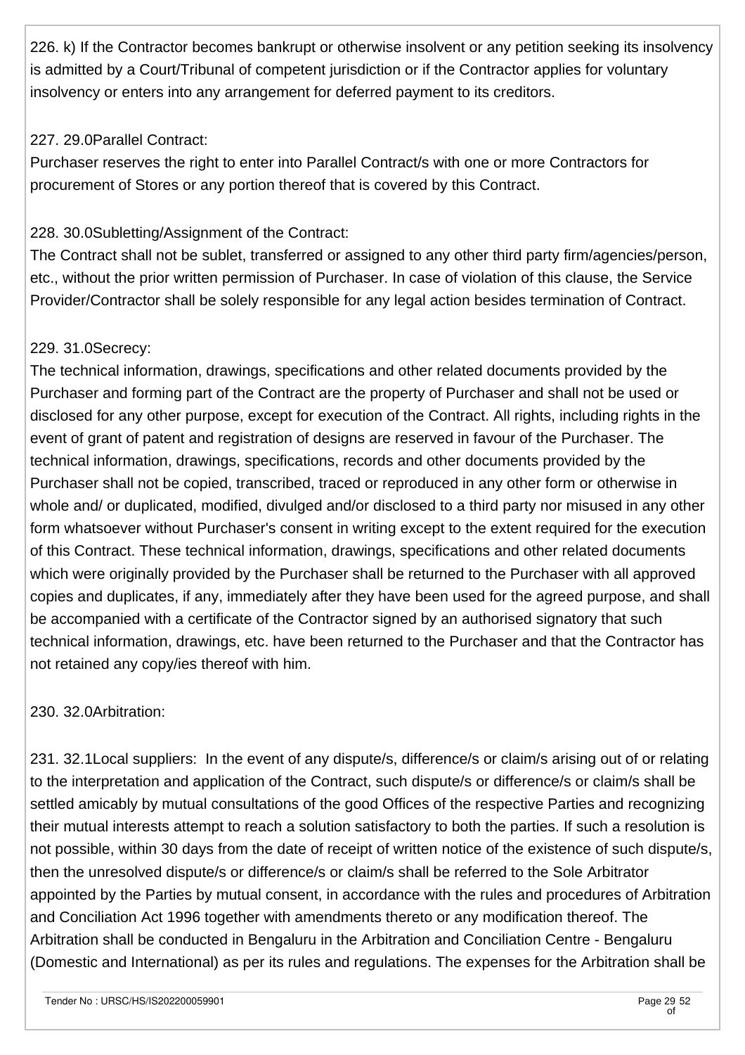226. k) If the Contractor becomes bankrupt or otherwise insolvent or any petition seeking its insolvency is admitted by a Court/Tribunal of competent jurisdiction or if the Contractor applies for voluntary insolvency or enters into any arrangement for deferred payment to its creditors.

227. 29.0Parallel Contract:
Purchaser reserves the right to enter into Parallel Contract/s with one or more Contractors for procurement of Stores or any portion thereof that is covered by this Contract.

228. 30.0Subletting/Assignment of the Contract:
The Contract shall not be sublet, transferred or assigned to any other third party firm/agencies/person, etc., without the prior written permission of Purchaser. In case of violation of this clause, the Service Provider/Contractor shall be solely responsible for any legal action besides termination of Contract.

229. 31.0Secrecy:
The technical information, drawings, specifications and other related documents provided by the Purchaser and forming part of the Contract are the property of Purchaser and shall not be used or disclosed for any other purpose, except for execution of the Contract. All rights, including rights in the event of grant of patent and registration of designs are reserved in favour of the Purchaser. The technical information, drawings, specifications, records and other documents provided by the Purchaser shall not be copied, transcribed, traced or reproduced in any other form or otherwise in whole and/ or duplicated, modified, divulged and/or disclosed to a third party nor misused in any other form whatsoever without Purchaser's consent in writing except to the extent required for the execution of this Contract. These technical information, drawings, specifications and other related documents which were originally provided by the Purchaser shall be returned to the Purchaser with all approved copies and duplicates, if any, immediately after they have been used for the agreed purpose, and shall be accompanied with a certificate of the Contractor signed by an authorised signatory that such technical information, drawings, etc. have been returned to the Purchaser and that the Contractor has not retained any copy/ies thereof with him.

230. 32.0Arbitration:

231. 32.1Local suppliers: In the event of any dispute/s, difference/s or claim/s arising out of or relating to the interpretation and application of the Contract, such dispute/s or difference/s or claim/s shall be settled amicably by mutual consultations of the good Offices of the respective Parties and recognizing their mutual interests attempt to reach a solution satisfactory to both the parties. If such a resolution is not possible, within 30 days from the date of receipt of written notice of the existence of such dispute/s, then the unresolved dispute/s or difference/s or claim/s shall be referred to the Sole Arbitrator appointed by the Parties by mutual consent, in accordance with the rules and procedures of Arbitration and Conciliation Act 1996 together with amendments thereto or any modification thereof. The Arbitration shall be conducted in Bengaluru in the Arbitration and Conciliation Centre - Bengaluru (Domestic and International) as per its rules and regulations. The expenses for the Arbitration shall be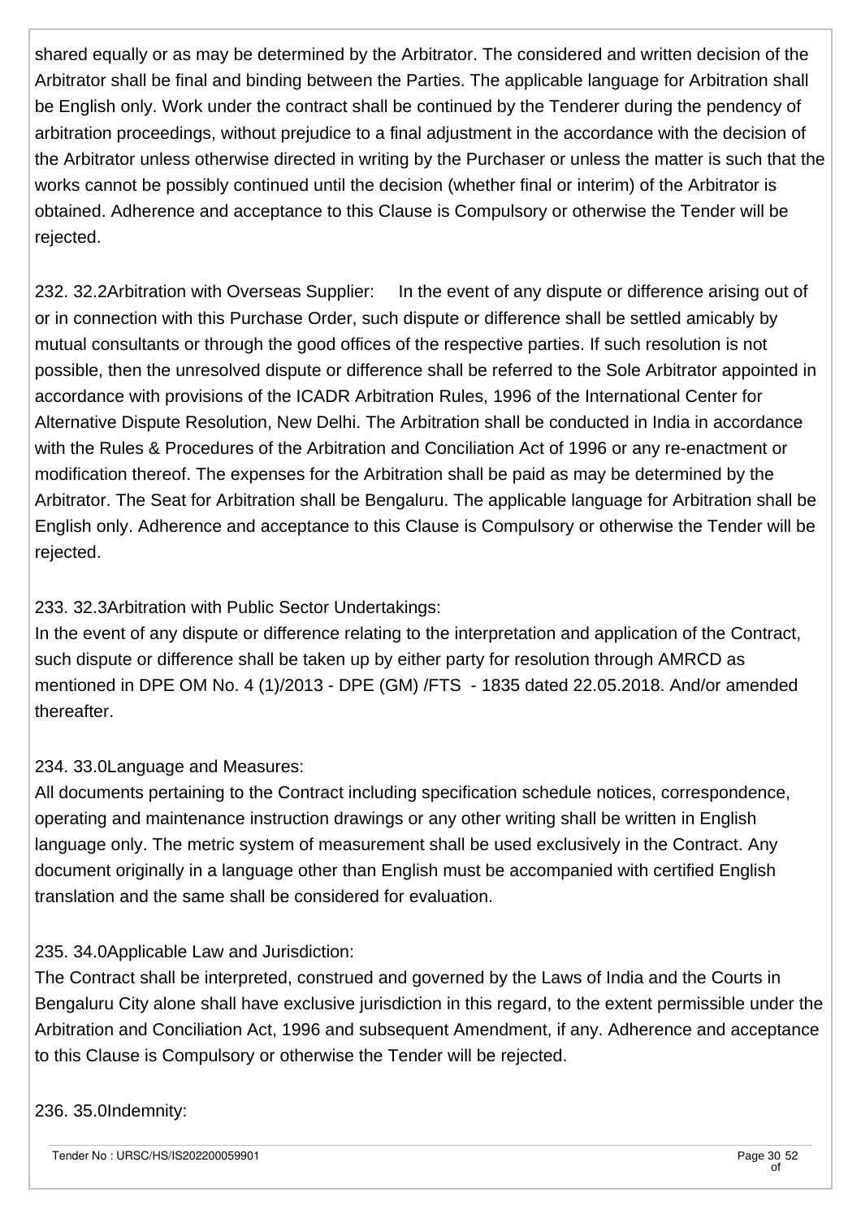shared equally or as may be determined by the Arbitrator. The considered and written decision of the Arbitrator shall be final and binding between the Parties. The applicable language for Arbitration shall be English only. Work under the contract shall be continued by the Tenderer during the pendency of arbitration proceedings, without prejudice to a final adjustment in the accordance with the decision of the Arbitrator unless otherwise directed in writing by the Purchaser or unless the matter is such that the works cannot be possibly continued until the decision (whether final or interim) of the Arbitrator is obtained. Adherence and acceptance to this Clause is Compulsory or otherwise the Tender will be rejected.

232. 32.2Arbitration with Overseas Supplier: In the event of any dispute or difference arising out of or in connection with this Purchase Order, such dispute or difference shall be settled amicably by mutual consultants or through the good offices of the respective parties. If such resolution is not possible, then the unresolved dispute or difference shall be referred to the Sole Arbitrator appointed in accordance with provisions of the ICADR Arbitration Rules, 1996 of the International Center for Alternative Dispute Resolution, New Delhi. The Arbitration shall be conducted in India in accordance with the Rules & Procedures of the Arbitration and Conciliation Act of 1996 or any re-enactment or modification thereof. The expenses for the Arbitration shall be paid as may be determined by the Arbitrator. The Seat for Arbitration shall be Bengaluru. The applicable language for Arbitration shall be English only. Adherence and acceptance to this Clause is Compulsory or otherwise the Tender will be rejected.

233. 32.3Arbitration with Public Sector Undertakings:
In the event of any dispute or difference relating to the interpretation and application of the Contract, such dispute or difference shall be taken up by either party for resolution through AMRCD as mentioned in DPE OM No. 4 (1)/2013 - DPE (GM) /FTS - 1835 dated 22.05.2018. And/or amended thereafter.

234. 33.0Language and Measures:
All documents pertaining to the Contract including specification schedule notices, correspondence, operating and maintenance instruction drawings or any other writing shall be written in English language only. The metric system of measurement shall be used exclusively in the Contract. Any document originally in a language other than English must be accompanied with certified English translation and the same shall be considered for evaluation.

235. 34.0Applicable Law and Jurisdiction:
The Contract shall be interpreted, construed and governed by the Laws of India and the Courts in Bengaluru City alone shall have exclusive jurisdiction in this regard, to the extent permissible under the Arbitration and Conciliation Act, 1996 and subsequent Amendment, if any. Adherence and acceptance to this Clause is Compulsory or otherwise the Tender will be rejected.

236. 35.0Indemnity: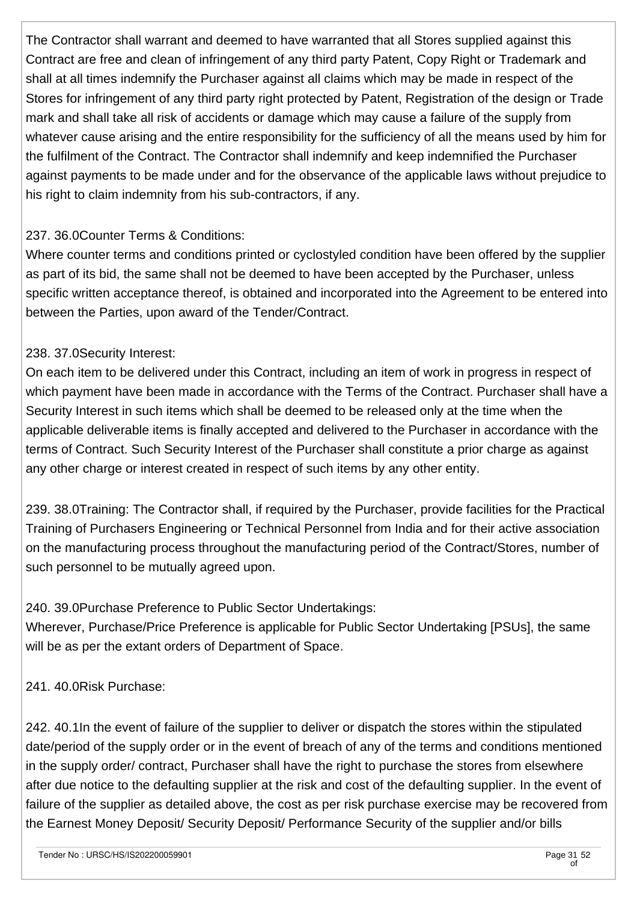The Contractor shall warrant and deemed to have warranted that all Stores supplied against this Contract are free and clean of infringement of any third party Patent, Copy Right or Trademark and shall at all times indemnify the Purchaser against all claims which may be made in respect of the Stores for infringement of any third party right protected by Patent, Registration of the design or Trade mark and shall take all risk of accidents or damage which may cause a failure of the supply from whatever cause arising and the entire responsibility for the sufficiency of all the means used by him for the fulfilment of the Contract. The Contractor shall indemnify and keep indemnified the Purchaser against payments to be made under and for the observance of the applicable laws without prejudice to his right to claim indemnity from his sub-contractors, if any.

237. 36.0Counter Terms & Conditions:
Where counter terms and conditions printed or cyclostyled condition have been offered by the supplier as part of its bid, the same shall not be deemed to have been accepted by the Purchaser, unless specific written acceptance thereof, is obtained and incorporated into the Agreement to be entered into between the Parties, upon award of the Tender/Contract.

238. 37.0Security Interest:
On each item to be delivered under this Contract, including an item of work in progress in respect of which payment have been made in accordance with the Terms of the Contract. Purchaser shall have a Security Interest in such items which shall be deemed to be released only at the time when the applicable deliverable items is finally accepted and delivered to the Purchaser in accordance with the terms of Contract. Such Security Interest of the Purchaser shall constitute a prior charge as against any other charge or interest created in respect of such items by any other entity.

239. 38.0Training: The Contractor shall, if required by the Purchaser, provide facilities for the Practical Training of Purchasers Engineering or Technical Personnel from India and for their active association on the manufacturing process throughout the manufacturing period of the Contract/Stores, number of such personnel to be mutually agreed upon.

240. 39.0Purchase Preference to Public Sector Undertakings:
Wherever, Purchase/Price Preference is applicable for Public Sector Undertaking [PSUs], the same will be as per the extant orders of Department of Space.

241. 40.0Risk Purchase:

242. 40.1In the event of failure of the supplier to deliver or dispatch the stores within the stipulated date/period of the supply order or in the event of breach of any of the terms and conditions mentioned in the supply order/ contract, Purchaser shall have the right to purchase the stores from elsewhere after due notice to the defaulting supplier at the risk and cost of the defaulting supplier. In the event of failure of the supplier as detailed above, the cost as per risk purchase exercise may be recovered from the Earnest Money Deposit/ Security Deposit/ Performance Security of the supplier and/or bills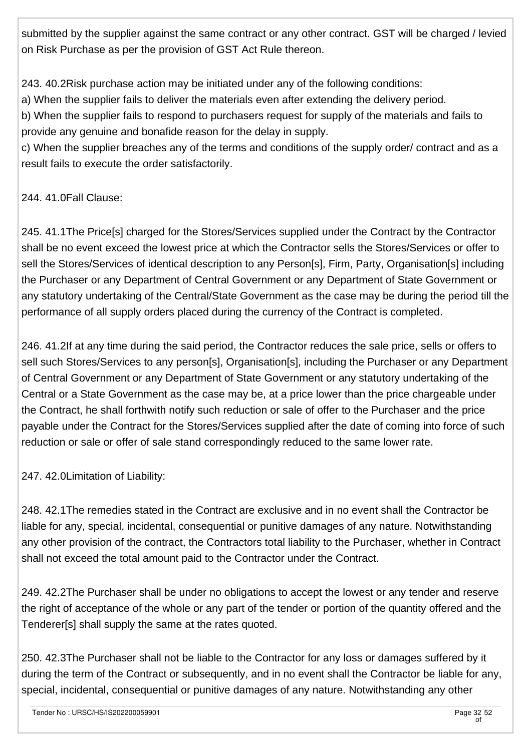submitted by the supplier against the same contract or any other contract. GST will be charged / levied on Risk Purchase as per the provision of GST Act Rule thereon.

243. 40.2Risk purchase action may be initiated under any of the following conditions:
a) When the supplier fails to deliver the materials even after extending the delivery period.
b) When the supplier fails to respond to purchasers request for supply of the materials and fails to provide any genuine and bonafide reason for the delay in supply.
c) When the supplier breaches any of the terms and conditions of the supply order/ contract and as a result fails to execute the order satisfactorily.

244. 41.0Fall Clause:

245. 41.1The Price[s] charged for the Stores/Services supplied under the Contract by the Contractor shall be no event exceed the lowest price at which the Contractor sells the Stores/Services or offer to sell the Stores/Services of identical description to any Person[s], Firm, Party, Organisation[s] including the Purchaser or any Department of Central Government or any Department of State Government or any statutory undertaking of the Central/State Government as the case may be during the period till the performance of all supply orders placed during the currency of the Contract is completed.

246. 41.2If at any time during the said period, the Contractor reduces the sale price, sells or offers to sell such Stores/Services to any person[s], Organisation[s], including the Purchaser or any Department of Central Government or any Department of State Government or any statutory undertaking of the Central or a State Government as the case may be, at a price lower than the price chargeable under the Contract, he shall forthwith notify such reduction or sale of offer to the Purchaser and the price payable under the Contract for the Stores/Services supplied after the date of coming into force of such reduction or sale or offer of sale stand correspondingly reduced to the same lower rate.

247. 42.0Limitation of Liability:

248. 42.1The remedies stated in the Contract are exclusive and in no event shall the Contractor be liable for any, special, incidental, consequential or punitive damages of any nature. Notwithstanding any other provision of the contract, the Contractors total liability to the Purchaser, whether in Contract shall not exceed the total amount paid to the Contractor under the Contract.

249. 42.2The Purchaser shall be under no obligations to accept the lowest or any tender and reserve the right of acceptance of the whole or any part of the tender or portion of the quantity offered and the Tenderer[s] shall supply the same at the rates quoted.

250. 42.3The Purchaser shall not be liable to the Contractor for any loss or damages suffered by it during the term of the Contract or subsequently, and in no event shall the Contractor be liable for any, special, incidental, consequential or punitive damages of any nature. Notwithstanding any other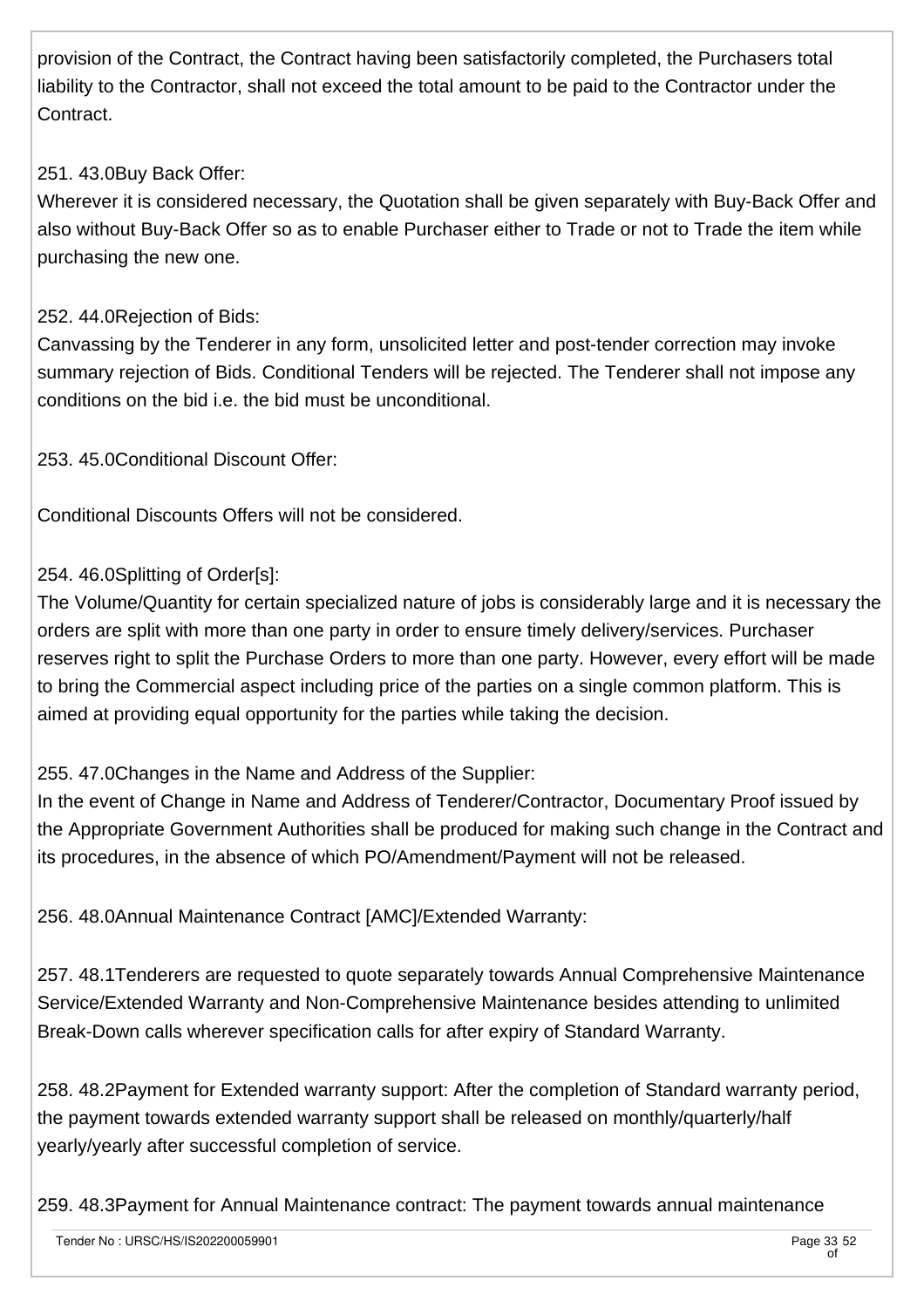provision of the Contract, the Contract having been satisfactorily completed, the Purchasers total liability to the Contractor, shall not exceed the total amount to be paid to the Contractor under the Contract.

251. 43.0Buy Back Offer:
Wherever it is considered necessary, the Quotation shall be given separately with Buy-Back Offer and also without Buy-Back Offer so as to enable Purchaser either to Trade or not to Trade the item while purchasing the new one.

252. 44.0Rejection of Bids:
Canvassing by the Tenderer in any form, unsolicited letter and post-tender correction may invoke summary rejection of Bids. Conditional Tenders will be rejected. The Tenderer shall not impose any conditions on the bid i.e. the bid must be unconditional.

253. 45.0Conditional Discount Offer:

Conditional Discounts Offers will not be considered.

254. 46.0Splitting of Order[s]:
The Volume/Quantity for certain specialized nature of jobs is considerably large and it is necessary the orders are split with more than one party in order to ensure timely delivery/services. Purchaser reserves right to split the Purchase Orders to more than one party. However, every effort will be made to bring the Commercial aspect including price of the parties on a single common platform. This is aimed at providing equal opportunity for the parties while taking the decision.

255. 47.0Changes in the Name and Address of the Supplier:
In the event of Change in Name and Address of Tenderer/Contractor, Documentary Proof issued by the Appropriate Government Authorities shall be produced for making such change in the Contract and its procedures, in the absence of which PO/Amendment/Payment will not be released.

256. 48.0Annual Maintenance Contract [AMC]/Extended Warranty:

257. 48.1Tenderers are requested to quote separately towards Annual Comprehensive Maintenance Service/Extended Warranty and Non-Comprehensive Maintenance besides attending to unlimited Break-Down calls wherever specification calls for after expiry of Standard Warranty.

258. 48.2Payment for Extended warranty support: After the completion of Standard warranty period, the payment towards extended warranty support shall be released on monthly/quarterly/half yearly/yearly after successful completion of service.

259. 48.3Payment for Annual Maintenance contract: The payment towards annual maintenance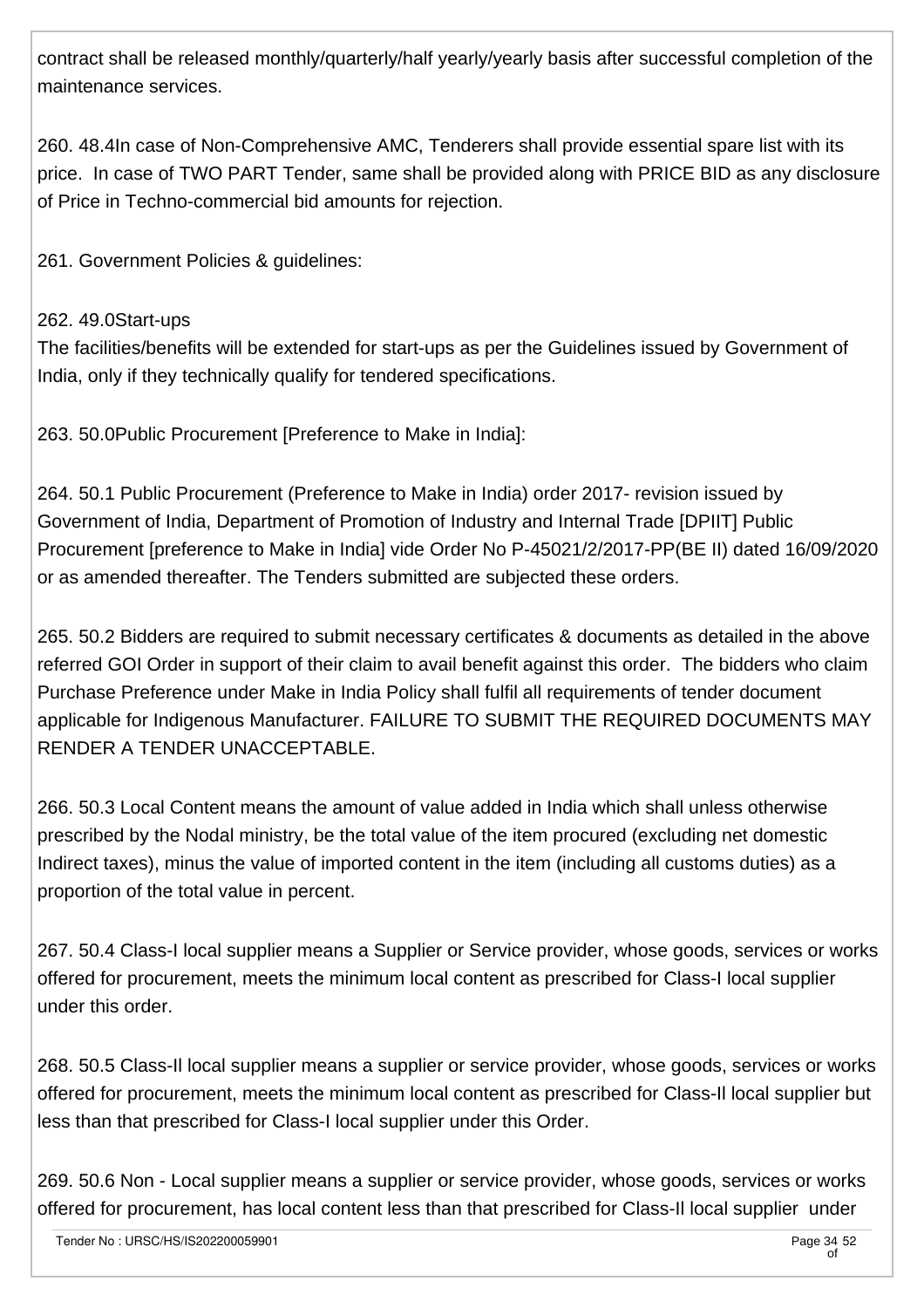contract shall be released monthly/quarterly/half yearly/yearly basis after successful completion of the maintenance services.

260. 48.4In case of Non-Comprehensive AMC, Tenderers shall provide essential spare list with its price. In case of TWO PART Tender, same shall be provided along with PRICE BID as any disclosure of Price in Techno-commercial bid amounts for rejection.

261. Government Policies & guidelines:

262. 49.0Start-ups
The facilities/benefits will be extended for start-ups as per the Guidelines issued by Government of India, only if they technically qualify for tendered specifications.

263. 50.0Public Procurement [Preference to Make in India]:

264. 50.1 Public Procurement (Preference to Make in India) order 2017- revision issued by Government of India, Department of Promotion of Industry and Internal Trade [DPIIT] Public Procurement [preference to Make in India] vide Order No P-45021/2/2017-PP(BE II) dated 16/09/2020 or as amended thereafter. The Tenders submitted are subjected these orders.

265. 50.2 Bidders are required to submit necessary certificates & documents as detailed in the above referred GOI Order in support of their claim to avail benefit against this order. The bidders who claim Purchase Preference under Make in India Policy shall fulfil all requirements of tender document applicable for Indigenous Manufacturer. FAILURE TO SUBMIT THE REQUIRED DOCUMENTS MAY RENDER A TENDER UNACCEPTABLE.

266. 50.3 Local Content means the amount of value added in India which shall unless otherwise prescribed by the Nodal ministry, be the total value of the item procured (excluding net domestic Indirect taxes), minus the value of imported content in the item (including all customs duties) as a proportion of the total value in percent.

267. 50.4 Class-I local supplier means a Supplier or Service provider, whose goods, services or works offered for procurement, meets the minimum local content as prescribed for Class-I local supplier under this order.

268. 50.5 Class-II local supplier means a supplier or service provider, whose goods, services or works offered for procurement, meets the minimum local content as prescribed for Class-II local supplier but less than that prescribed for Class-I local supplier under this Order.

269. 50.6 Non - Local supplier means a supplier or service provider, whose goods, services or works offered for procurement, has local content less than that prescribed for Class-II local supplier under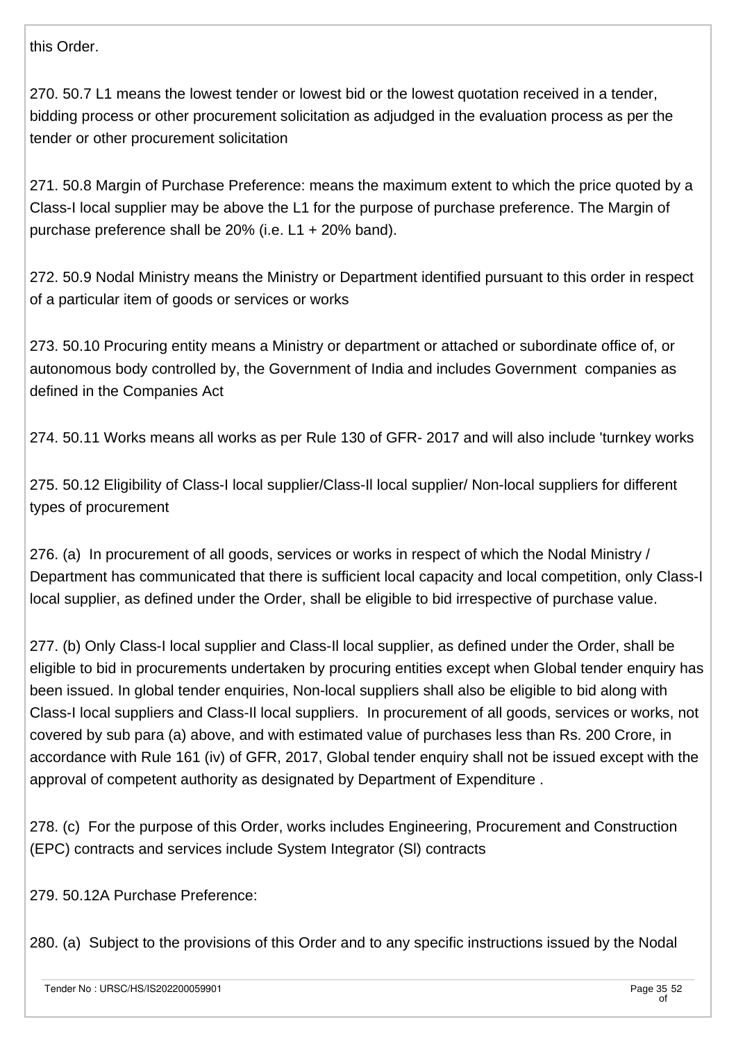this Order.

270. 50.7 L1 means the lowest tender or lowest bid or the lowest quotation received in a tender, bidding process or other procurement solicitation as adjudged in the evaluation process as per the tender or other procurement solicitation

271. 50.8 Margin of Purchase Preference: means the maximum extent to which the price quoted by a Class-I local supplier may be above the L1 for the purpose of purchase preference. The Margin of purchase preference shall be 20% (i.e. L1 + 20% band).

272. 50.9 Nodal Ministry means the Ministry or Department identified pursuant to this order in respect of a particular item of goods or services or works

273. 50.10 Procuring entity means a Ministry or department or attached or subordinate office of, or autonomous body controlled by, the Government of India and includes Government companies as defined in the Companies Act

274. 50.11 Works means all works as per Rule 130 of GFR- 2017 and will also include 'turnkey works

275. 50.12 Eligibility of Class-I local supplier/Class-Il local supplier/ Non-local suppliers for different types of procurement

276. (a) In procurement of all goods, services or works in respect of which the Nodal Ministry / Department has communicated that there is sufficient local capacity and local competition, only Class-I local supplier, as defined under the Order, shall be eligible to bid irrespective of purchase value.

277. (b) Only Class-I local supplier and Class-Il local supplier, as defined under the Order, shall be eligible to bid in procurements undertaken by procuring entities except when Global tender enquiry has been issued. In global tender enquiries, Non-local suppliers shall also be eligible to bid along with Class-I local suppliers and Class-Il local suppliers. In procurement of all goods, services or works, not covered by sub para (a) above, and with estimated value of purchases less than Rs. 200 Crore, in accordance with Rule 161 (iv) of GFR, 2017, Global tender enquiry shall not be issued except with the approval of competent authority as designated by Department of Expenditure .

278. (c) For the purpose of this Order, works includes Engineering, Procurement and Construction (EPC) contracts and services include System Integrator (Sl) contracts

279. 50.12A Purchase Preference:

280. (a) Subject to the provisions of this Order and to any specific instructions issued by the Nodal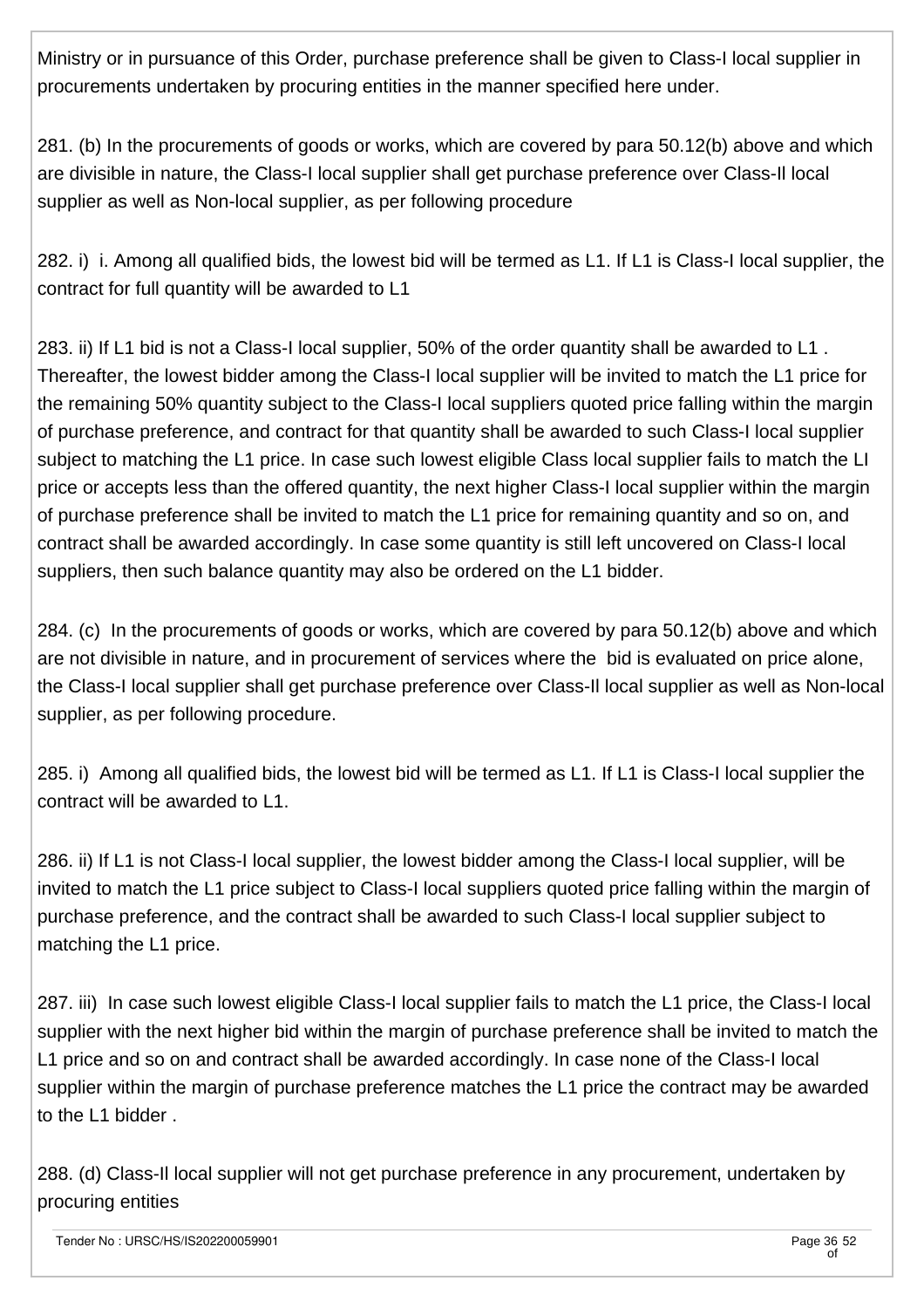Ministry or in pursuance of this Order, purchase preference shall be given to Class-I local supplier in procurements undertaken by procuring entities in the manner specified here under.

281. (b) In the procurements of goods or works, which are covered by para 50.12(b) above and which are divisible in nature, the Class-I local supplier shall get purchase preference over Class-Il local supplier as well as Non-local supplier, as per following procedure

282. i) i. Among all qualified bids, the lowest bid will be termed as L1. If L1 is Class-I local supplier, the contract for full quantity will be awarded to L1

283. ii) If L1 bid is not a Class-I local supplier, 50% of the order quantity shall be awarded to L1 . Thereafter, the lowest bidder among the Class-I local supplier will be invited to match the L1 price for the remaining 50% quantity subject to the Class-I local suppliers quoted price falling within the margin of purchase preference, and contract for that quantity shall be awarded to such Class-I local supplier subject to matching the L1 price. In case such lowest eligible Class local supplier fails to match the LI price or accepts less than the offered quantity, the next higher Class-I local supplier within the margin of purchase preference shall be invited to match the L1 price for remaining quantity and so on, and contract shall be awarded accordingly. In case some quantity is still left uncovered on Class-I local suppliers, then such balance quantity may also be ordered on the L1 bidder.

284. (c) In the procurements of goods or works, which are covered by para 50.12(b) above and which are not divisible in nature, and in procurement of services where the bid is evaluated on price alone, the Class-I local supplier shall get purchase preference over Class-Il local supplier as well as Non-local supplier, as per following procedure.

285. i) Among all qualified bids, the lowest bid will be termed as L1. If L1 is Class-I local supplier the contract will be awarded to L1.

286. ii) If L1 is not Class-I local supplier, the lowest bidder among the Class-I local supplier, will be invited to match the L1 price subject to Class-I local suppliers quoted price falling within the margin of purchase preference, and the contract shall be awarded to such Class-I local supplier subject to matching the L1 price.

287. iii) In case such lowest eligible Class-I local supplier fails to match the L1 price, the Class-I local supplier with the next higher bid within the margin of purchase preference shall be invited to match the L1 price and so on and contract shall be awarded accordingly. In case none of the Class-I local supplier within the margin of purchase preference matches the L1 price the contract may be awarded to the L1 bidder .

288. (d) Class-Il local supplier will not get purchase preference in any procurement, undertaken by procuring entities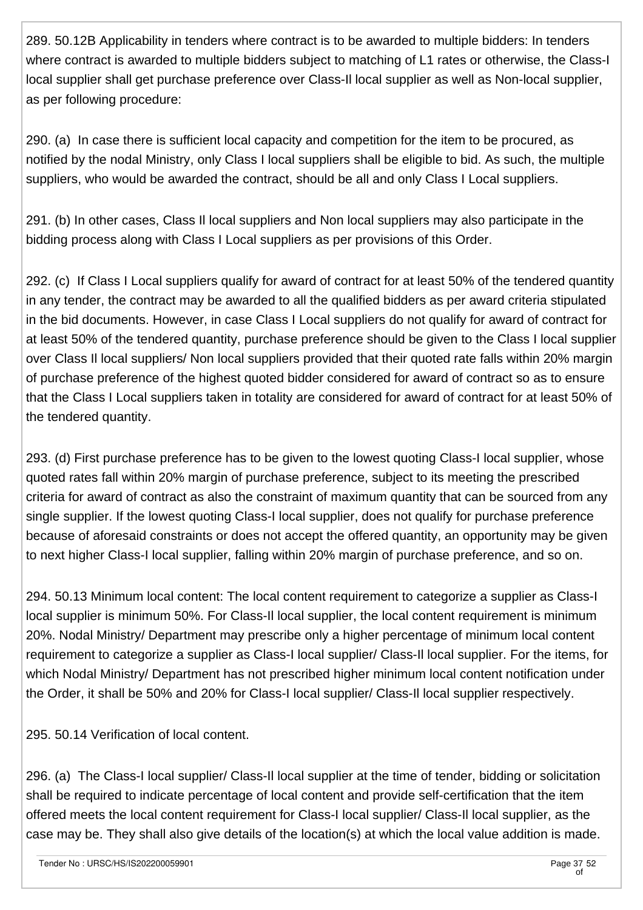289. 50.12B Applicability in tenders where contract is to be awarded to multiple bidders: In tenders where contract is awarded to multiple bidders subject to matching of L1 rates or otherwise, the Class-I local supplier shall get purchase preference over Class-Il local supplier as well as Non-local supplier, as per following procedure:

290. (a) In case there is sufficient local capacity and competition for the item to be procured, as notified by the nodal Ministry, only Class I local suppliers shall be eligible to bid. As such, the multiple suppliers, who would be awarded the contract, should be all and only Class I Local suppliers.

291. (b) In other cases, Class Il local suppliers and Non local suppliers may also participate in the bidding process along with Class I Local suppliers as per provisions of this Order.

292. (c) If Class I Local suppliers qualify for award of contract for at least 50% of the tendered quantity in any tender, the contract may be awarded to all the qualified bidders as per award criteria stipulated in the bid documents. However, in case Class I Local suppliers do not qualify for award of contract for at least 50% of the tendered quantity, purchase preference should be given to the Class I local supplier over Class Il local suppliers/ Non local suppliers provided that their quoted rate falls within 20% margin of purchase preference of the highest quoted bidder considered for award of contract so as to ensure that the Class I Local suppliers taken in totality are considered for award of contract for at least 50% of the tendered quantity.

293. (d) First purchase preference has to be given to the lowest quoting Class-I local supplier, whose quoted rates fall within 20% margin of purchase preference, subject to its meeting the prescribed criteria for award of contract as also the constraint of maximum quantity that can be sourced from any single supplier. If the lowest quoting Class-I local supplier, does not qualify for purchase preference because of aforesaid constraints or does not accept the offered quantity, an opportunity may be given to next higher Class-I local supplier, falling within 20% margin of purchase preference, and so on.

294. 50.13 Minimum local content: The local content requirement to categorize a supplier as Class-I local supplier is minimum 50%. For Class-Il local supplier, the local content requirement is minimum 20%. Nodal Ministry/ Department may prescribe only a higher percentage of minimum local content requirement to categorize a supplier as Class-I local supplier/ Class-Il local supplier. For the items, for which Nodal Ministry/ Department has not prescribed higher minimum local content notification under the Order, it shall be 50% and 20% for Class-I local supplier/ Class-Il local supplier respectively.

295. 50.14 Verification of local content.

296. (a) The Class-I local supplier/ Class-Il local supplier at the time of tender, bidding or solicitation shall be required to indicate percentage of local content and provide self-certification that the item offered meets the local content requirement for Class-I local supplier/ Class-Il local supplier, as the case may be. They shall also give details of the location(s) at which the local value addition is made.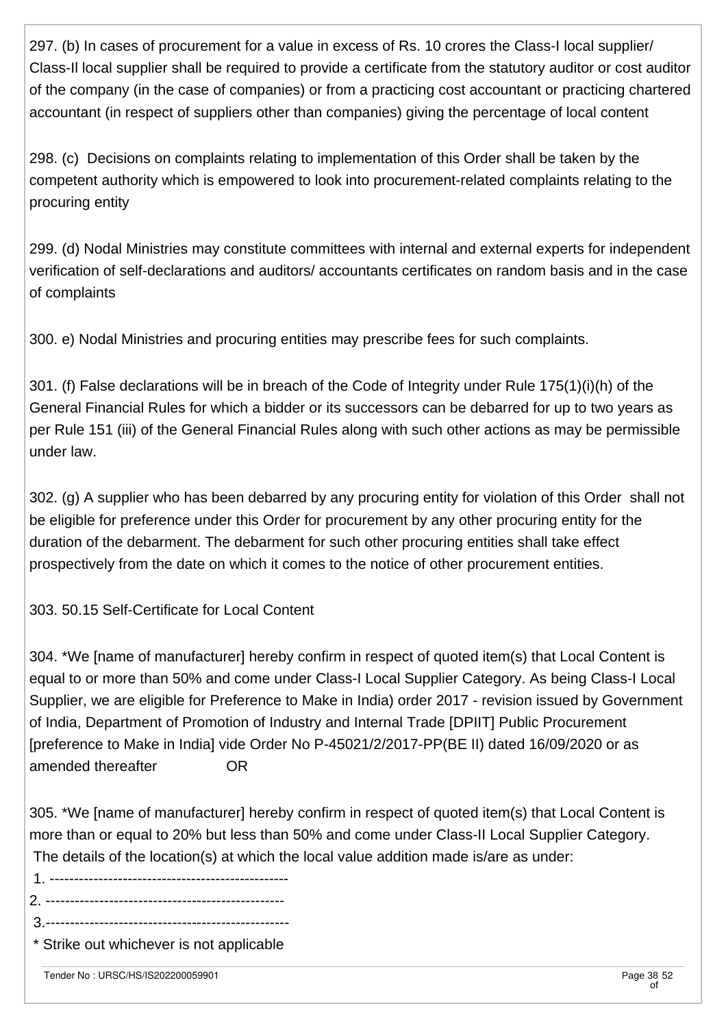297. (b) In cases of procurement for a value in excess of Rs. 10 crores the Class-I local supplier/ Class-II local supplier shall be required to provide a certificate from the statutory auditor or cost auditor of the company (in the case of companies) or from a practicing cost accountant or practicing chartered accountant (in respect of suppliers other than companies) giving the percentage of local content

298. (c) Decisions on complaints relating to implementation of this Order shall be taken by the competent authority which is empowered to look into procurement-related complaints relating to the procuring entity

299. (d) Nodal Ministries may constitute committees with internal and external experts for independent verification of self-declarations and auditors/ accountants certificates on random basis and in the case of complaints

300. e) Nodal Ministries and procuring entities may prescribe fees for such complaints.

301. (f) False declarations will be in breach of the Code of Integrity under Rule 175(1)(i)(h) of the General Financial Rules for which a bidder or its successors can be debarred for up to two years as per Rule 151 (iii) of the General Financial Rules along with such other actions as may be permissible under law.

302. (g) A supplier who has been debarred by any procuring entity for violation of this Order shall not be eligible for preference under this Order for procurement by any other procuring entity for the duration of the debarment. The debarment for such other procuring entities shall take effect prospectively from the date on which it comes to the notice of other procurement entities.

303. 50.15 Self-Certificate for Local Content

304. *We [name of manufacturer] hereby confirm in respect of quoted item(s) that Local Content is equal to or more than 50% and come under Class-I Local Supplier Category. As being Class-I Local Supplier, we are eligible for Preference to Make in India) order 2017 - revision issued by Government of India, Department of Promotion of Industry and Internal Trade [DPIIT] Public Procurement [preference to Make in India] vide Order No P-45021/2/2017-PP(BE II) dated 16/09/2020 or as amended thereafter OR

305. *We [name of manufacturer] hereby confirm in respect of quoted item(s) that Local Content is more than or equal to 20% but less than 50% and come under Class-II Local Supplier Category. The details of the location(s) at which the local value addition made is/are as under:

1. -------------------------------------------------
2. -------------------------------------------------
3. -------------------------------------------------

\* Strike out whichever is not applicable

Tender No : URSC/HS/IS202200059901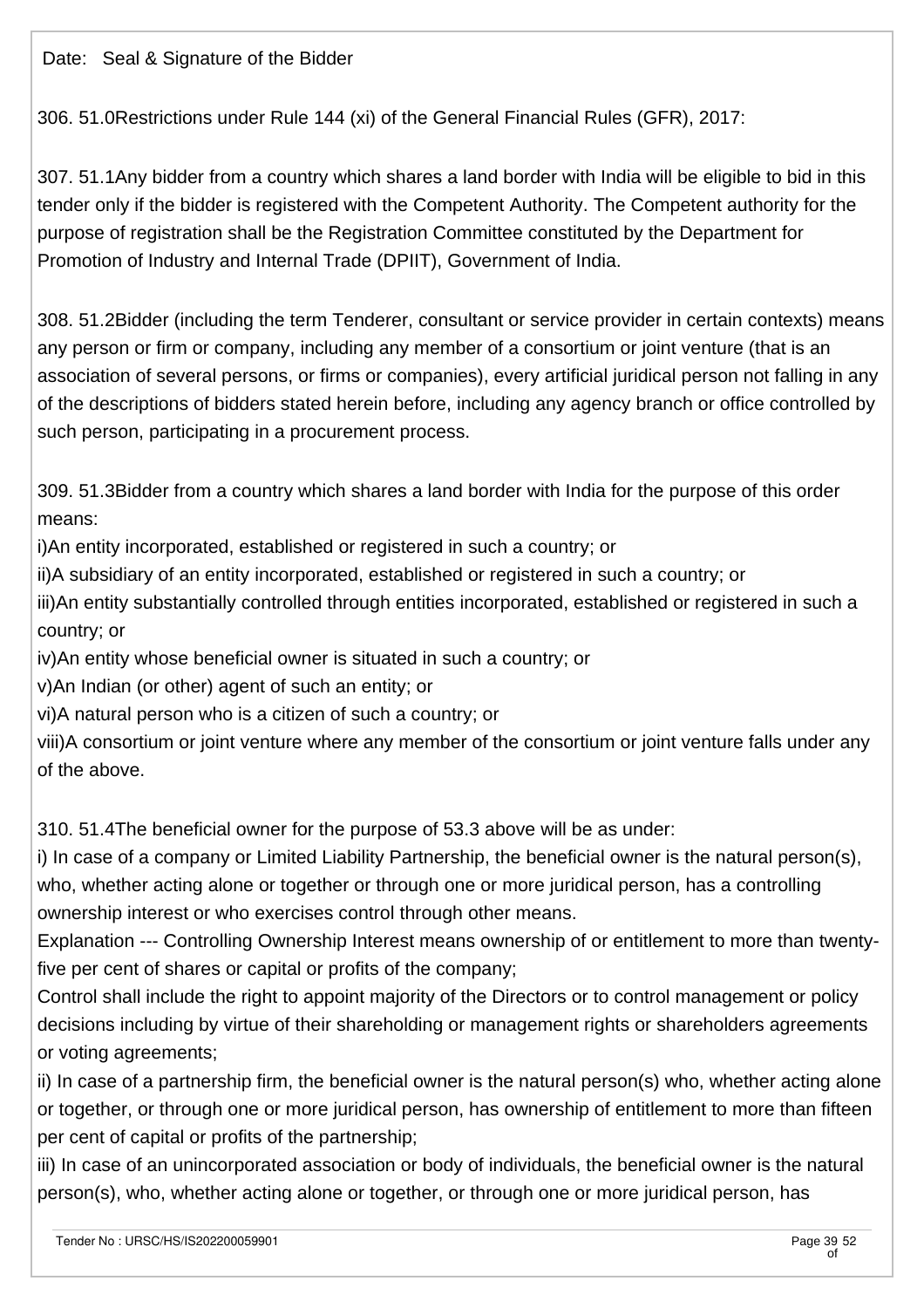Date: Seal & Signature of the Bidder

306. 51.0Restrictions under Rule 144 (xi) of the General Financial Rules (GFR), 2017:

307. 51.1Any bidder from a country which shares a land border with India will be eligible to bid in this tender only if the bidder is registered with the Competent Authority. The Competent authority for the purpose of registration shall be the Registration Committee constituted by the Department for Promotion of Industry and Internal Trade (DPIIT), Government of India.

308. 51.2Bidder (including the term Tenderer, consultant or service provider in certain contexts) means any person or firm or company, including any member of a consortium or joint venture (that is an association of several persons, or firms or companies), every artificial juridical person not falling in any of the descriptions of bidders stated herein before, including any agency branch or office controlled by such person, participating in a procurement process.

309. 51.3Bidder from a country which shares a land border with India for the purpose of this order means:
i)An entity incorporated, established or registered in such a country; or
ii)A subsidiary of an entity incorporated, established or registered in such a country; or
iii)An entity substantially controlled through entities incorporated, established or registered in such a country; or
iv)An entity whose beneficial owner is situated in such a country; or
v)An Indian (or other) agent of such an entity; or
vi)A natural person who is a citizen of such a country; or
viii)A consortium or joint venture where any member of the consortium or joint venture falls under any of the above.

310. 51.4The beneficial owner for the purpose of 53.3 above will be as under:
i) In case of a company or Limited Liability Partnership, the beneficial owner is the natural person(s), who, whether acting alone or together or through one or more juridical person, has a controlling ownership interest or who exercises control through other means.
Explanation --- Controlling Ownership Interest means ownership of or entitlement to more than twenty-five per cent of shares or capital or profits of the company;
Control shall include the right to appoint majority of the Directors or to control management or policy decisions including by virtue of their shareholding or management rights or shareholders agreements or voting agreements;
ii) In case of a partnership firm, the beneficial owner is the natural person(s) who, whether acting alone or together, or through one or more juridical person, has ownership of entitlement to more than fifteen per cent of capital or profits of the partnership;
iii) In case of an unincorporated association or body of individuals, the beneficial owner is the natural person(s), who, whether acting alone or together, or through one or more juridical person, has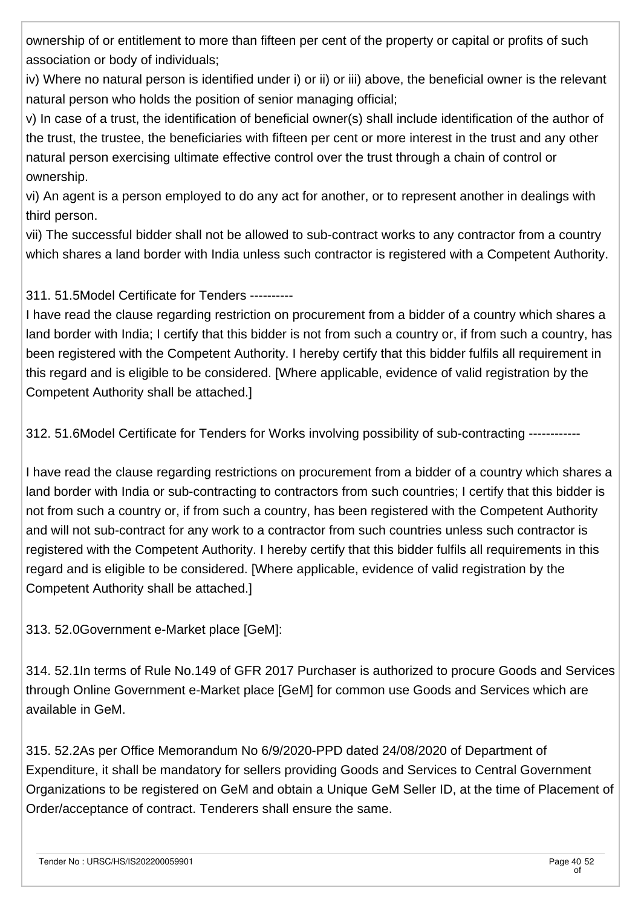ownership of or entitlement to more than fifteen per cent of the property or capital or profits of such association or body of individuals;

iv) Where no natural person is identified under i) or ii) or iii) above, the beneficial owner is the relevant natural person who holds the position of senior managing official;

v) In case of a trust, the identification of beneficial owner(s) shall include identification of the author of the trust, the trustee, the beneficiaries with fifteen per cent or more interest in the trust and any other natural person exercising ultimate effective control over the trust through a chain of control or ownership.

vi) An agent is a person employed to do any act for another, or to represent another in dealings with third person.

vii) The successful bidder shall not be allowed to sub-contract works to any contractor from a country which shares a land border with India unless such contractor is registered with a Competent Authority.

311. 51.5Model Certificate for Tenders ----------

I have read the clause regarding restriction on procurement from a bidder of a country which shares a land border with India; I certify that this bidder is not from such a country or, if from such a country, has been registered with the Competent Authority. I hereby certify that this bidder fulfils all requirement in this regard and is eligible to be considered. [Where applicable, evidence of valid registration by the Competent Authority shall be attached.]

312. 51.6Model Certificate for Tenders for Works involving possibility of sub-contracting ------------

I have read the clause regarding restrictions on procurement from a bidder of a country which shares a land border with India or sub-contracting to contractors from such countries; I certify that this bidder is not from such a country or, if from such a country, has been registered with the Competent Authority and will not sub-contract for any work to a contractor from such countries unless such contractor is registered with the Competent Authority. I hereby certify that this bidder fulfils all requirements in this regard and is eligible to be considered. [Where applicable, evidence of valid registration by the Competent Authority shall be attached.]

313. 52.0Government e-Market place [GeM]:

314. 52.1In terms of Rule No.149 of GFR 2017 Purchaser is authorized to procure Goods and Services through Online Government e-Market place [GeM] for common use Goods and Services which are available in GeM.

315. 52.2As per Office Memorandum No 6/9/2020-PPD dated 24/08/2020 of Department of Expenditure, it shall be mandatory for sellers providing Goods and Services to Central Government Organizations to be registered on GeM and obtain a Unique GeM Seller ID, at the time of Placement of Order/acceptance of contract. Tenderers shall ensure the same.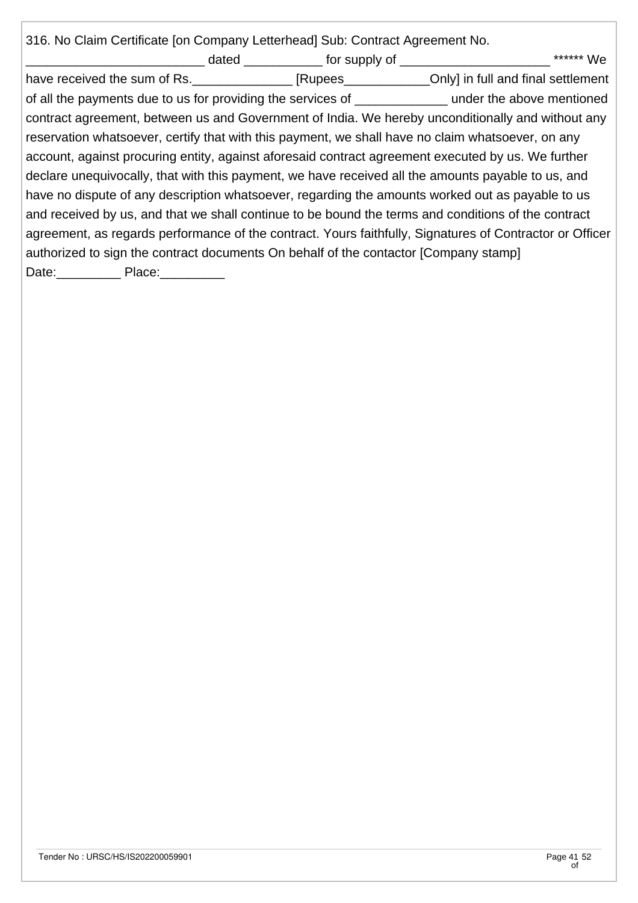316. No Claim Certificate [on Company Letterhead] Sub: Contract Agreement No. ________________________ dated ___________ for supply of _____________________ ****** We have received the sum of Rs.______________ [Rupees____________Only] in full and final settlement of all the payments due to us for providing the services of _____________ under the above mentioned contract agreement, between us and Government of India. We hereby unconditionally and without any reservation whatsoever, certify that with this payment, we shall have no claim whatsoever, on any account, against procuring entity, against aforesaid contract agreement executed by us. We further declare unequivocally, that with this payment, we have received all the amounts payable to us, and have no dispute of any description whatsoever, regarding the amounts worked out as payable to us and received by us, and that we shall continue to be bound the terms and conditions of the contract agreement, as regards performance of the contract. Yours faithfully, Signatures of Contractor or Officer authorized to sign the contract documents On behalf of the contactor [Company stamp] Date:_________ Place:_________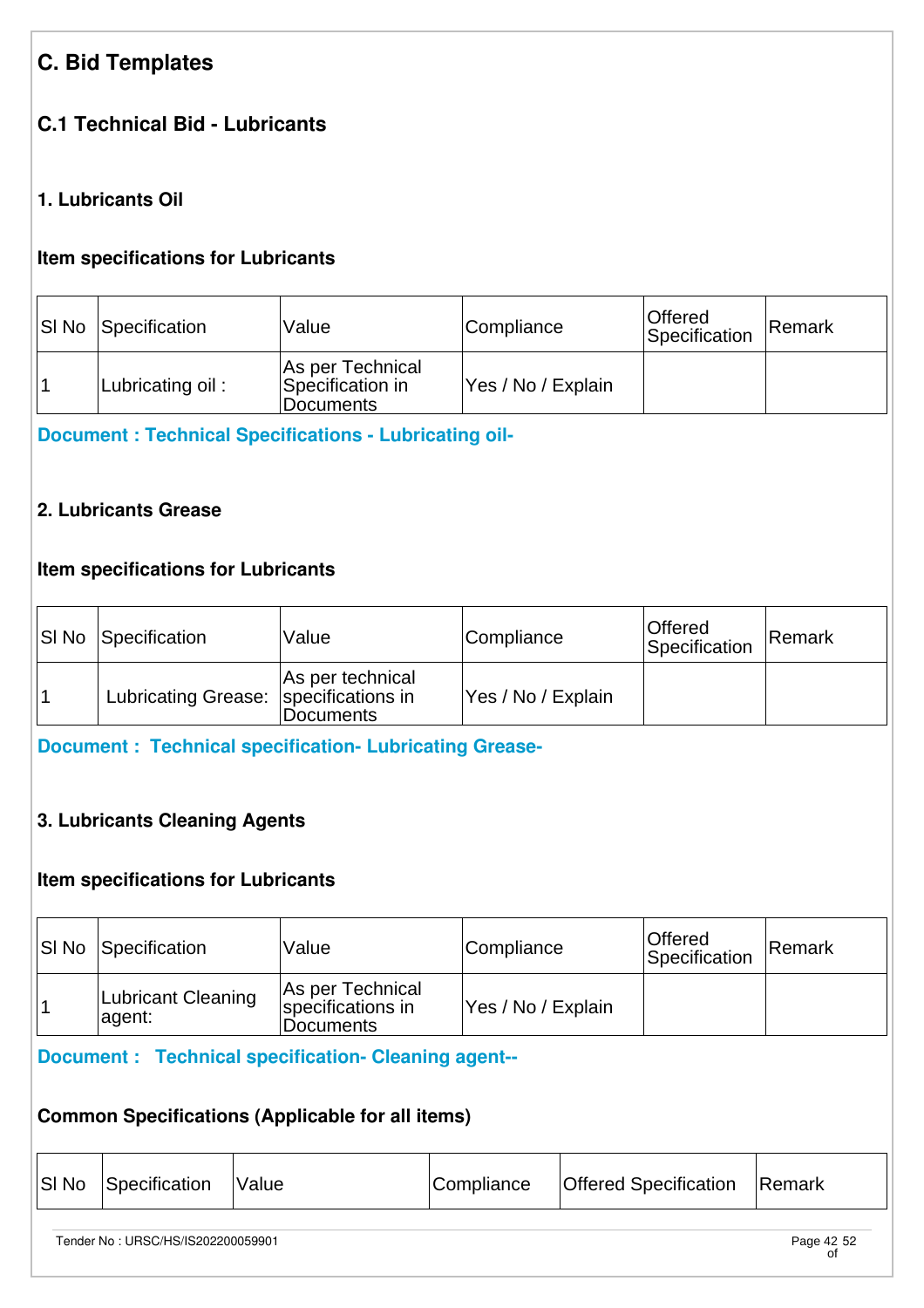# C. Bid Templates

## C.1 Technical Bid - Lubricants

### 1. Lubricants Oil

**Item specifications for Lubricants**

| Sl No | Specification | Value | Compliance | Offered Specification | Remark |
|---|---|---|---|---|---|
| 1 | Lubricating oil : | As per Technical Specification in Documents | Yes / No / Explain | | |

**Document : Technical Specifications - Lubricating oil-**

### 2. Lubricants Grease

**Item specifications for Lubricants**

| Sl No | Specification | Value | Compliance | Offered Specification | Remark |
|---|---|---|---|---|---|
| 1 | Lubricating Grease: | As per technical specifications in Documents | Yes / No / Explain | | |

**Document : Technical specification- Lubricating Grease-**

### 3. Lubricants Cleaning Agents

**Item specifications for Lubricants**

| Sl No | Specification | Value | Compliance | Offered Specification | Remark |
|---|---|---|---|---|---|
| 1 | Lubricant Cleaning agent: | As per Technical specifications in Documents | Yes / No / Explain | | |

**Document : Technical specification- Cleaning agent--**

**Common Specifications (Applicable for all items)**

| Sl No | Specification | Value | Compliance | Offered Specification | Remark |
|---|---|---|---|---|---|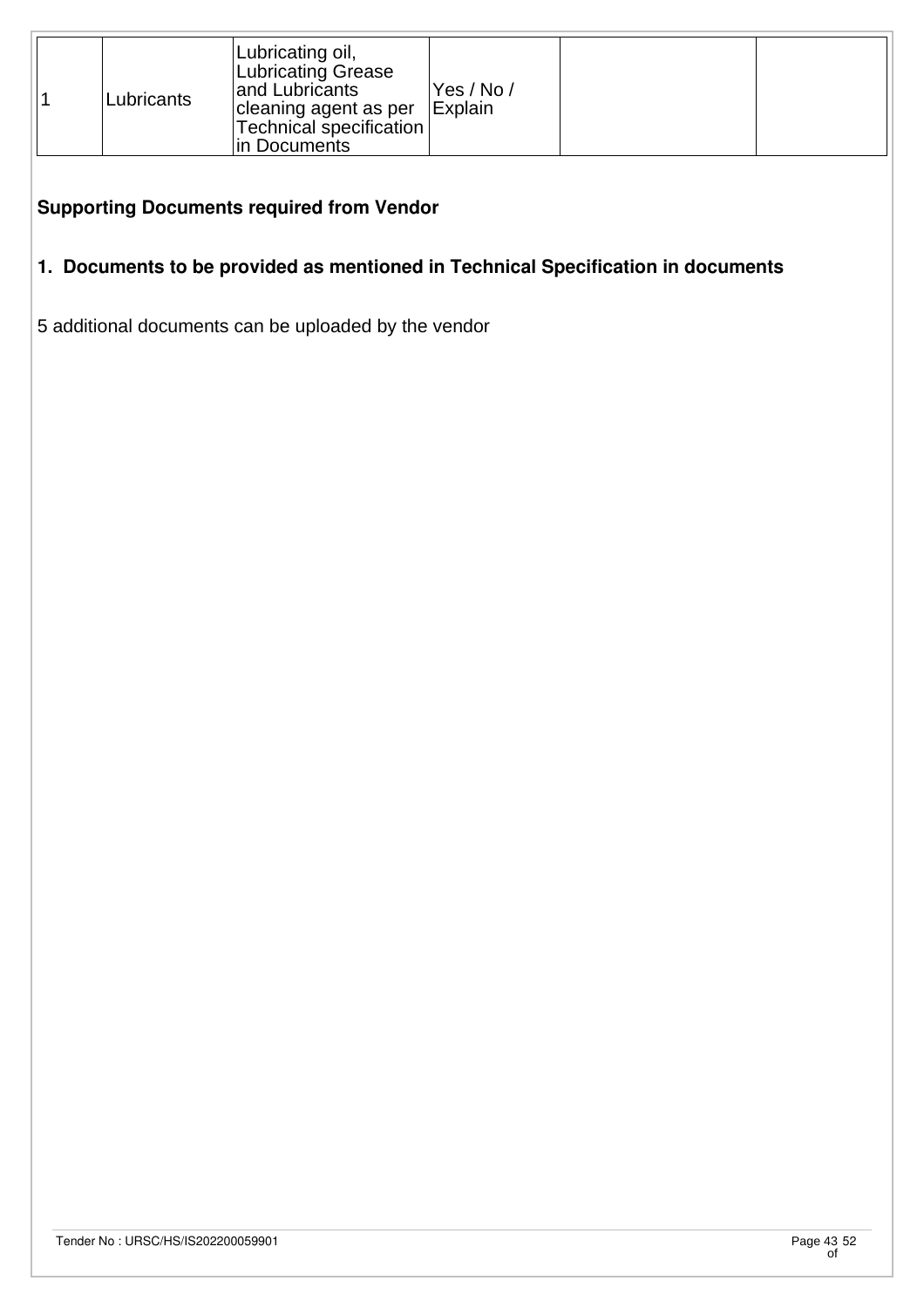| 1 | Lubricants | Lubricating oil, Lubricating Grease and Lubricants cleaning agent as per Technical specification in Documents | Yes / No / Explain | | |
|---|---|---|---|---|---|

## Supporting Documents required from Vendor

**1. Documents to be provided as mentioned in Technical Specification in documents**

5 additional documents can be uploaded by the vendor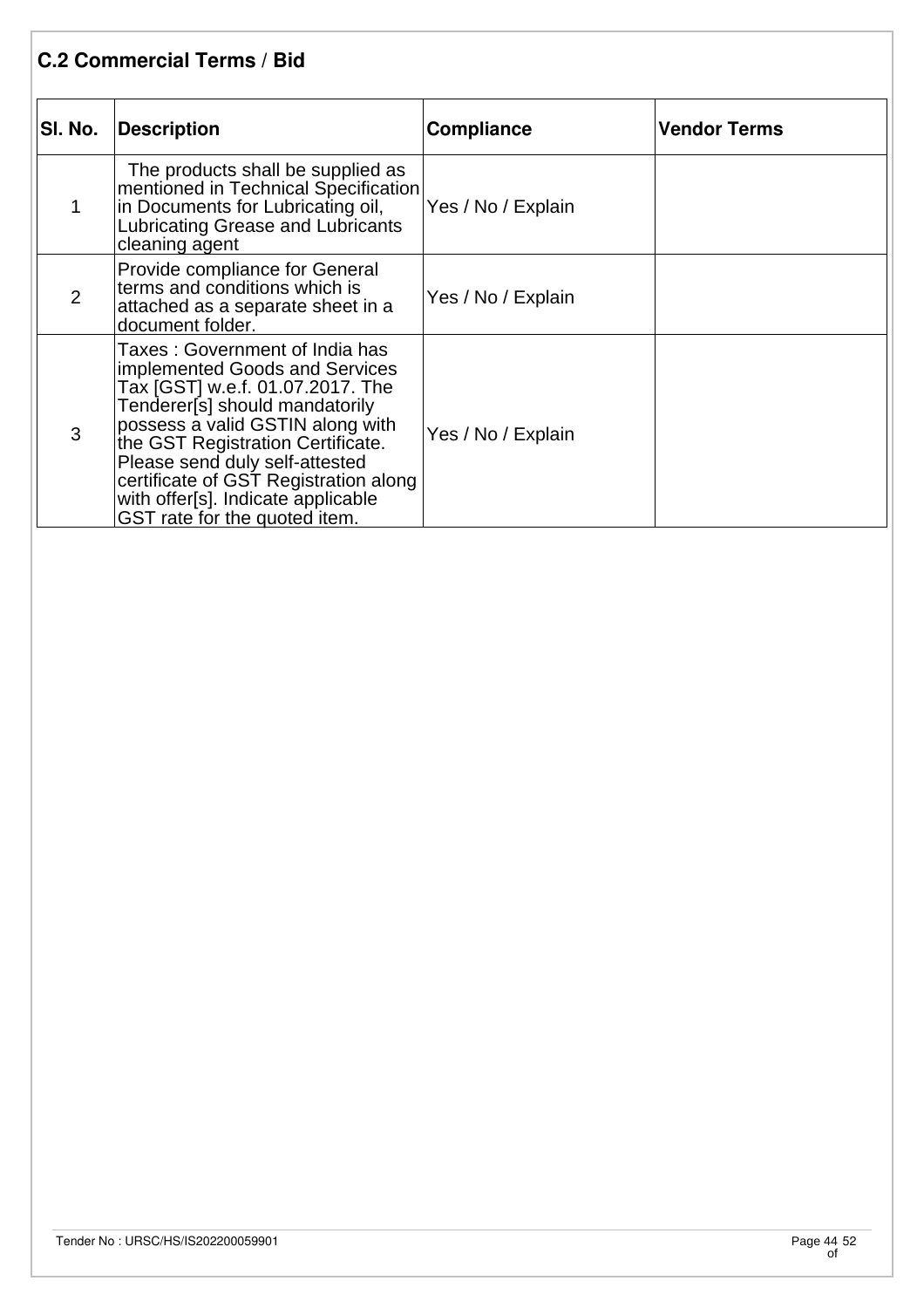## C.2 Commercial Terms / Bid

| Sl. No. | Description | Compliance | Vendor Terms |
|---|---|---|---|
| 1 | The products shall be supplied as mentioned in Technical Specification in Documents for Lubricating oil, Lubricating Grease and Lubricants cleaning agent | Yes / No / Explain | |
| 2 | Provide compliance for General terms and conditions which is attached as a separate sheet in a document folder. | Yes / No / Explain | |
| 3 | Taxes : Government of India has implemented Goods and Services Tax [GST] w.e.f. 01.07.2017. The Tenderer[s] should mandatorily possess a valid GSTIN along with the GST Registration Certificate. Please send duly self-attested certificate of GST Registration along with offer[s]. Indicate applicable GST rate for the quoted item. | Yes / No / Explain | |

Tender No : URSC/HS/IS202200059901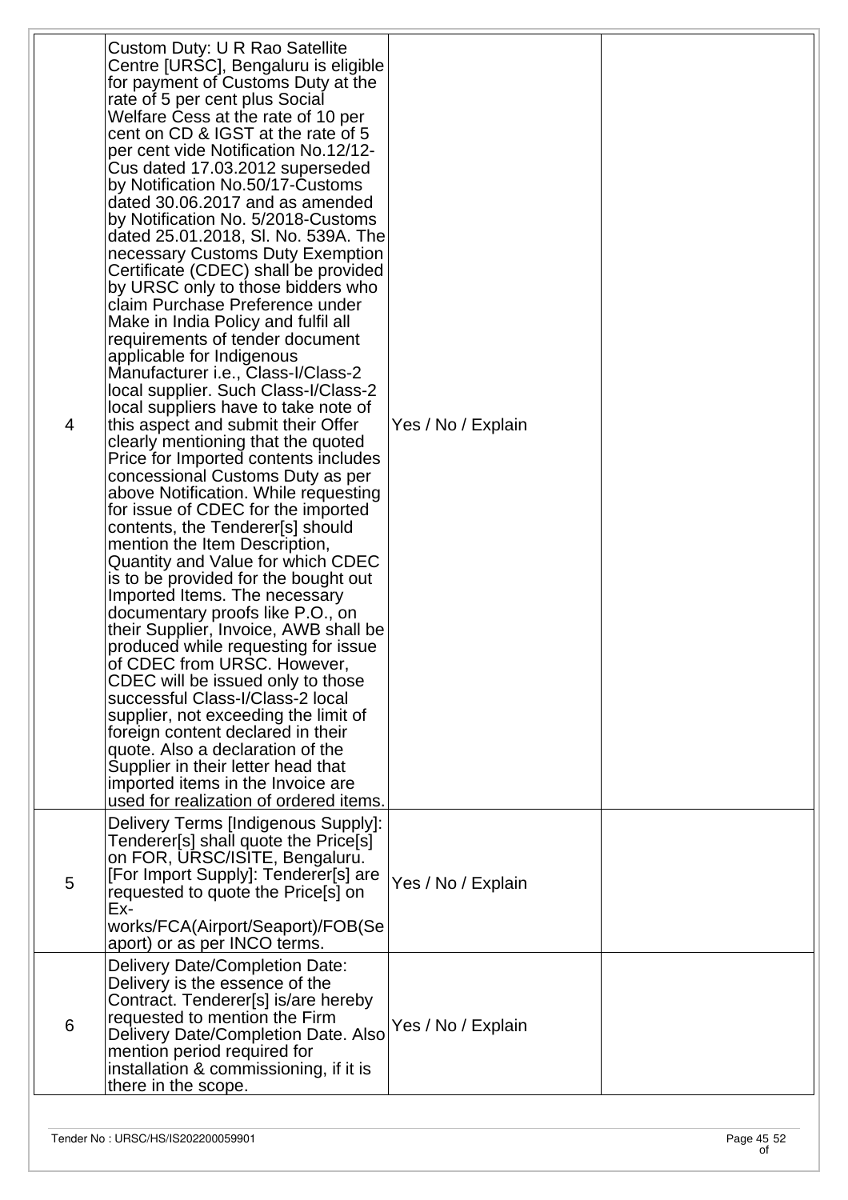| | | | |
|---|---|---|---|
| 4 | Custom Duty: U R Rao Satellite Centre [URSC], Bengaluru is eligible for payment of Customs Duty at the rate of 5 per cent plus Social Welfare Cess at the rate of 10 per cent on CD & IGST at the rate of 5 per cent vide Notification No.12/12-Cus dated 17.03.2012 superseded by Notification No.50/17-Customs dated 30.06.2017 and as amended by Notification No. 5/2018-Customs dated 25.01.2018, Sl. No. 539A. The necessary Customs Duty Exemption Certificate (CDEC) shall be provided by URSC only to those bidders who claim Purchase Preference under Make in India Policy and fulfil all requirements of tender document applicable for Indigenous Manufacturer i.e., Class-I/Class-2 local supplier. Such Class-I/Class-2 local suppliers have to take note of this aspect and submit their Offer clearly mentioning that the quoted Price for Imported contents includes concessional Customs Duty as per above Notification. While requesting for issue of CDEC for the imported contents, the Tenderer[s] should mention the Item Description, Quantity and Value for which CDEC is to be provided for the bought out Imported Items. The necessary documentary proofs like P.O., on their Supplier, Invoice, AWB shall be produced while requesting for issue of CDEC from URSC. However, CDEC will be issued only to those successful Class-I/Class-2 local supplier, not exceeding the limit of foreign content declared in their quote. Also a declaration of the Supplier in their letter head that imported items in the Invoice are used for realization of ordered items. | Yes / No / Explain | |
| 5 | Delivery Terms [Indigenous Supply]: Tenderer[s] shall quote the Price[s] on FOR, URSC/ISITE, Bengaluru. [For Import Supply]: Tenderer[s] are requested to quote the Price[s] on Ex-works/FCA(Airport/Seaport)/FOB(Seaport) or as per INCO terms. | Yes / No / Explain | |
| 6 | Delivery Date/Completion Date: Delivery is the essence of the Contract. Tenderer[s] is/are hereby requested to mention the Firm Delivery Date/Completion Date. Also mention period required for installation & commissioning, if it is there in the scope. | Yes / No / Explain | |

Tender No : URSC/HS/IS202200059901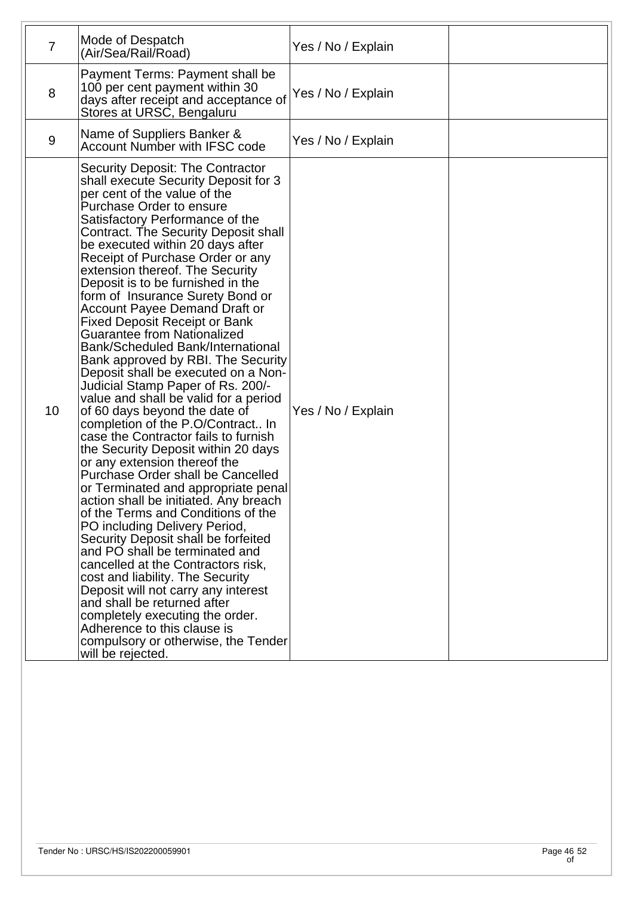| | | | |
|---|---|---|---|
| 7 | Mode of Despatch (Air/Sea/Rail/Road) | Yes / No / Explain | |
| 8 | Payment Terms: Payment shall be 100 per cent payment within 30 days after receipt and acceptance of Stores at URSC, Bengaluru | Yes / No / Explain | |
| 9 | Name of Suppliers Banker & Account Number with IFSC code | Yes / No / Explain | |
| 10 | Security Deposit: The Contractor shall execute Security Deposit for 3 per cent of the value of the Purchase Order to ensure Satisfactory Performance of the Contract. The Security Deposit shall be executed within 20 days after Receipt of Purchase Order or any extension thereof. The Security Deposit is to be furnished in the form of Insurance Surety Bond or Account Payee Demand Draft or Fixed Deposit Receipt or Bank Guarantee from Nationalized Bank/Scheduled Bank/International Bank approved by RBI. The Security Deposit shall be executed on a Non-Judicial Stamp Paper of Rs. 200/- value and shall be valid for a period of 60 days beyond the date of completion of the P.O/Contract.. In case the Contractor fails to furnish the Security Deposit within 20 days or any extension thereof the Purchase Order shall be Cancelled or Terminated and appropriate penal action shall be initiated. Any breach of the Terms and Conditions of the PO including Delivery Period, Security Deposit shall be forfeited and PO shall be terminated and cancelled at the Contractors risk, cost and liability. The Security Deposit will not carry any interest and shall be returned after completely executing the order. Adherence to this clause is compulsory or otherwise, the Tender will be rejected. | Yes / No / Explain | |

Tender No : URSC/HS/IS202200059901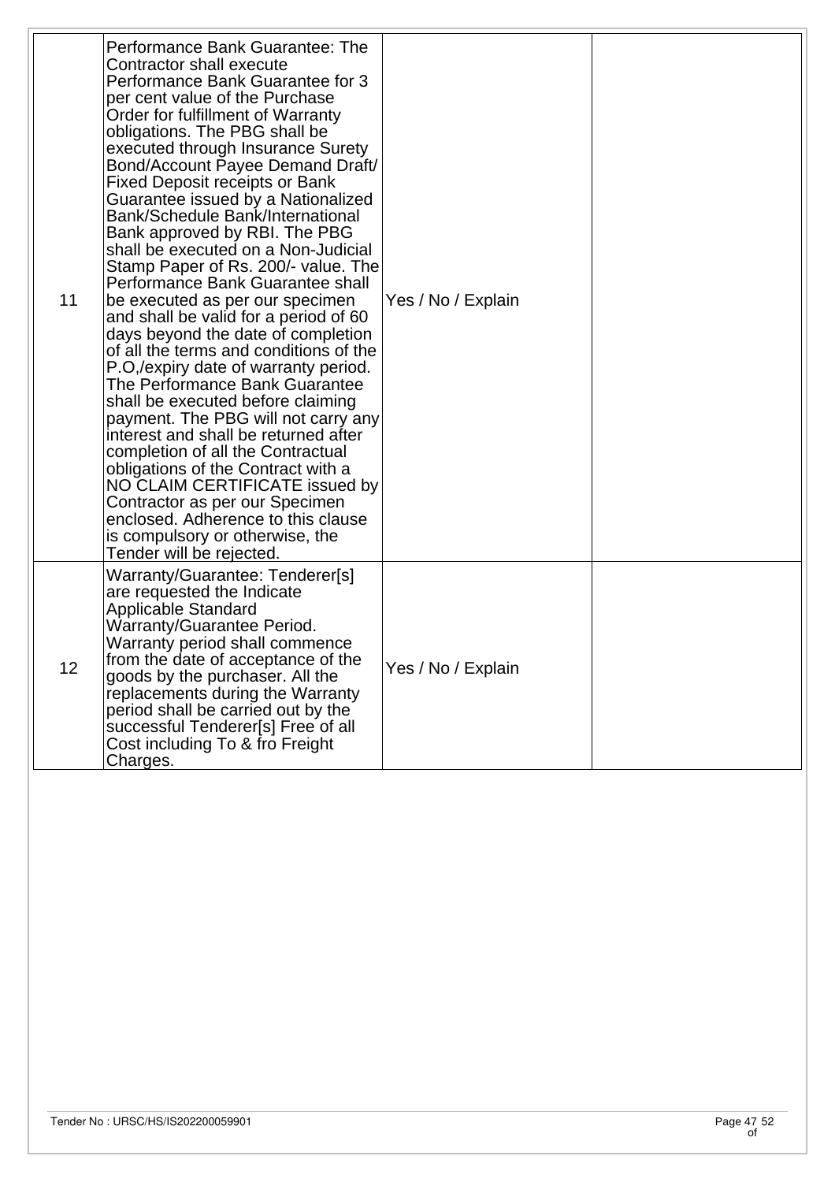| | | | |
|---|---|---|---|
| 11 | Performance Bank Guarantee: The Contractor shall execute Performance Bank Guarantee for 3 per cent value of the Purchase Order for fulfillment of Warranty obligations. The PBG shall be executed through Insurance Surety Bond/Account Payee Demand Draft/ Fixed Deposit receipts or Bank Guarantee issued by a Nationalized Bank/Schedule Bank/International Bank approved by RBI. The PBG shall be executed on a Non-Judicial Stamp Paper of Rs. 200/- value. The Performance Bank Guarantee shall be executed as per our specimen and shall be valid for a period of 60 days beyond the date of completion of all the terms and conditions of the P.O,/expiry date of warranty period. The Performance Bank Guarantee shall be executed before claiming payment. The PBG will not carry any interest and shall be returned after completion of all the Contractual obligations of the Contract with a NO CLAIM CERTIFICATE issued by Contractor as per our Specimen enclosed. Adherence to this clause is compulsory or otherwise, the Tender will be rejected. | Yes / No / Explain | |
| 12 | Warranty/Guarantee: Tenderer[s] are requested the Indicate Applicable Standard Warranty/Guarantee Period. Warranty period shall commence from the date of acceptance of the goods by the purchaser. All the replacements during the Warranty period shall be carried out by the successful Tenderer[s] Free of all Cost including To & fro Freight Charges. | Yes / No / Explain | |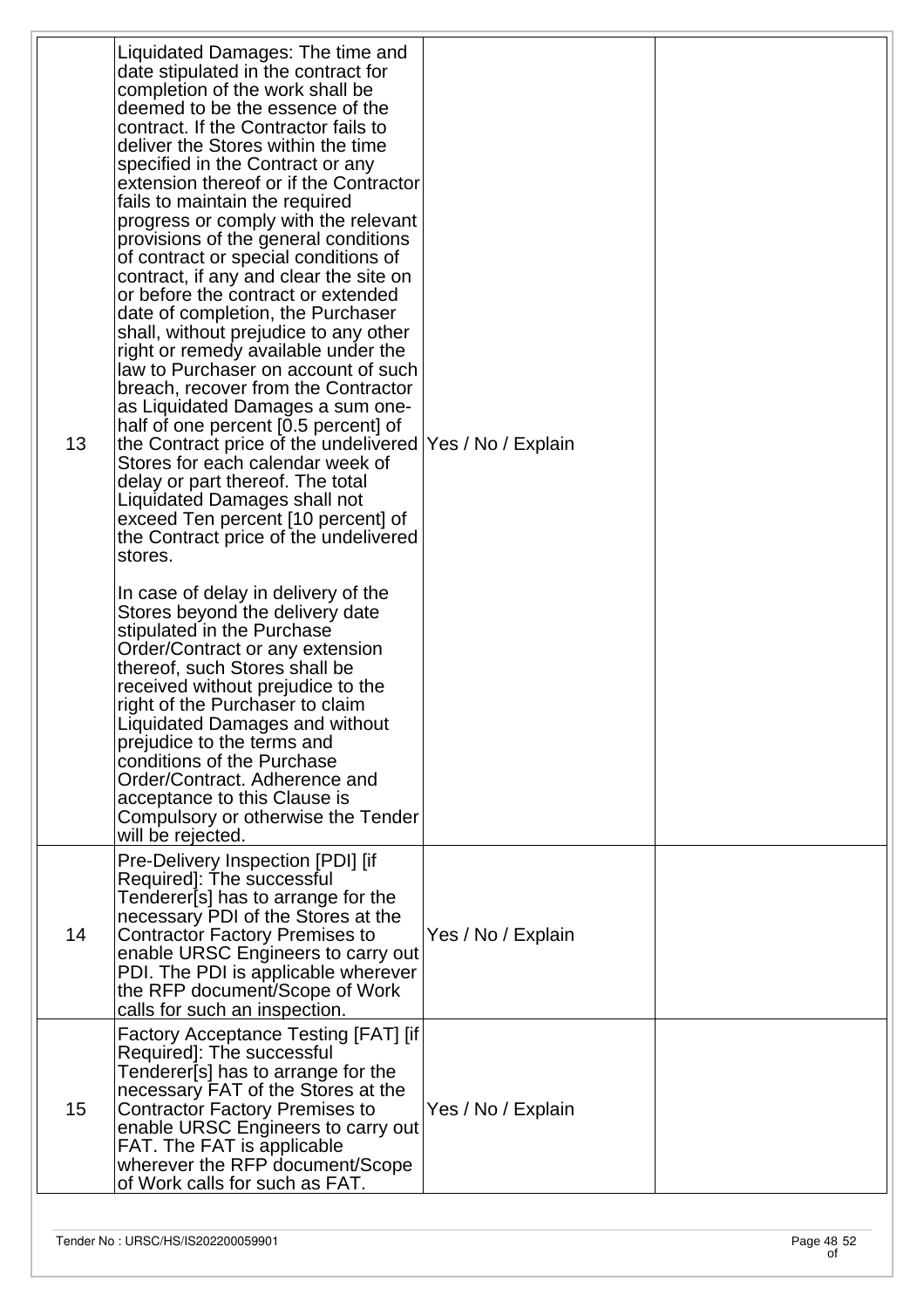| 13 | Liquidated Damages: The time and date stipulated in the contract for completion of the work shall be deemed to be the essence of the contract. If the Contractor fails to deliver the Stores within the time specified in the Contract or any extension thereof or if the Contractor fails to maintain the required progress or comply with the relevant provisions of the general conditions of contract or special conditions of contract, if any and clear the site on or before the contract or extended date of completion, the Purchaser shall, without prejudice to any other right or remedy available under the law to Purchaser on account of such breach, recover from the Contractor as Liquidated Damages a sum one-half of one percent [0.5 percent] of the Contract price of the undelivered Stores for each calendar week of delay or part thereof. The total Liquidated Damages shall not exceed Ten percent [10 percent] of the Contract price of the undelivered stores.<br><br>In case of delay in delivery of the Stores beyond the delivery date stipulated in the Purchase Order/Contract or any extension thereof, such Stores shall be received without prejudice to the right of the Purchaser to claim Liquidated Damages and without prejudice to the terms and conditions of the Purchase Order/Contract. Adherence and acceptance to this Clause is Compulsory or otherwise the Tender will be rejected. | Yes / No / Explain | |
|---|---|---|---|
| 14 | Pre-Delivery Inspection [PDI] [if Required]: The successful Tenderer[s] has to arrange for the necessary PDI of the Stores at the Contractor Factory Premises to enable URSC Engineers to carry out PDI. The PDI is applicable wherever the RFP document/Scope of Work calls for such an inspection. | Yes / No / Explain | |
| 15 | Factory Acceptance Testing [FAT] [if Required]: The successful Tenderer[s] has to arrange for the necessary FAT of the Stores at the Contractor Factory Premises to enable URSC Engineers to carry out FAT. The FAT is applicable wherever the RFP document/Scope of Work calls for such as FAT. | Yes / No / Explain | |

Tender No : URSC/HS/IS202200059901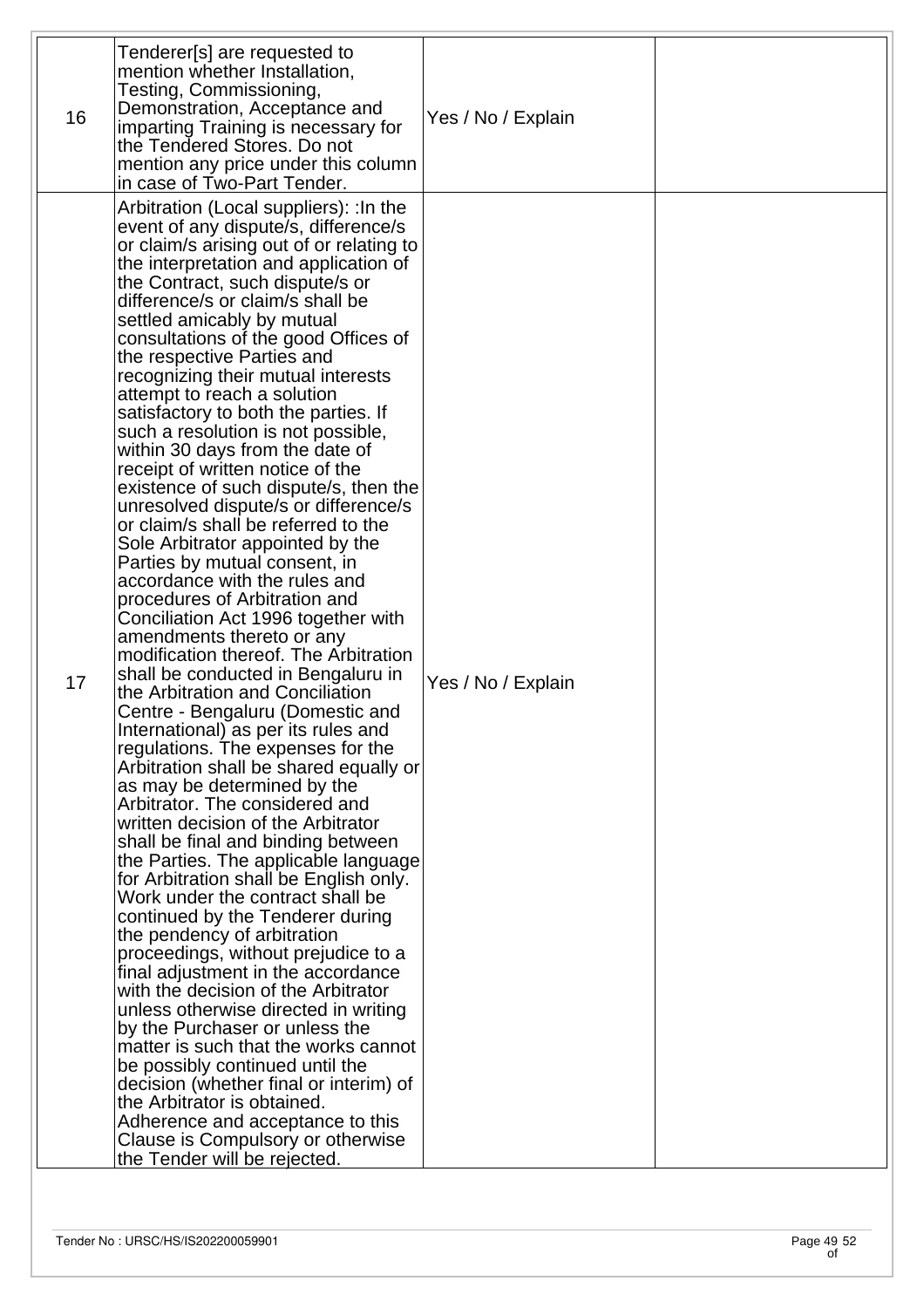| | | | |
|---|---|---|---|
| 16 | Tenderer[s] are requested to mention whether Installation, Testing, Commissioning, Demonstration, Acceptance and imparting Training is necessary for the Tendered Stores. Do not mention any price under this column in case of Two-Part Tender. | Yes / No / Explain | |
| 17 | Arbitration (Local suppliers): :In the event of any dispute/s, difference/s or claim/s arising out of or relating to the interpretation and application of the Contract, such dispute/s or difference/s or claim/s shall be settled amicably by mutual consultations of the good Offices of the respective Parties and recognizing their mutual interests attempt to reach a solution satisfactory to both the parties. If such a resolution is not possible, within 30 days from the date of receipt of written notice of the existence of such dispute/s, then the unresolved dispute/s or difference/s or claim/s shall be referred to the Sole Arbitrator appointed by the Parties by mutual consent, in accordance with the rules and procedures of Arbitration and Conciliation Act 1996 together with amendments thereto or any modification thereof. The Arbitration shall be conducted in Bengaluru in the Arbitration and Conciliation Centre - Bengaluru (Domestic and International) as per its rules and regulations. The expenses for the Arbitration shall be shared equally or as may be determined by the Arbitrator. The considered and written decision of the Arbitrator shall be final and binding between the Parties. The applicable language for Arbitration shall be English only. Work under the contract shall be continued by the Tenderer during the pendency of arbitration proceedings, without prejudice to a final adjustment in the accordance with the decision of the Arbitrator unless otherwise directed in writing by the Purchaser or unless the matter is such that the works cannot be possibly continued until the decision (whether final or interim) of the Arbitrator is obtained. Adherence and acceptance to this Clause is Compulsory or otherwise the Tender will be rejected. | Yes / No / Explain | |

Tender No : URSC/HS/IS202200059901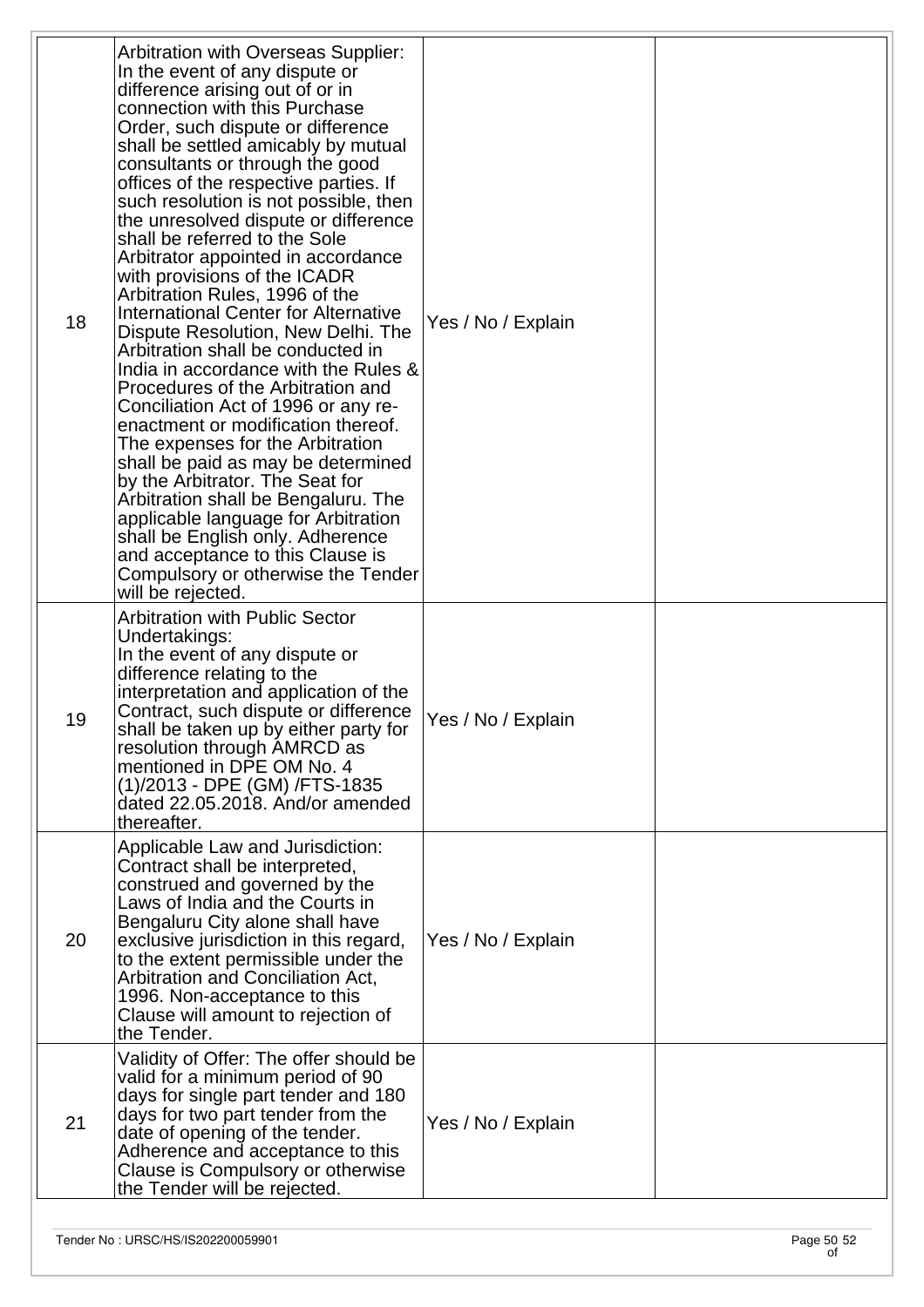| 18 | Arbitration with Overseas Supplier: In the event of any dispute or difference arising out of or in connection with this Purchase Order, such dispute or difference shall be settled amicably by mutual consultants or through the good offices of the respective parties. If such resolution is not possible, then the unresolved dispute or difference shall be referred to the Sole Arbitrator appointed in accordance with provisions of the ICADR Arbitration Rules, 1996 of the International Center for Alternative Dispute Resolution, New Delhi. The Arbitration shall be conducted in India in accordance with the Rules & Procedures of the Arbitration and Conciliation Act of 1996 or any re-enactment or modification thereof. The expenses for the Arbitration shall be paid as may be determined by the Arbitrator. The Seat for Arbitration shall be Bengaluru. The applicable language for Arbitration shall be English only. Adherence and acceptance to this Clause is Compulsory or otherwise the Tender will be rejected. | Yes / No / Explain | |
|---|---|---|---|
| 19 | Arbitration with Public Sector Undertakings: In the event of any dispute or difference relating to the interpretation and application of the Contract, such dispute or difference shall be taken up by either party for resolution through AMRCD as mentioned in DPE OM No. 4 (1)/2013 - DPE (GM) /FTS-1835 dated 22.05.2018. And/or amended thereafter. | Yes / No / Explain | |
| 20 | Applicable Law and Jurisdiction: Contract shall be interpreted, construed and governed by the Laws of India and the Courts in Bengaluru City alone shall have exclusive jurisdiction in this regard, to the extent permissible under the Arbitration and Conciliation Act, 1996. Non-acceptance to this Clause will amount to rejection of the Tender. | Yes / No / Explain | |
| 21 | Validity of Offer: The offer should be valid for a minimum period of 90 days for single part tender and 180 days for two part tender from the date of opening of the tender. Adherence and acceptance to this Clause is Compulsory or otherwise the Tender will be rejected. | Yes / No / Explain | |

Tender No : URSC/HS/IS202200059901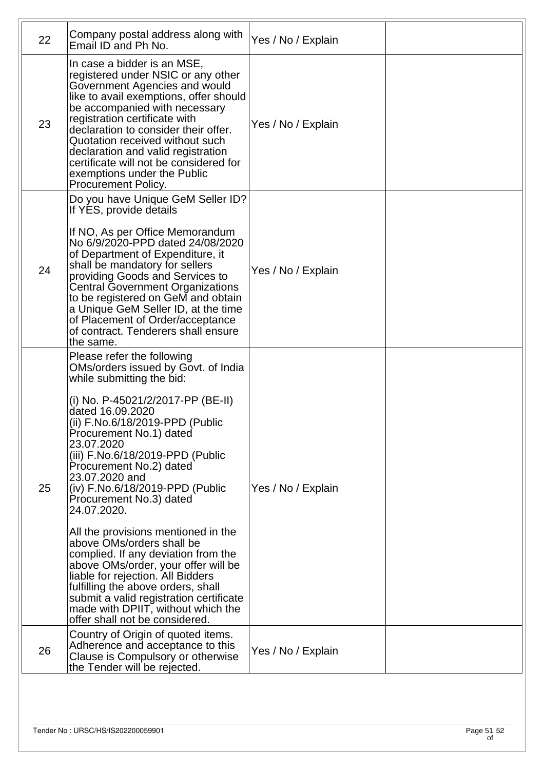| 22 | Company postal address along with Email ID and Ph No. | Yes / No / Explain | |
|---|---|---|---|
| 23 | In case a bidder is an MSE, registered under NSIC or any other Government Agencies and would like to avail exemptions, offer should be accompanied with necessary registration certificate with declaration to consider their offer. Quotation received without such declaration and valid registration certificate will not be considered for exemptions under the Public Procurement Policy. | Yes / No / Explain | |
| 24 | Do you have Unique GeM Seller ID? If YES, provide details<br><br>If NO, As per Office Memorandum No 6/9/2020-PPD dated 24/08/2020 of Department of Expenditure, it shall be mandatory for sellers providing Goods and Services to Central Government Organizations to be registered on GeM and obtain a Unique GeM Seller ID, at the time of Placement of Order/acceptance of contract. Tenderers shall ensure the same. | Yes / No / Explain | |
| 25 | Please refer the following OMs/orders issued by Govt. of India while submitting the bid:<br><br>(i) No. P-45021/2/2017-PP (BE-II) dated 16.09.2020<br>(ii) F.No.6/18/2019-PPD (Public Procurement No.1) dated 23.07.2020<br>(iii) F.No.6/18/2019-PPD (Public Procurement No.2) dated 23.07.2020 and<br>(iv) F.No.6/18/2019-PPD (Public Procurement No.3) dated 24.07.2020.<br><br>All the provisions mentioned in the above OMs/orders shall be complied. If any deviation from the above OMs/order, your offer will be liable for rejection. All Bidders fulfilling the above orders, shall submit a valid registration certificate made with DPIIT, without which the offer shall not be considered. | Yes / No / Explain | |
| 26 | Country of Origin of quoted items. Adherence and acceptance to this Clause is Compulsory or otherwise the Tender will be rejected. | Yes / No / Explain | |

Tender No : URSC/HS/IS202200059901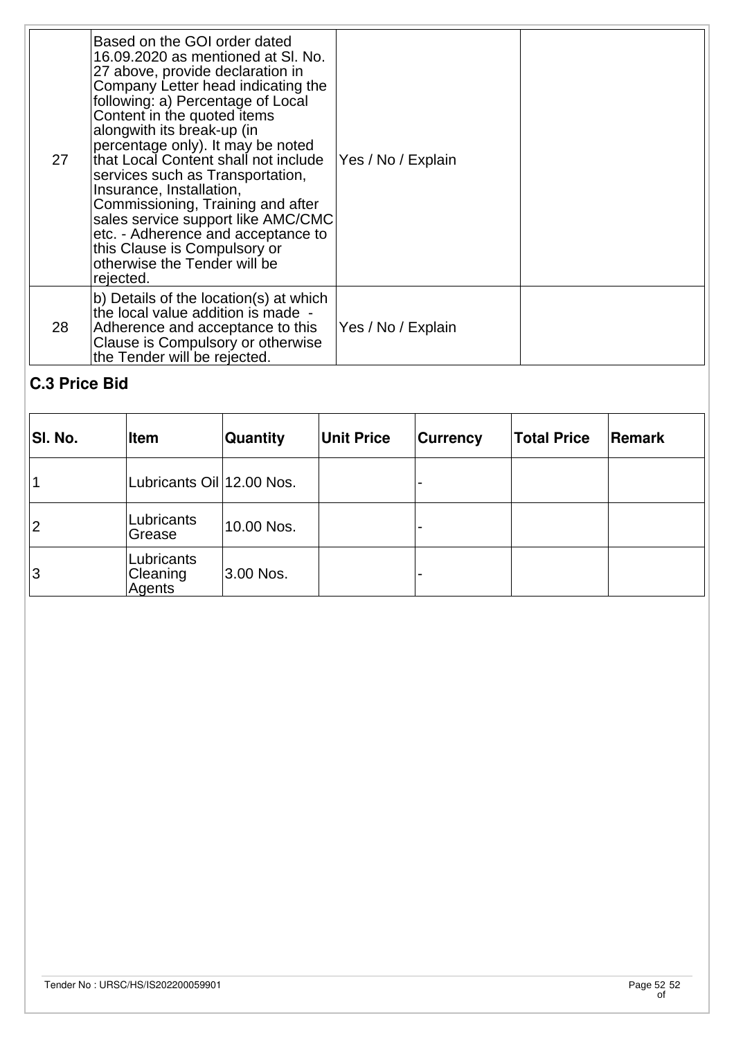| | | | |
|---|---|---|---|
| 27 | Based on the GOI order dated 16.09.2020 as mentioned at Sl. No. 27 above, provide declaration in Company Letter head indicating the following: a) Percentage of Local Content in the quoted items alongwith its break-up (in percentage only). It may be noted that Local Content shall not include services such as Transportation, Insurance, Installation, Commissioning, Training and after sales service support like AMC/CMC etc. - Adherence and acceptance to this Clause is Compulsory or otherwise the Tender will be rejected. | Yes / No / Explain | |
| 28 | b) Details of the location(s) at which the local value addition is made - Adherence and acceptance to this Clause is Compulsory or otherwise the Tender will be rejected. | Yes / No / Explain | |

## C.3 Price Bid

| Sl. No. | Item | Quantity | Unit Price | Currency | Total Price | Remark |
|---|---|---|---|---|---|---|
| 1 | Lubricants Oil | 12.00 Nos. | | - | | |
| 2 | Lubricants Grease | 10.00 Nos. | | - | | |
| 3 | Lubricants Cleaning Agents | 3.00 Nos. | | - | | |